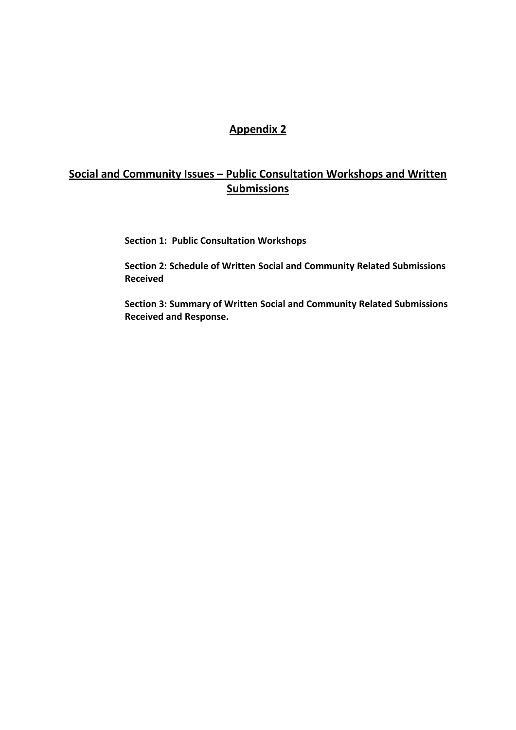# Appendix 2

## Social and Community Issues – Public Consultation Workshops and Written Submissions

**Section 1: Public Consultation Workshops**

**Section 2: Schedule of Written Social and Community Related Submissions Received**

**Section 3: Summary of Written Social and Community Related Submissions Received and Response.**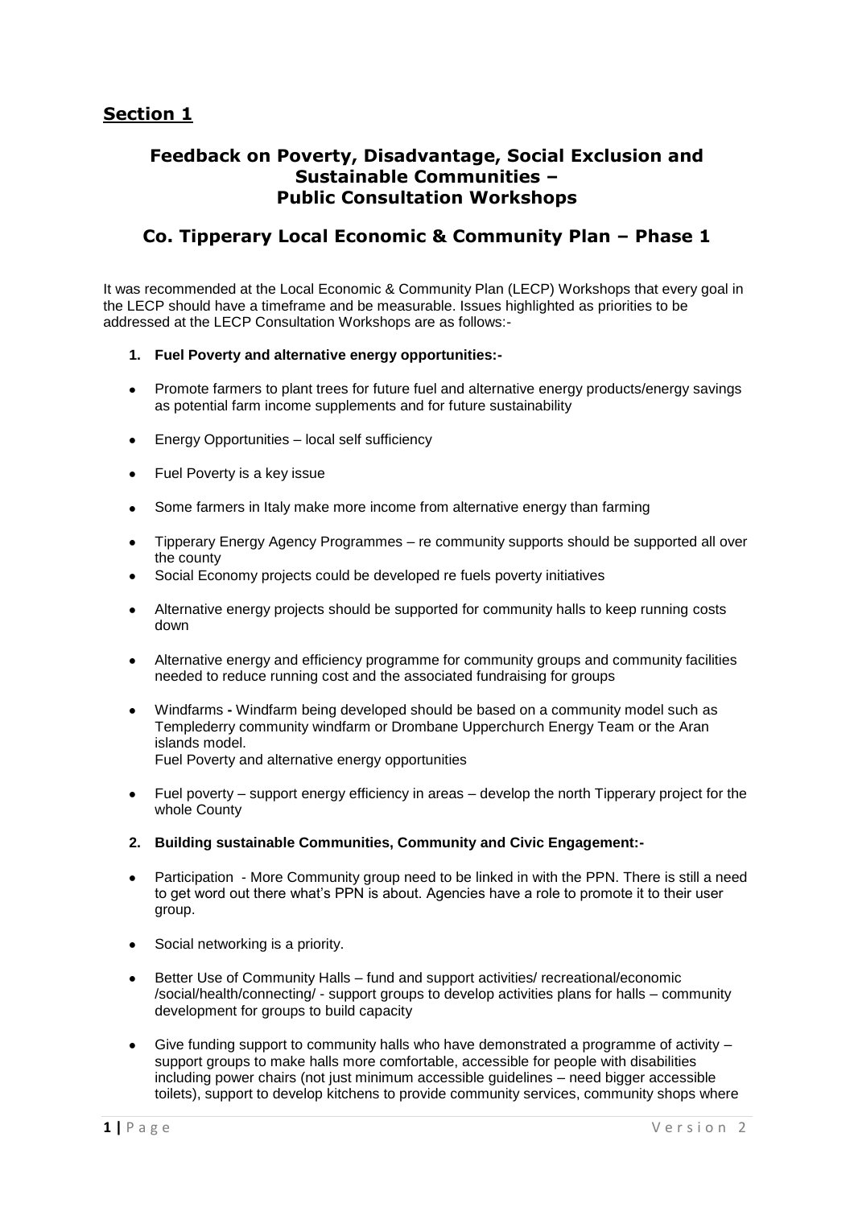## Section 1

## Feedback on Poverty, Disadvantage, Social Exclusion and Sustainable Communities – Public Consultation Workshops

## Co. Tipperary Local Economic & Community Plan – Phase 1

It was recommended at the Local Economic & Community Plan (LECP) Workshops that every goal in the LECP should have a timeframe and be measurable. Issues highlighted as priorities to be addressed at the LECP Consultation Workshops are as follows:-

1. **Fuel Poverty and alternative energy opportunities:-**

- Promote farmers to plant trees for future fuel and alternative energy products/energy savings as potential farm income supplements and for future sustainability
- Energy Opportunities – local self sufficiency
- Fuel Poverty is a key issue
- Some farmers in Italy make more income from alternative energy than farming
- Tipperary Energy Agency Programmes – re community supports should be supported all over the county
- Social Economy projects could be developed re fuels poverty initiatives
- Alternative energy projects should be supported for community halls to keep running costs down
- Alternative energy and efficiency programme for community groups and community facilities needed to reduce running cost and the associated fundraising for groups
- Windfarms **-** Windfarm being developed should be based on a community model such as Templederry community windfarm or Drombane Upperchurch Energy Team or the Aran islands model.
  Fuel Poverty and alternative energy opportunities
- Fuel poverty – support energy efficiency in areas – develop the north Tipperary project for the whole County

2. **Building sustainable Communities, Community and Civic Engagement:-**

- Participation - More Community group need to be linked in with the PPN. There is still a need to get word out there what's PPN is about. Agencies have a role to promote it to their user group.
- Social networking is a priority.
- Better Use of Community Halls – fund and support activities/ recreational/economic /social/health/connecting/ - support groups to develop activities plans for halls – community development for groups to build capacity
- Give funding support to community halls who have demonstrated a programme of activity – support groups to make halls more comfortable, accessible for people with disabilities including power chairs (not just minimum accessible guidelines – need bigger accessible toilets), support to develop kitchens to provide community services, community shops where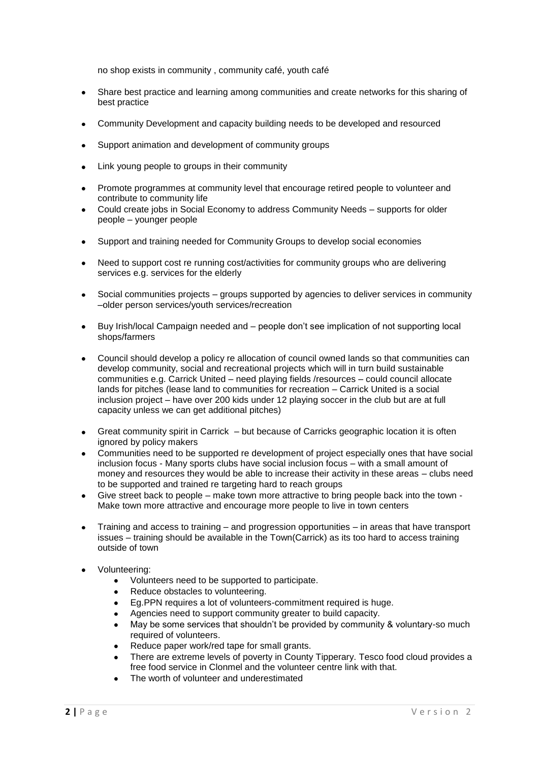no shop exists in community , community café, youth café

- Share best practice and learning among communities and create networks for this sharing of best practice
- Community Development and capacity building needs to be developed and resourced
- Support animation and development of community groups
- Link young people to groups in their community
- Promote programmes at community level that encourage retired people to volunteer and contribute to community life
- Could create jobs in Social Economy to address Community Needs – supports for older people – younger people
- Support and training needed for Community Groups to develop social economies
- Need to support cost re running cost/activities for community groups who are delivering services e.g. services for the elderly
- Social communities projects – groups supported by agencies to deliver services in community –older person services/youth services/recreation
- Buy Irish/local Campaign needed and – people don't see implication of not supporting local shops/farmers
- Council should develop a policy re allocation of council owned lands so that communities can develop community, social and recreational projects which will in turn build sustainable communities e.g. Carrick United – need playing fields /resources – could council allocate lands for pitches (lease land to communities for recreation – Carrick United is a social inclusion project – have over 200 kids under 12 playing soccer in the club but are at full capacity unless we can get additional pitches)
- Great community spirit in Carrick – but because of Carricks geographic location it is often ignored by policy makers
- Communities need to be supported re development of project especially ones that have social inclusion focus - Many sports clubs have social inclusion focus – with a small amount of money and resources they would be able to increase their activity in these areas – clubs need to be supported and trained re targeting hard to reach groups
- Give street back to people – make town more attractive to bring people back into the town - Make town more attractive and encourage more people to live in town centers
- Training and access to training – and progression opportunities – in areas that have transport issues – training should be available in the Town(Carrick) as its too hard to access training outside of town
- Volunteering:
  - Volunteers need to be supported to participate.
  - Reduce obstacles to volunteering.
  - Eg.PPN requires a lot of volunteers-commitment required is huge.
  - Agencies need to support community greater to build capacity.
  - May be some services that shouldn't be provided by community & voluntary-so much required of volunteers.
  - Reduce paper work/red tape for small grants.
  - There are extreme levels of poverty in County Tipperary. Tesco food cloud provides a free food service in Clonmel and the volunteer centre link with that.
  - The worth of volunteer and underestimated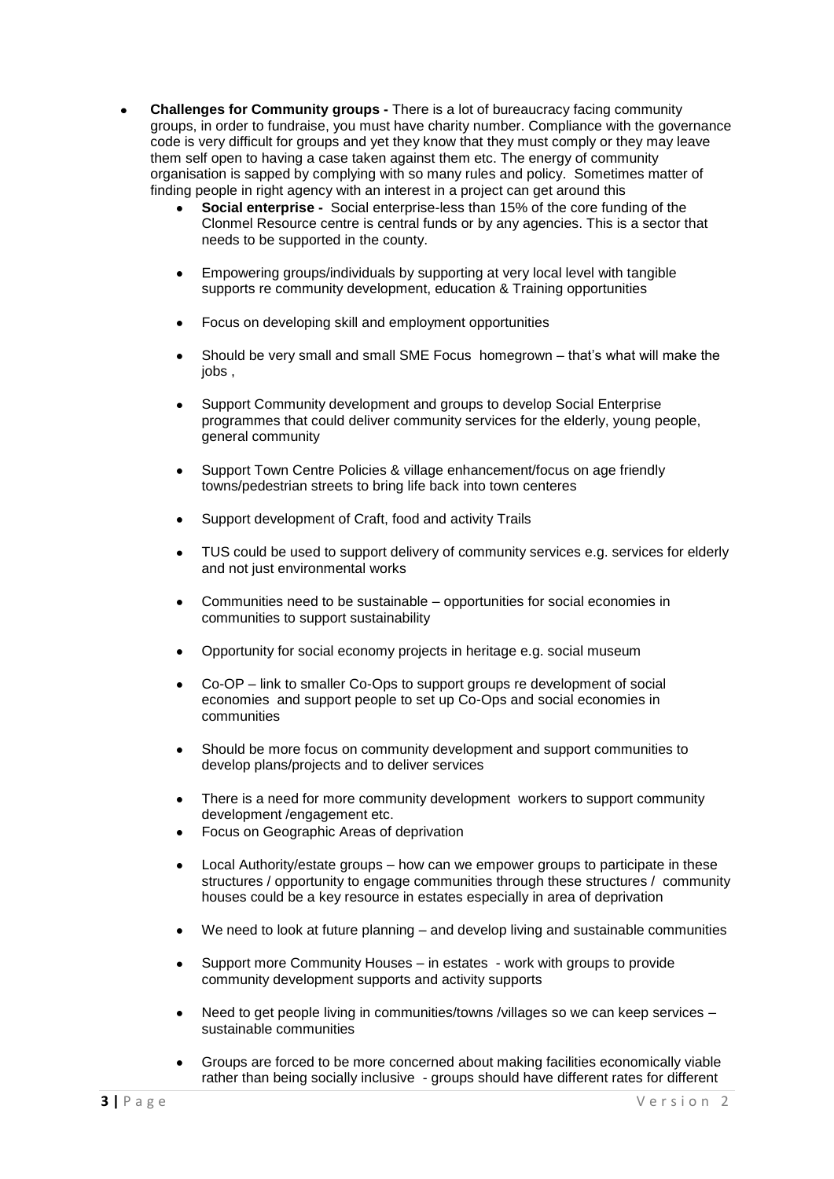- **Challenges for Community groups -** There is a lot of bureaucracy facing community groups, in order to fundraise, you must have charity number. Compliance with the governance code is very difficult for groups and yet they know that they must comply or they may leave them self open to having a case taken against them etc. The energy of community organisation is sapped by complying with so many rules and policy. Sometimes matter of finding people in right agency with an interest in a project can get around this
  - **Social enterprise -** Social enterprise-less than 15% of the core funding of the Clonmel Resource centre is central funds or by any agencies. This is a sector that needs to be supported in the county.
  - Empowering groups/individuals by supporting at very local level with tangible supports re community development, education & Training opportunities
  - Focus on developing skill and employment opportunities
  - Should be very small and small SME Focus homegrown – that's what will make the jobs ,
  - Support Community development and groups to develop Social Enterprise programmes that could deliver community services for the elderly, young people, general community
  - Support Town Centre Policies & village enhancement/focus on age friendly towns/pedestrian streets to bring life back into town centeres
  - Support development of Craft, food and activity Trails
  - TUS could be used to support delivery of community services e.g. services for elderly and not just environmental works
  - Communities need to be sustainable – opportunities for social economies in communities to support sustainability
  - Opportunity for social economy projects in heritage e.g. social museum
  - Co-OP – link to smaller Co-Ops to support groups re development of social economies and support people to set up Co-Ops and social economies in communities
  - Should be more focus on community development and support communities to develop plans/projects and to deliver services
  - There is a need for more community development workers to support community development /engagement etc.
  - Focus on Geographic Areas of deprivation
  - Local Authority/estate groups – how can we empower groups to participate in these structures / opportunity to engage communities through these structures / community houses could be a key resource in estates especially in area of deprivation
  - We need to look at future planning – and develop living and sustainable communities
  - Support more Community Houses – in estates - work with groups to provide community development supports and activity supports
  - Need to get people living in communities/towns /villages so we can keep services – sustainable communities
  - Groups are forced to be more concerned about making facilities economically viable rather than being socially inclusive - groups should have different rates for different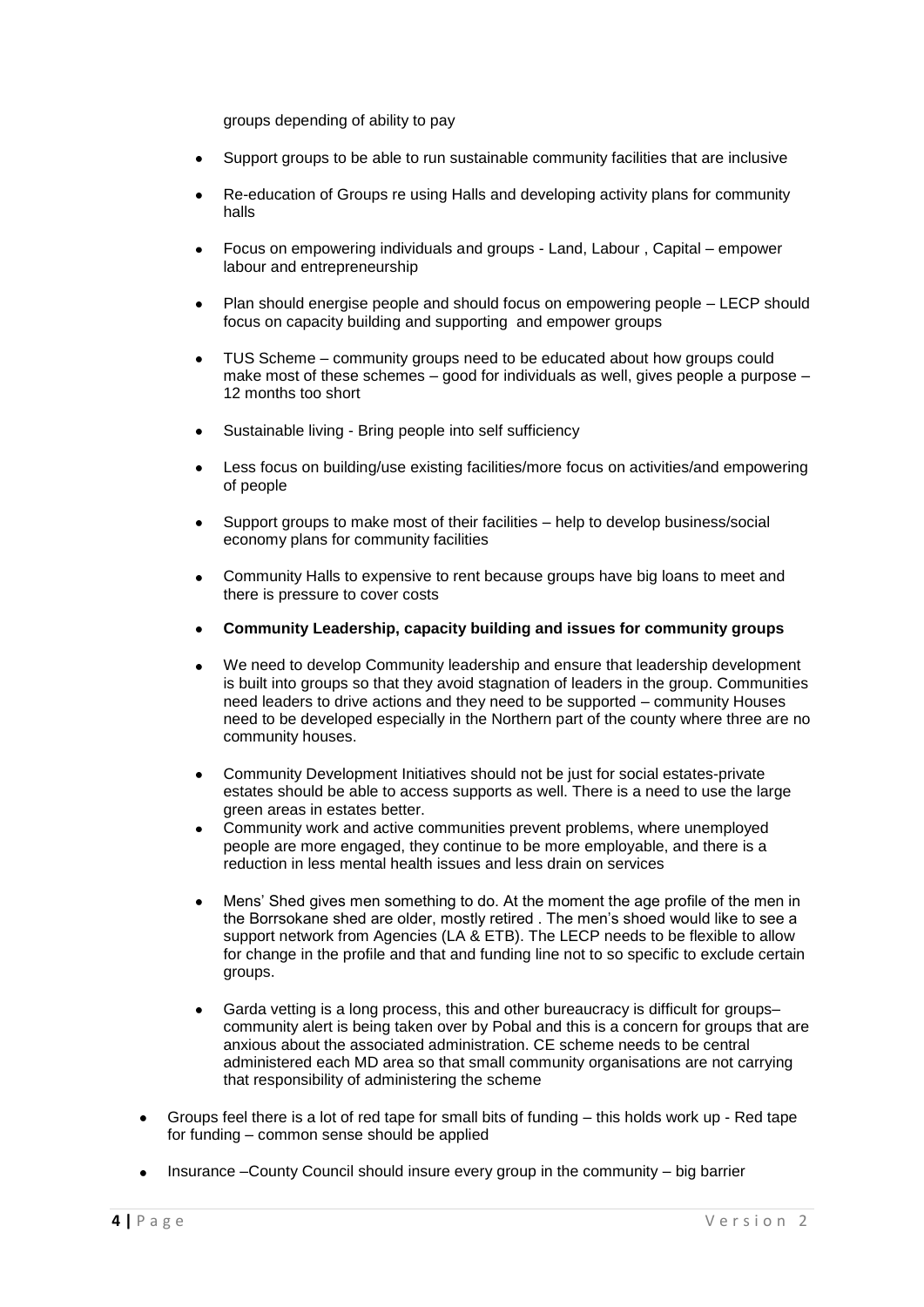groups depending of ability to pay

- Support groups to be able to run sustainable community facilities that are inclusive
- Re-education of Groups re using Halls and developing activity plans for community halls
- Focus on empowering individuals and groups - Land, Labour , Capital – empower labour and entrepreneurship
- Plan should energise people and should focus on empowering people – LECP should focus on capacity building and supporting and empower groups
- TUS Scheme – community groups need to be educated about how groups could make most of these schemes – good for individuals as well, gives people a purpose – 12 months too short
- Sustainable living - Bring people into self sufficiency
- Less focus on building/use existing facilities/more focus on activities/and empowering of people
- Support groups to make most of their facilities – help to develop business/social economy plans for community facilities
- Community Halls to expensive to rent because groups have big loans to meet and there is pressure to cover costs
- **Community Leadership, capacity building and issues for community groups**
- We need to develop Community leadership and ensure that leadership development is built into groups so that they avoid stagnation of leaders in the group. Communities need leaders to drive actions and they need to be supported – community Houses need to be developed especially in the Northern part of the county where three are no community houses.
- Community Development Initiatives should not be just for social estates-private estates should be able to access supports as well. There is a need to use the large green areas in estates better.
- Community work and active communities prevent problems, where unemployed people are more engaged, they continue to be more employable, and there is a reduction in less mental health issues and less drain on services
- Mens' Shed gives men something to do. At the moment the age profile of the men in the Borrsokane shed are older, mostly retired . The men's shoed would like to see a support network from Agencies (LA & ETB). The LECP needs to be flexible to allow for change in the profile and that and funding line not to so specific to exclude certain groups.
- Garda vetting is a long process, this and other bureaucracy is difficult for groups– community alert is being taken over by Pobal and this is a concern for groups that are anxious about the associated administration. CE scheme needs to be central administered each MD area so that small community organisations are not carrying that responsibility of administering the scheme

- Groups feel there is a lot of red tape for small bits of funding – this holds work up - Red tape for funding – common sense should be applied
- Insurance –County Council should insure every group in the community – big barrier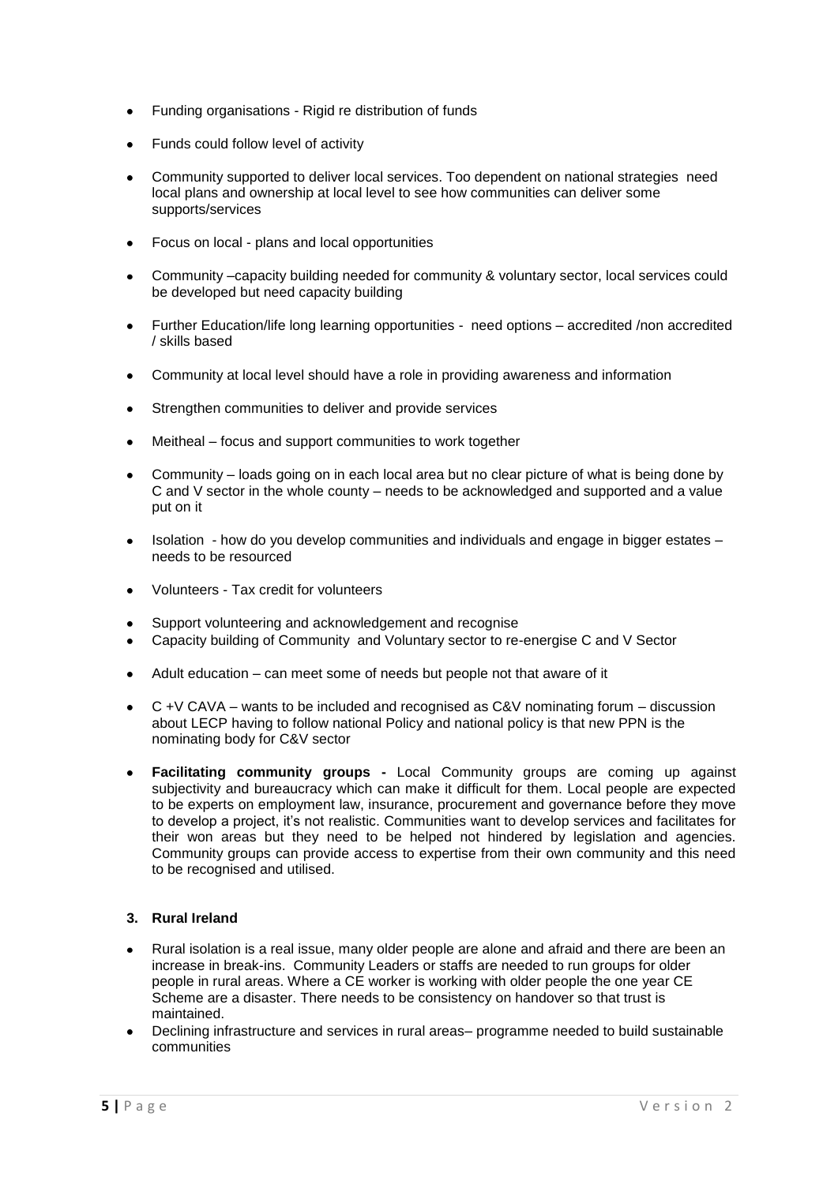- Funding organisations - Rigid re distribution of funds
- Funds could follow level of activity
- Community supported to deliver local services. Too dependent on national strategies need local plans and ownership at local level to see how communities can deliver some supports/services
- Focus on local - plans and local opportunities
- Community –capacity building needed for community & voluntary sector, local services could be developed but need capacity building
- Further Education/life long learning opportunities - need options – accredited /non accredited / skills based
- Community at local level should have a role in providing awareness and information
- Strengthen communities to deliver and provide services
- Meitheal – focus and support communities to work together
- Community – loads going on in each local area but no clear picture of what is being done by C and V sector in the whole county – needs to be acknowledged and supported and a value put on it
- Isolation - how do you develop communities and individuals and engage in bigger estates – needs to be resourced
- Volunteers - Tax credit for volunteers
- Support volunteering and acknowledgement and recognise
- Capacity building of Community and Voluntary sector to re-energise C and V Sector
- Adult education – can meet some of needs but people not that aware of it
- C +V CAVA – wants to be included and recognised as C&V nominating forum – discussion about LECP having to follow national Policy and national policy is that new PPN is the nominating body for C&V sector
- **Facilitating community groups -** Local Community groups are coming up against subjectivity and bureaucracy which can make it difficult for them. Local people are expected to be experts on employment law, insurance, procurement and governance before they move to develop a project, it's not realistic. Communities want to develop services and facilitates for their won areas but they need to be helped not hindered by legislation and agencies. Community groups can provide access to expertise from their own community and this need to be recognised and utilised.

### 3. Rural Ireland

- Rural isolation is a real issue, many older people are alone and afraid and there are been an increase in break-ins. Community Leaders or staffs are needed to run groups for older people in rural areas. Where a CE worker is working with older people the one year CE Scheme are a disaster. There needs to be consistency on handover so that trust is maintained.
- Declining infrastructure and services in rural areas– programme needed to build sustainable communities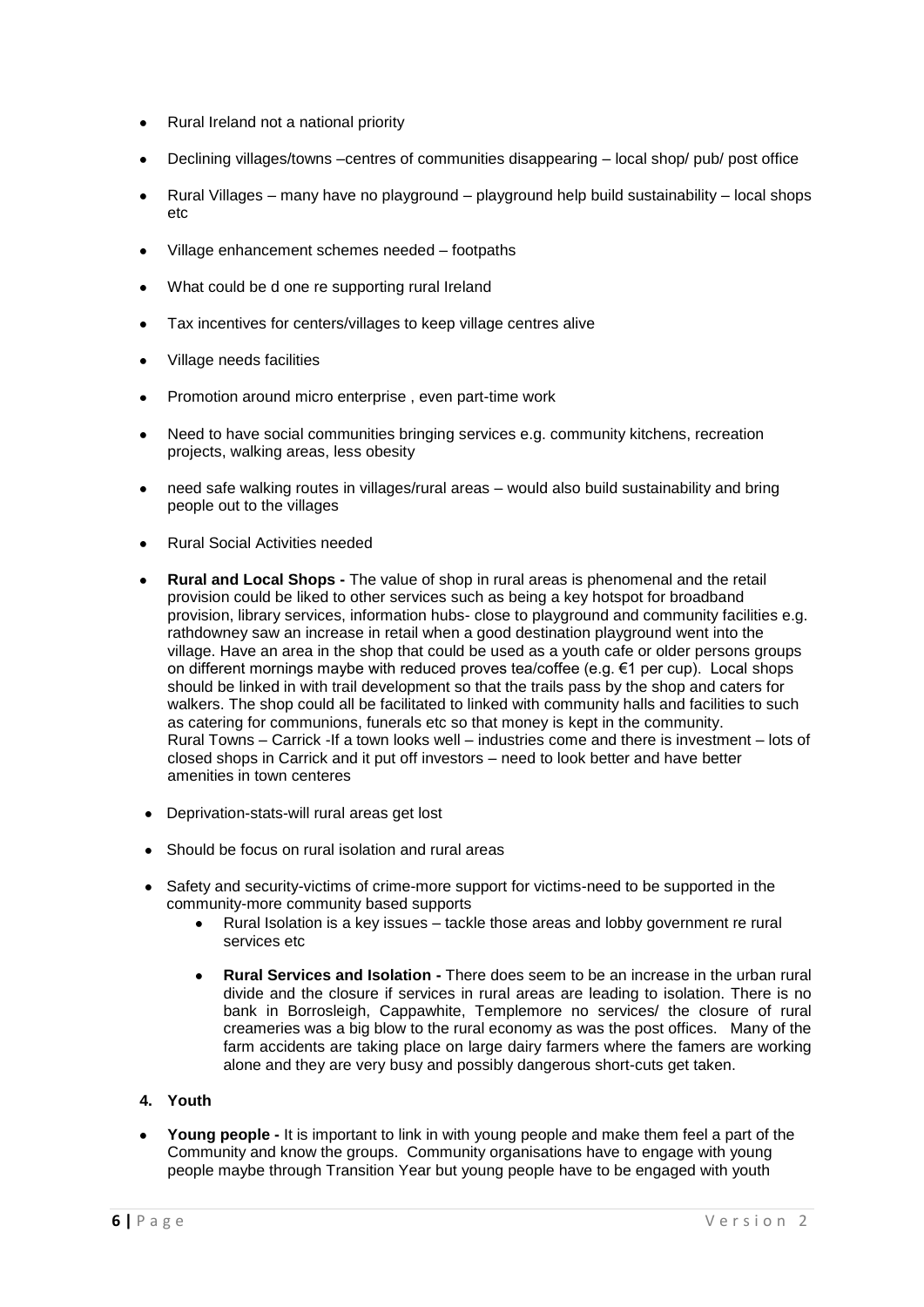- Rural Ireland not a national priority
- Declining villages/towns –centres of communities disappearing – local shop/ pub/ post office
- Rural Villages – many have no playground – playground help build sustainability – local shops etc
- Village enhancement schemes needed – footpaths
- What could be d one re supporting rural Ireland
- Tax incentives for centers/villages to keep village centres alive
- Village needs facilities
- Promotion around micro enterprise , even part-time work
- Need to have social communities bringing services e.g. community kitchens, recreation projects, walking areas, less obesity
- need safe walking routes in villages/rural areas – would also build sustainability and bring people out to the villages
- Rural Social Activities needed
- **Rural and Local Shops -** The value of shop in rural areas is phenomenal and the retail provision could be liked to other services such as being a key hotspot for broadband provision, library services, information hubs- close to playground and community facilities e.g. rathdowney saw an increase in retail when a good destination playground went into the village. Have an area in the shop that could be used as a youth cafe or older persons groups on different mornings maybe with reduced proves tea/coffee (e.g. €1 per cup). Local shops should be linked in with trail development so that the trails pass by the shop and caters for walkers. The shop could all be facilitated to linked with community halls and facilities to such as catering for communions, funerals etc so that money is kept in the community.
  Rural Towns – Carrick -If a town looks well – industries come and there is investment – lots of closed shops in Carrick and it put off investors – need to look better and have better amenities in town centeres
- Deprivation-stats-will rural areas get lost
- Should be focus on rural isolation and rural areas
- Safety and security-victims of crime-more support for victims-need to be supported in the community-more community based supports
  - Rural Isolation is a key issues – tackle those areas and lobby government re rural services etc
  - **Rural Services and Isolation -** There does seem to be an increase in the urban rural divide and the closure if services in rural areas are leading to isolation. There is no bank in Borrosleigh, Cappawhite, Templemore no services/ the closure of rural creameries was a big blow to the rural economy as was the post offices. Many of the farm accidents are taking place on large dairy farmers where the famers are working alone and they are very busy and possibly dangerous short-cuts get taken.

**4. Youth**

- **Young people -** It is important to link in with young people and make them feel a part of the Community and know the groups. Community organisations have to engage with young people maybe through Transition Year but young people have to be engaged with youth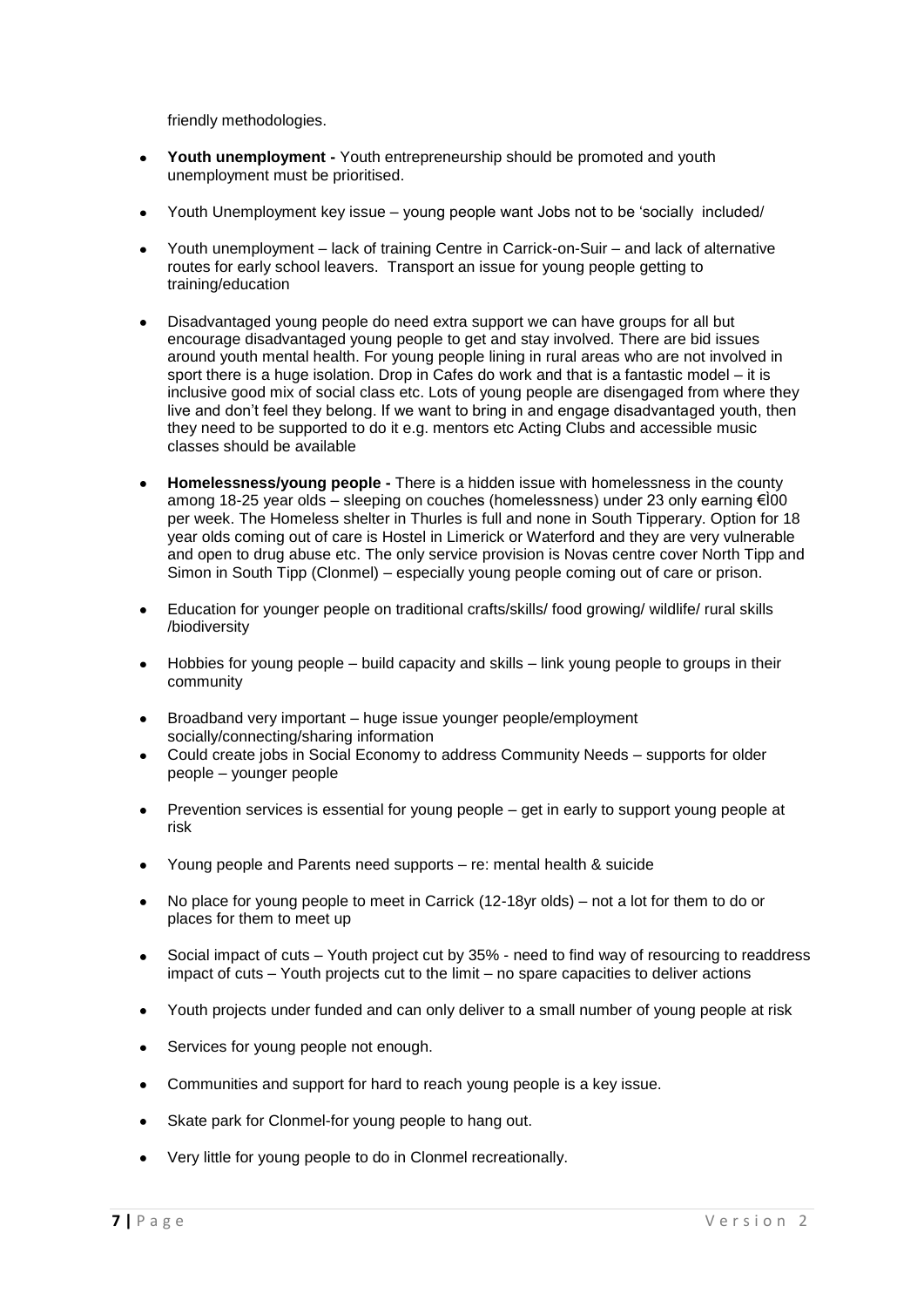friendly methodologies.

- **Youth unemployment -** Youth entrepreneurship should be promoted and youth unemployment must be prioritised.
- Youth Unemployment key issue – young people want Jobs not to be 'socially included/
- Youth unemployment – lack of training Centre in Carrick-on-Suir – and lack of alternative routes for early school leavers. Transport an issue for young people getting to training/education
- Disadvantaged young people do need extra support we can have groups for all but encourage disadvantaged young people to get and stay involved. There are bid issues around youth mental health. For young people lining in rural areas who are not involved in sport there is a huge isolation. Drop in Cafes do work and that is a fantastic model – it is inclusive good mix of social class etc. Lots of young people are disengaged from where they live and don't feel they belong. If we want to bring in and engage disadvantaged youth, then they need to be supported to do it e.g. mentors etc Acting Clubs and accessible music classes should be available
- **Homelessness/young people -** There is a hidden issue with homelessness in the county among 18-25 year olds – sleeping on couches (homelessness) under 23 only earning €100 per week. The Homeless shelter in Thurles is full and none in South Tipperary. Option for 18 year olds coming out of care is Hostel in Limerick or Waterford and they are very vulnerable and open to drug abuse etc. The only service provision is Novas centre cover North Tipp and Simon in South Tipp (Clonmel) – especially young people coming out of care or prison.
- Education for younger people on traditional crafts/skills/ food growing/ wildlife/ rural skills /biodiversity
- Hobbies for young people – build capacity and skills – link young people to groups in their community
- Broadband very important – huge issue younger people/employment socially/connecting/sharing information
- Could create jobs in Social Economy to address Community Needs – supports for older people – younger people
- Prevention services is essential for young people – get in early to support young people at risk
- Young people and Parents need supports – re: mental health & suicide
- No place for young people to meet in Carrick (12-18yr olds) – not a lot for them to do or places for them to meet up
- Social impact of cuts – Youth project cut by 35% - need to find way of resourcing to readdress impact of cuts – Youth projects cut to the limit – no spare capacities to deliver actions
- Youth projects under funded and can only deliver to a small number of young people at risk
- Services for young people not enough.
- Communities and support for hard to reach young people is a key issue.
- Skate park for Clonmel-for young people to hang out.
- Very little for young people to do in Clonmel recreationally.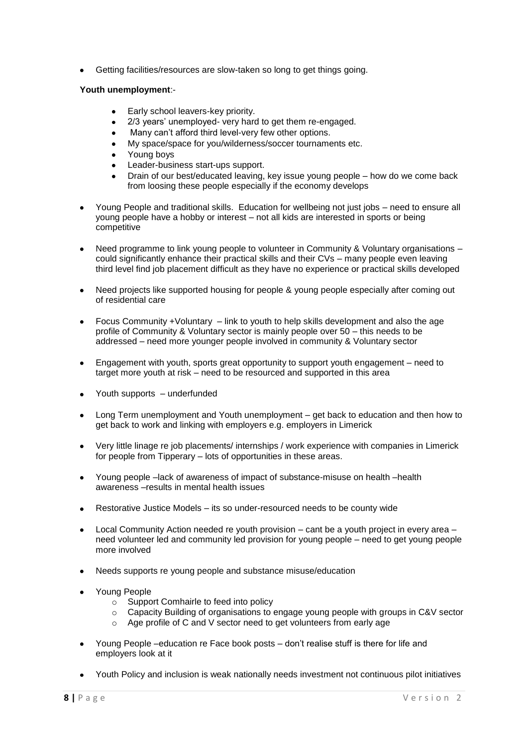- Getting facilities/resources are slow-taken so long to get things going.

**Youth unemployment**:-

- Early school leavers-key priority.
- 2/3 years' unemployed- very hard to get them re-engaged.
- Many can't afford third level-very few other options.
- My space/space for you/wilderness/soccer tournaments etc.
- Young boys
- Leader-business start-ups support.
- Drain of our best/educated leaving, key issue young people – how do we come back from loosing these people especially if the economy develops

- Young People and traditional skills. Education for wellbeing not just jobs – need to ensure all young people have a hobby or interest – not all kids are interested in sports or being competitive

- Need programme to link young people to volunteer in Community & Voluntary organisations – could significantly enhance their practical skills and their CVs – many people even leaving third level find job placement difficult as they have no experience or practical skills developed

- Need projects like supported housing for people & young people especially after coming out of residential care

- Focus Community +Voluntary – link to youth to help skills development and also the age profile of Community & Voluntary sector is mainly people over 50 – this needs to be addressed – need more younger people involved in community & Voluntary sector

- Engagement with youth, sports great opportunity to support youth engagement – need to target more youth at risk – need to be resourced and supported in this area

- Youth supports – underfunded

- Long Term unemployment and Youth unemployment – get back to education and then how to get back to work and linking with employers e.g. employers in Limerick

- Very little linage re job placements/ internships / work experience with companies in Limerick for people from Tipperary – lots of opportunities in these areas.

- Young people –lack of awareness of impact of substance-misuse on health –health awareness –results in mental health issues

- Restorative Justice Models – its so under-resourced needs to be county wide

- Local Community Action needed re youth provision – cant be a youth project in every area – need volunteer led and community led provision for young people – need to get young people more involved

- Needs supports re young people and substance misuse/education

- Young People
  - Support Comhairle to feed into policy
  - Capacity Building of organisations to engage young people with groups in C&V sector
  - Age profile of C and V sector need to get volunteers from early age

- Young People –education re Face book posts – don't realise stuff is there for life and employers look at it

- Youth Policy and inclusion is weak nationally needs investment not continuous pilot initiatives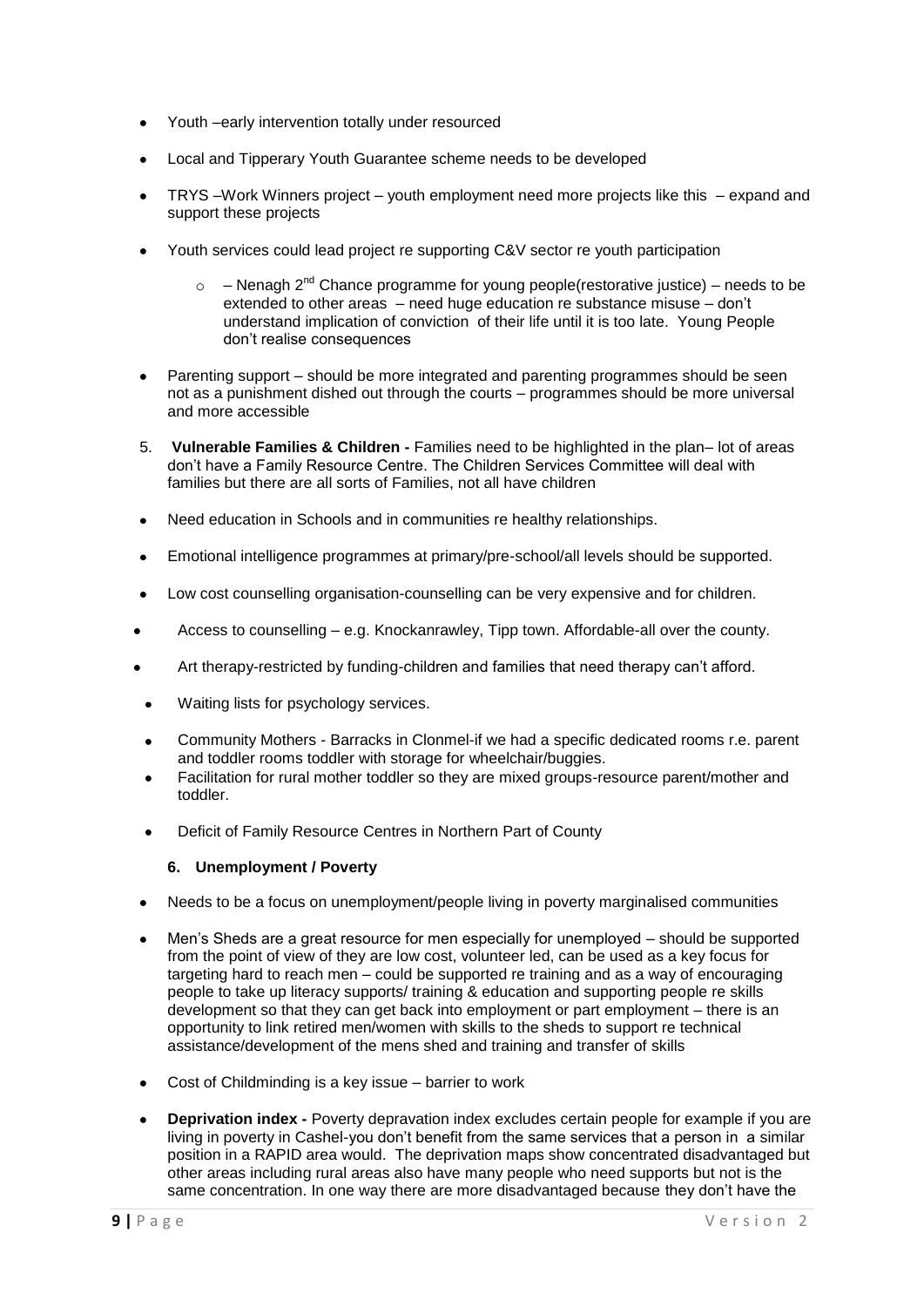- Youth –early intervention totally under resourced
- Local and Tipperary Youth Guarantee scheme needs to be developed
- TRYS –Work Winners project – youth employment need more projects like this – expand and support these projects
- Youth services could lead project re supporting C&V sector re youth participation
    - – Nenagh 2nd Chance programme for young people(restorative justice) – needs to be extended to other areas – need huge education re substance misuse – don't understand implication of conviction of their life until it is too late. Young People don't realise consequences
- Parenting support – should be more integrated and parenting programmes should be seen not as a punishment dished out through the courts – programmes should be more universal and more accessible

5. **Vulnerable Families & Children -** Families need to be highlighted in the plan– lot of areas don't have a Family Resource Centre. The Children Services Committee will deal with families but there are all sorts of Families, not all have children

- Need education in Schools and in communities re healthy relationships.
- Emotional intelligence programmes at primary/pre-school/all levels should be supported.
- Low cost counselling organisation-counselling can be very expensive and for children.
- Access to counselling – e.g. Knockanrawley, Tipp town. Affordable-all over the county.
- Art therapy-restricted by funding-children and families that need therapy can't afford.
- Waiting lists for psychology services.
- Community Mothers - Barracks in Clonmel-if we had a specific dedicated rooms r.e. parent and toddler rooms toddler with storage for wheelchair/buggies.
- Facilitation for rural mother toddler so they are mixed groups-resource parent/mother and toddler.
- Deficit of Family Resource Centres in Northern Part of County

### 6. Unemployment / Poverty

- Needs to be a focus on unemployment/people living in poverty marginalised communities
- Men's Sheds are a great resource for men especially for unemployed – should be supported from the point of view of they are low cost, volunteer led, can be used as a key focus for targeting hard to reach men – could be supported re training and as a way of encouraging people to take up literacy supports/ training & education and supporting people re skills development so that they can get back into employment or part employment – there is an opportunity to link retired men/women with skills to the sheds to support re technical assistance/development of the mens shed and training and transfer of skills
- Cost of Childminding is a key issue – barrier to work
- **Deprivation index -** Poverty depravation index excludes certain people for example if you are living in poverty in Cashel-you don't benefit from the same services that a person in a similar position in a RAPID area would. The deprivation maps show concentrated disadvantaged but other areas including rural areas also have many people who need supports but not is the same concentration. In one way there are more disadvantaged because they don't have the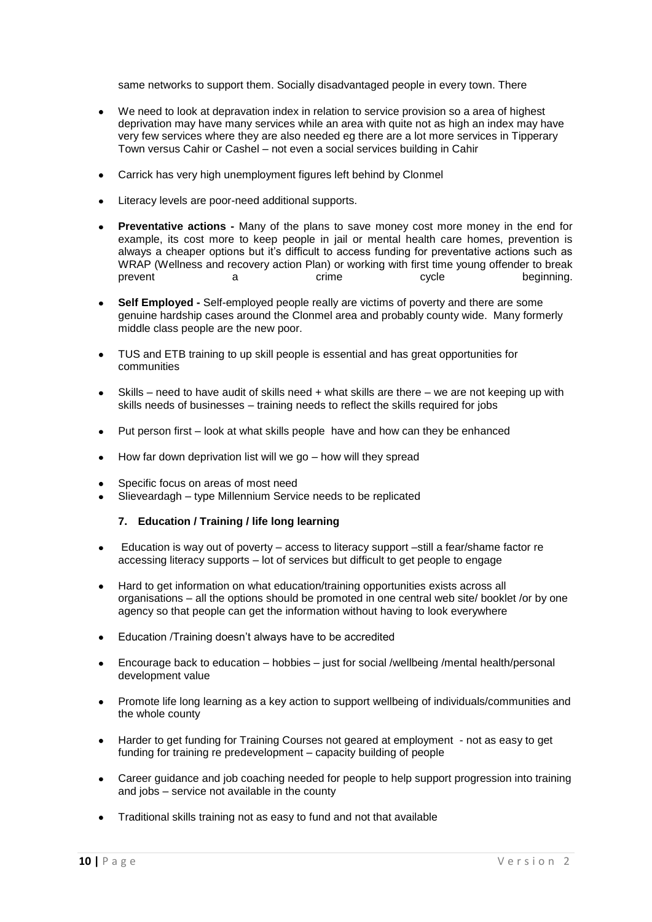same networks to support them. Socially disadvantaged people in every town. There

- We need to look at depravation index in relation to service provision so a area of highest deprivation may have many services while an area with quite not as high an index may have very few services where they are also needed eg there are a lot more services in Tipperary Town versus Cahir or Cashel – not even a social services building in Cahir

- Carrick has very high unemployment figures left behind by Clonmel

- Literacy levels are poor-need additional supports.

- **Preventative actions -** Many of the plans to save money cost more money in the end for example, its cost more to keep people in jail or mental health care homes, prevention is always a cheaper options but it's difficult to access funding for preventative actions such as WRAP (Wellness and recovery action Plan) or working with first time young offender to break prevent a crime cycle beginning.

- **Self Employed -** Self-employed people really are victims of poverty and there are some genuine hardship cases around the Clonmel area and probably county wide. Many formerly middle class people are the new poor.

- TUS and ETB training to up skill people is essential and has great opportunities for communities

- Skills – need to have audit of skills need + what skills are there – we are not keeping up with skills needs of businesses – training needs to reflect the skills required for jobs

- Put person first – look at what skills people have and how can they be enhanced

- How far down deprivation list will we go – how will they spread

- Specific focus on areas of most need
- Slieveardagh – type Millennium Service needs to be replicated

### 7. Education / Training / life long learning

- Education is way out of poverty – access to literacy support –still a fear/shame factor re accessing literacy supports – lot of services but difficult to get people to engage

- Hard to get information on what education/training opportunities exists across all organisations – all the options should be promoted in one central web site/ booklet /or by one agency so that people can get the information without having to look everywhere

- Education /Training doesn't always have to be accredited

- Encourage back to education – hobbies – just for social /wellbeing /mental health/personal development value

- Promote life long learning as a key action to support wellbeing of individuals/communities and the whole county

- Harder to get funding for Training Courses not geared at employment - not as easy to get funding for training re predevelopment – capacity building of people

- Career guidance and job coaching needed for people to help support progression into training and jobs – service not available in the county

- Traditional skills training not as easy to fund and not that available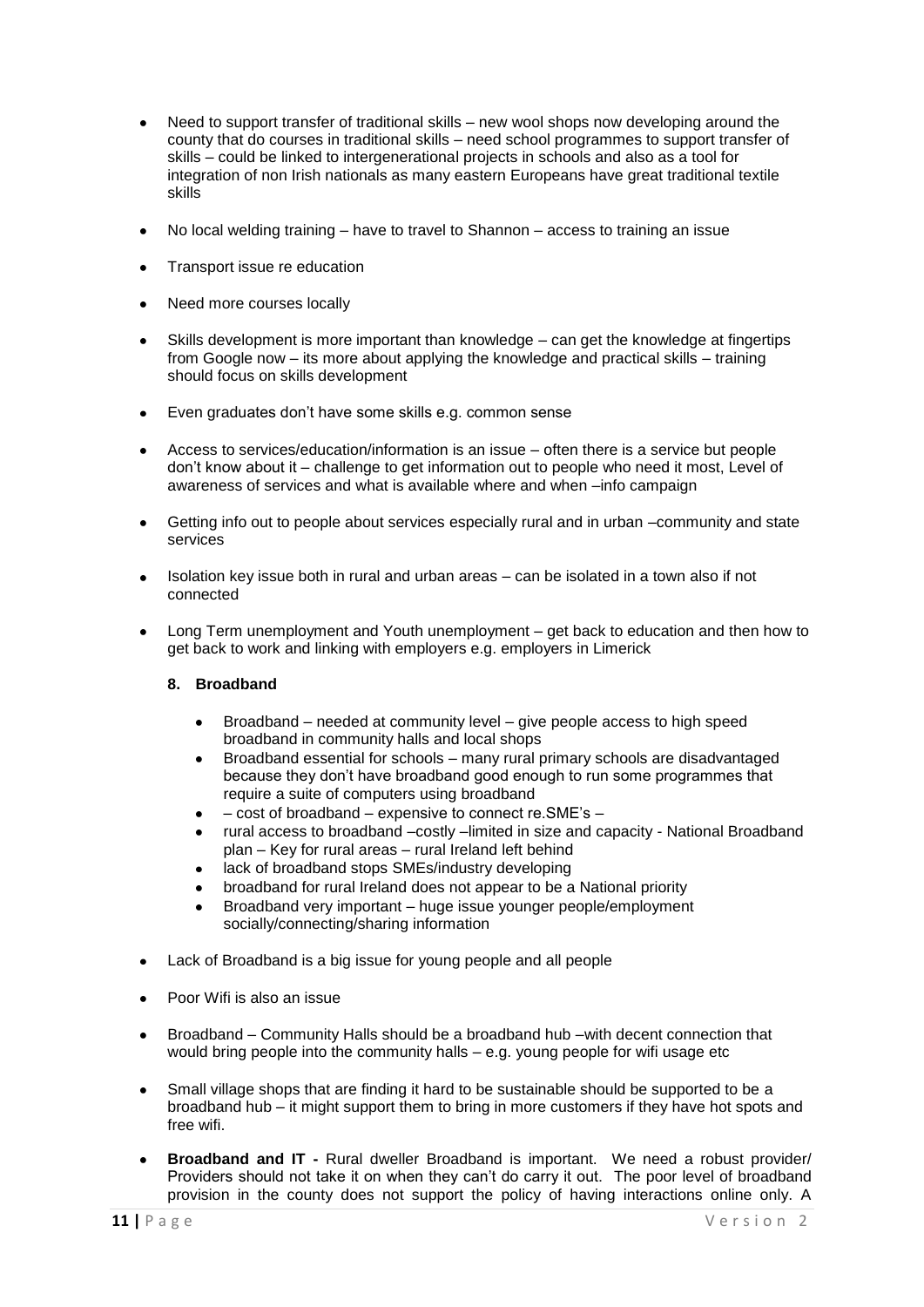- Need to support transfer of traditional skills – new wool shops now developing around the county that do courses in traditional skills – need school programmes to support transfer of skills – could be linked to intergenerational projects in schools and also as a tool for integration of non Irish nationals as many eastern Europeans have great traditional textile skills

- No local welding training – have to travel to Shannon – access to training an issue

- Transport issue re education

- Need more courses locally

- Skills development is more important than knowledge – can get the knowledge at fingertips from Google now – its more about applying the knowledge and practical skills – training should focus on skills development

- Even graduates don't have some skills e.g. common sense

- Access to services/education/information is an issue – often there is a service but people don't know about it – challenge to get information out to people who need it most, Level of awareness of services and what is available where and when –info campaign

- Getting info out to people about services especially rural and in urban –community and state services

- Isolation key issue both in rural and urban areas – can be isolated in a town also if not connected

- Long Term unemployment and Youth unemployment – get back to education and then how to get back to work and linking with employers e.g. employers in Limerick

  **8. Broadband**

  - Broadband – needed at community level – give people access to high speed broadband in community halls and local shops
  - Broadband essential for schools – many rural primary schools are disadvantaged because they don't have broadband good enough to run some programmes that require a suite of computers using broadband
  - – cost of broadband – expensive to connect re.SME's –
  - rural access to broadband –costly –limited in size and capacity - National Broadband plan – Key for rural areas – rural Ireland left behind
  - lack of broadband stops SMEs/industry developing
  - broadband for rural Ireland does not appear to be a National priority
  - Broadband very important – huge issue younger people/employment socially/connecting/sharing information

- Lack of Broadband is a big issue for young people and all people

- Poor Wifi is also an issue

- Broadband – Community Halls should be a broadband hub –with decent connection that would bring people into the community halls – e.g. young people for wifi usage etc

- Small village shops that are finding it hard to be sustainable should be supported to be a broadband hub – it might support them to bring in more customers if they have hot spots and free wifi.

- **Broadband and IT -** Rural dweller Broadband is important. We need a robust provider/ Providers should not take it on when they can't do carry it out. The poor level of broadband provision in the county does not support the policy of having interactions online only. A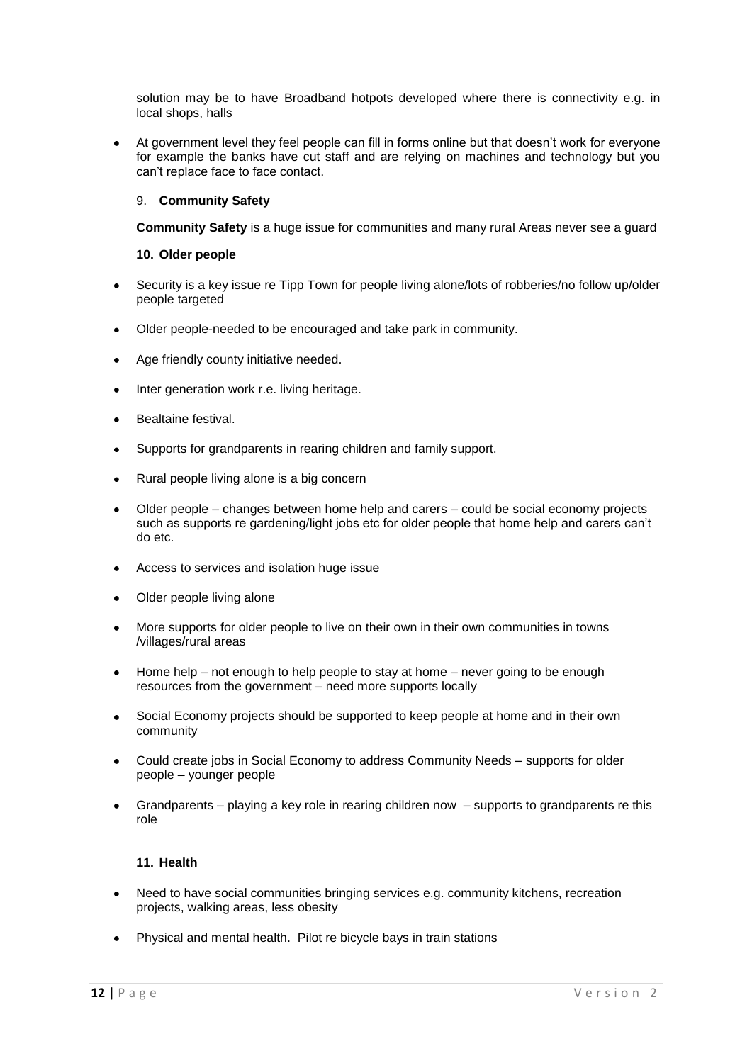solution may be to have Broadband hotpots developed where there is connectivity e.g. in local shops, halls

- At government level they feel people can fill in forms online but that doesn't work for everyone for example the banks have cut staff and are relying on machines and technology but you can't replace face to face contact.

9. **Community Safety**

**Community Safety** is a huge issue for communities and many rural Areas never see a guard

**10. Older people**

- Security is a key issue re Tipp Town for people living alone/lots of robberies/no follow up/older people targeted
- Older people-needed to be encouraged and take park in community.
- Age friendly county initiative needed.
- Inter generation work r.e. living heritage.
- Bealtaine festival.
- Supports for grandparents in rearing children and family support.
- Rural people living alone is a big concern
- Older people – changes between home help and carers – could be social economy projects such as supports re gardening/light jobs etc for older people that home help and carers can't do etc.
- Access to services and isolation huge issue
- Older people living alone
- More supports for older people to live on their own in their own communities in towns /villages/rural areas
- Home help – not enough to help people to stay at home – never going to be enough resources from the government – need more supports locally
- Social Economy projects should be supported to keep people at home and in their own community
- Could create jobs in Social Economy to address Community Needs – supports for older people – younger people
- Grandparents – playing a key role in rearing children now – supports to grandparents re this role

**11. Health**

- Need to have social communities bringing services e.g. community kitchens, recreation projects, walking areas, less obesity
- Physical and mental health. Pilot re bicycle bays in train stations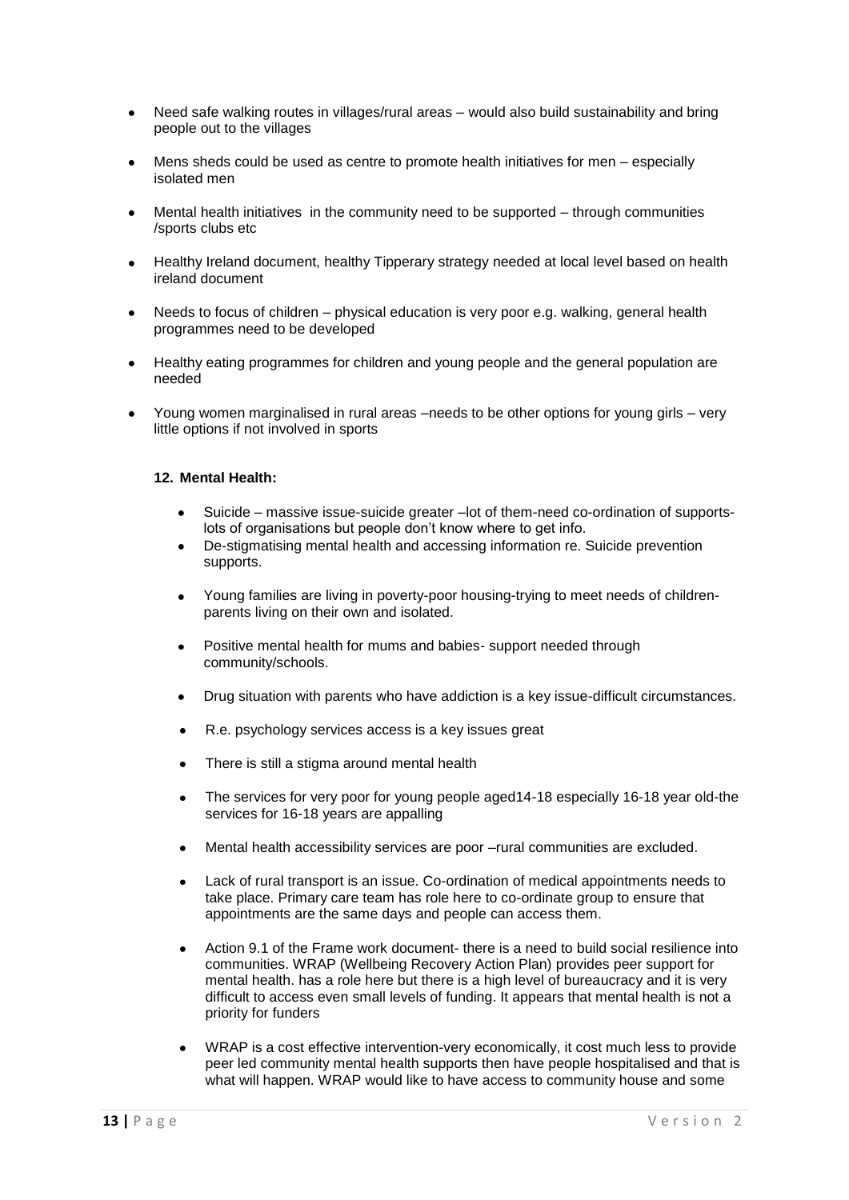- Need safe walking routes in villages/rural areas – would also build sustainability and bring people out to the villages
- Mens sheds could be used as centre to promote health initiatives for men – especially isolated men
- Mental health initiatives in the community need to be supported – through communities /sports clubs etc
- Healthy Ireland document, healthy Tipperary strategy needed at local level based on health ireland document
- Needs to focus of children – physical education is very poor e.g. walking, general health programmes need to be developed
- Healthy eating programmes for children and young people and the general population are needed
- Young women marginalised in rural areas –needs to be other options for young girls – very little options if not involved in sports

### 12. Mental Health:

- Suicide – massive issue-suicide greater –lot of them-need co-ordination of supports-lots of organisations but people don't know where to get info.
- De-stigmatising mental health and accessing information re. Suicide prevention supports.
- Young families are living in poverty-poor housing-trying to meet needs of children-parents living on their own and isolated.
- Positive mental health for mums and babies- support needed through community/schools.
- Drug situation with parents who have addiction is a key issue-difficult circumstances.
- R.e. psychology services access is a key issues great
- There is still a stigma around mental health
- The services for very poor for young people aged14-18 especially 16-18 year old-the services for 16-18 years are appalling
- Mental health accessibility services are poor –rural communities are excluded.
- Lack of rural transport is an issue. Co-ordination of medical appointments needs to take place. Primary care team has role here to co-ordinate group to ensure that appointments are the same days and people can access them.
- Action 9.1 of the Frame work document- there is a need to build social resilience into communities. WRAP (Wellbeing Recovery Action Plan) provides peer support for mental health. has a role here but there is a high level of bureaucracy and it is very difficult to access even small levels of funding. It appears that mental health is not a priority for funders
- WRAP is a cost effective intervention-very economically, it cost much less to provide peer led community mental health supports then have people hospitalised and that is what will happen. WRAP would like to have access to community house and some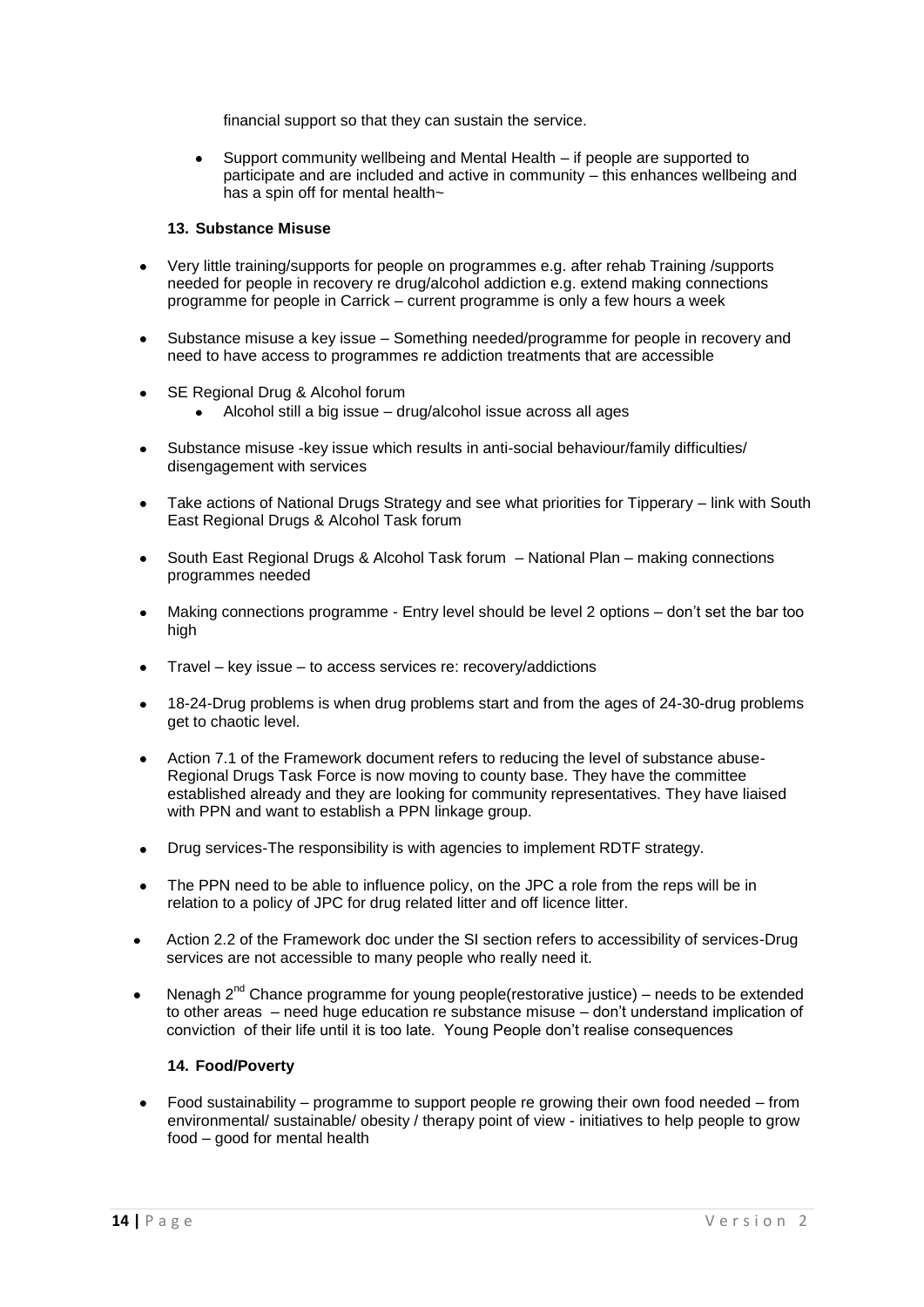financial support so that they can sustain the service.

- Support community wellbeing and Mental Health – if people are supported to participate and are included and active in community – this enhances wellbeing and has a spin off for mental health~

### 13. Substance Misuse

- Very little training/supports for people on programmes e.g. after rehab Training /supports needed for people in recovery re drug/alcohol addiction e.g. extend making connections programme for people in Carrick – current programme is only a few hours a week
- Substance misuse a key issue – Something needed/programme for people in recovery and need to have access to programmes re addiction treatments that are accessible
- SE Regional Drug & Alcohol forum
  - Alcohol still a big issue – drug/alcohol issue across all ages
- Substance misuse -key issue which results in anti-social behaviour/family difficulties/ disengagement with services
- Take actions of National Drugs Strategy and see what priorities for Tipperary – link with South East Regional Drugs & Alcohol Task forum
- South East Regional Drugs & Alcohol Task forum – National Plan – making connections programmes needed
- Making connections programme - Entry level should be level 2 options – don't set the bar too high
- Travel – key issue – to access services re: recovery/addictions
- 18-24-Drug problems is when drug problems start and from the ages of 24-30-drug problems get to chaotic level.
- Action 7.1 of the Framework document refers to reducing the level of substance abuse-Regional Drugs Task Force is now moving to county base. They have the committee established already and they are looking for community representatives. They have liaised with PPN and want to establish a PPN linkage group.
- Drug services-The responsibility is with agencies to implement RDTF strategy.
- The PPN need to be able to influence policy, on the JPC a role from the reps will be in relation to a policy of JPC for drug related litter and off licence litter.
- Action 2.2 of the Framework doc under the SI section refers to accessibility of services-Drug services are not accessible to many people who really need it.
- Nenagh 2nd Chance programme for young people(restorative justice) – needs to be extended to other areas – need huge education re substance misuse – don't understand implication of conviction of their life until it is too late. Young People don't realise consequences

### 14. Food/Poverty

- Food sustainability – programme to support people re growing their own food needed – from environmental/ sustainable/ obesity / therapy point of view - initiatives to help people to grow food – good for mental health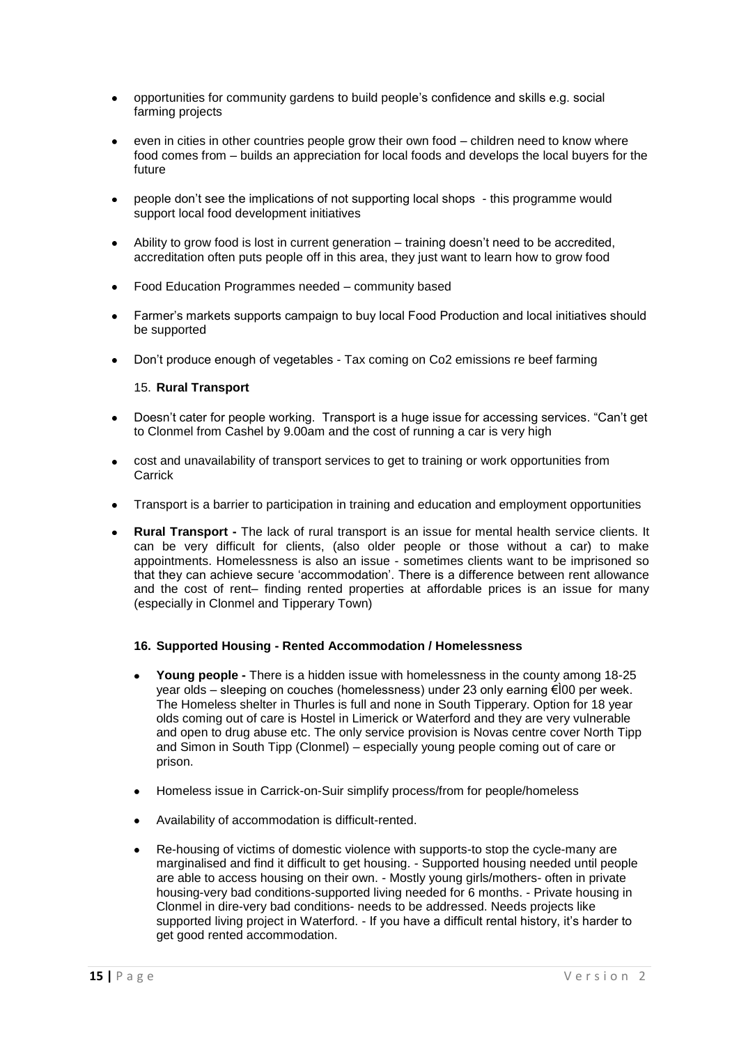- opportunities for community gardens to build people's confidence and skills e.g. social farming projects
- even in cities in other countries people grow their own food – children need to know where food comes from – builds an appreciation for local foods and develops the local buyers for the future
- people don't see the implications of not supporting local shops - this programme would support local food development initiatives
- Ability to grow food is lost in current generation – training doesn't need to be accredited, accreditation often puts people off in this area, they just want to learn how to grow food
- Food Education Programmes needed – community based
- Farmer's markets supports campaign to buy local Food Production and local initiatives should be supported
- Don't produce enough of vegetables - Tax coming on Co2 emissions re beef farming

15. **Rural Transport**

- Doesn't cater for people working. Transport is a huge issue for accessing services. "Can't get to Clonmel from Cashel by 9.00am and the cost of running a car is very high
- cost and unavailability of transport services to get to training or work opportunities from Carrick
- Transport is a barrier to participation in training and education and employment opportunities
- **Rural Transport -** The lack of rural transport is an issue for mental health service clients. It can be very difficult for clients, (also older people or those without a car) to make appointments. Homelessness is also an issue - sometimes clients want to be imprisoned so that they can achieve secure 'accommodation'. There is a difference between rent allowance and the cost of rent– finding rented properties at affordable prices is an issue for many (especially in Clonmel and Tipperary Town)

**16. Supported Housing - Rented Accommodation / Homelessness**

- **Young people -** There is a hidden issue with homelessness in the county among 18-25 year olds – sleeping on couches (homelessness) under 23 only earning €l00 per week. The Homeless shelter in Thurles is full and none in South Tipperary. Option for 18 year olds coming out of care is Hostel in Limerick or Waterford and they are very vulnerable and open to drug abuse etc. The only service provision is Novas centre cover North Tipp and Simon in South Tipp (Clonmel) – especially young people coming out of care or prison.
- Homeless issue in Carrick-on-Suir simplify process/from for people/homeless
- Availability of accommodation is difficult-rented.
- Re-housing of victims of domestic violence with supports-to stop the cycle-many are marginalised and find it difficult to get housing. - Supported housing needed until people are able to access housing on their own. - Mostly young girls/mothers- often in private housing-very bad conditions-supported living needed for 6 months. - Private housing in Clonmel in dire-very bad conditions- needs to be addressed. Needs projects like supported living project in Waterford. - If you have a difficult rental history, it's harder to get good rented accommodation.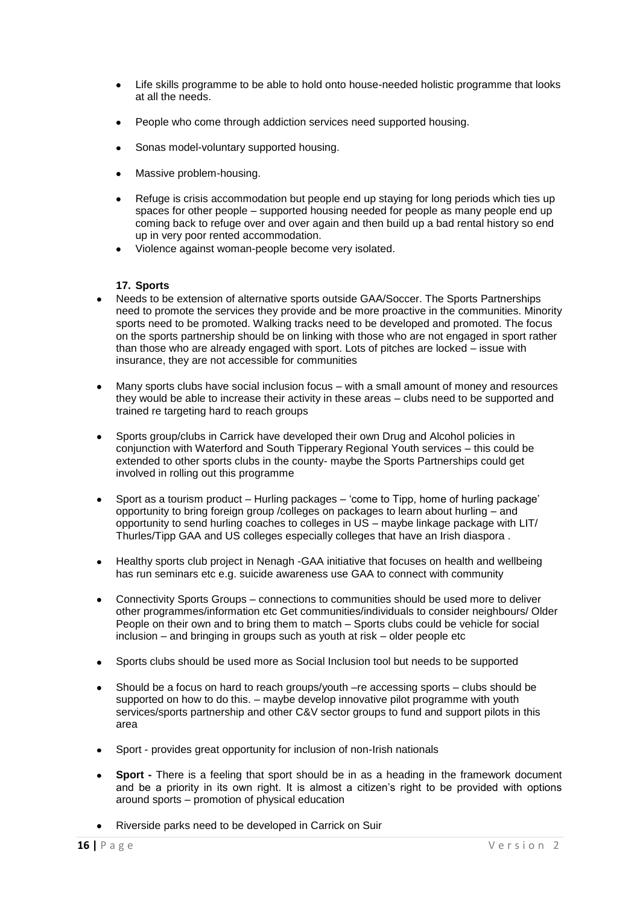- Life skills programme to be able to hold onto house-needed holistic programme that looks at all the needs.
- People who come through addiction services need supported housing.
- Sonas model-voluntary supported housing.
- Massive problem-housing.
- Refuge is crisis accommodation but people end up staying for long periods which ties up spaces for other people – supported housing needed for people as many people end up coming back to refuge over and over again and then build up a bad rental history so end up in very poor rented accommodation.
- Violence against woman-people become very isolated.

### 17. Sports

- Needs to be extension of alternative sports outside GAA/Soccer. The Sports Partnerships need to promote the services they provide and be more proactive in the communities. Minority sports need to be promoted. Walking tracks need to be developed and promoted. The focus on the sports partnership should be on linking with those who are not engaged in sport rather than those who are already engaged with sport. Lots of pitches are locked – issue with insurance, they are not accessible for communities
- Many sports clubs have social inclusion focus – with a small amount of money and resources they would be able to increase their activity in these areas – clubs need to be supported and trained re targeting hard to reach groups
- Sports group/clubs in Carrick have developed their own Drug and Alcohol policies in conjunction with Waterford and South Tipperary Regional Youth services – this could be extended to other sports clubs in the county- maybe the Sports Partnerships could get involved in rolling out this programme
- Sport as a tourism product – Hurling packages – 'come to Tipp, home of hurling package' opportunity to bring foreign group /colleges on packages to learn about hurling – and opportunity to send hurling coaches to colleges in US – maybe linkage package with LIT/ Thurles/Tipp GAA and US colleges especially colleges that have an Irish diaspora .
- Healthy sports club project in Nenagh -GAA initiative that focuses on health and wellbeing has run seminars etc e.g. suicide awareness use GAA to connect with community
- Connectivity Sports Groups – connections to communities should be used more to deliver other programmes/information etc Get communities/individuals to consider neighbours/ Older People on their own and to bring them to match – Sports clubs could be vehicle for social inclusion – and bringing in groups such as youth at risk – older people etc
- Sports clubs should be used more as Social Inclusion tool but needs to be supported
- Should be a focus on hard to reach groups/youth –re accessing sports – clubs should be supported on how to do this. – maybe develop innovative pilot programme with youth services/sports partnership and other C&V sector groups to fund and support pilots in this area
- Sport - provides great opportunity for inclusion of non-Irish nationals
- **Sport -** There is a feeling that sport should be in as a heading in the framework document and be a priority in its own right. It is almost a citizen's right to be provided with options around sports – promotion of physical education
- Riverside parks need to be developed in Carrick on Suir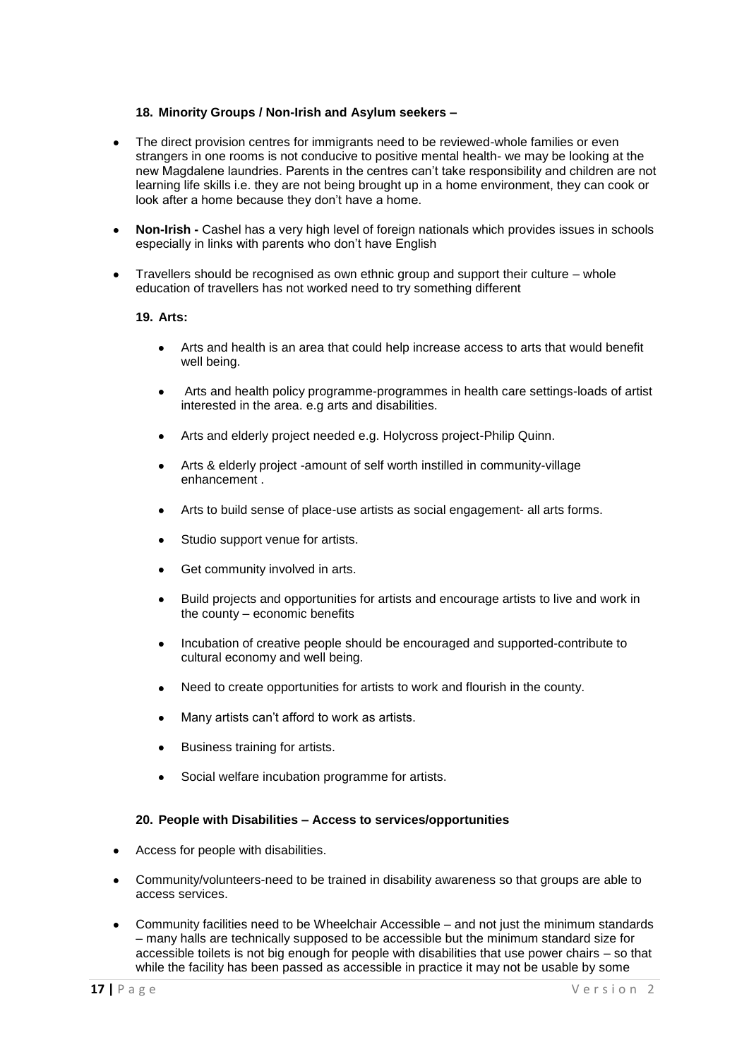### 18. Minority Groups / Non-Irish and Asylum seekers –

- The direct provision centres for immigrants need to be reviewed-whole families or even strangers in one rooms is not conducive to positive mental health- we may be looking at the new Magdalene laundries. Parents in the centres can't take responsibility and children are not learning life skills i.e. they are not being brought up in a home environment, they can cook or look after a home because they don't have a home.
- **Non-Irish -** Cashel has a very high level of foreign nationals which provides issues in schools especially in links with parents who don't have English
- Travellers should be recognised as own ethnic group and support their culture – whole education of travellers has not worked need to try something different

### 19. Arts:

- Arts and health is an area that could help increase access to arts that would benefit well being.
- Arts and health policy programme-programmes in health care settings-loads of artist interested in the area. e.g arts and disabilities.
- Arts and elderly project needed e.g. Holycross project-Philip Quinn.
- Arts & elderly project -amount of self worth instilled in community-village enhancement .
- Arts to build sense of place-use artists as social engagement- all arts forms.
- Studio support venue for artists.
- Get community involved in arts.
- Build projects and opportunities for artists and encourage artists to live and work in the county – economic benefits
- Incubation of creative people should be encouraged and supported-contribute to cultural economy and well being.
- Need to create opportunities for artists to work and flourish in the county.
- Many artists can't afford to work as artists.
- Business training for artists.
- Social welfare incubation programme for artists.

### 20. People with Disabilities – Access to services/opportunities

- Access for people with disabilities.
- Community/volunteers-need to be trained in disability awareness so that groups are able to access services.
- Community facilities need to be Wheelchair Accessible – and not just the minimum standards – many halls are technically supposed to be accessible but the minimum standard size for accessible toilets is not big enough for people with disabilities that use power chairs – so that while the facility has been passed as accessible in practice it may not be usable by some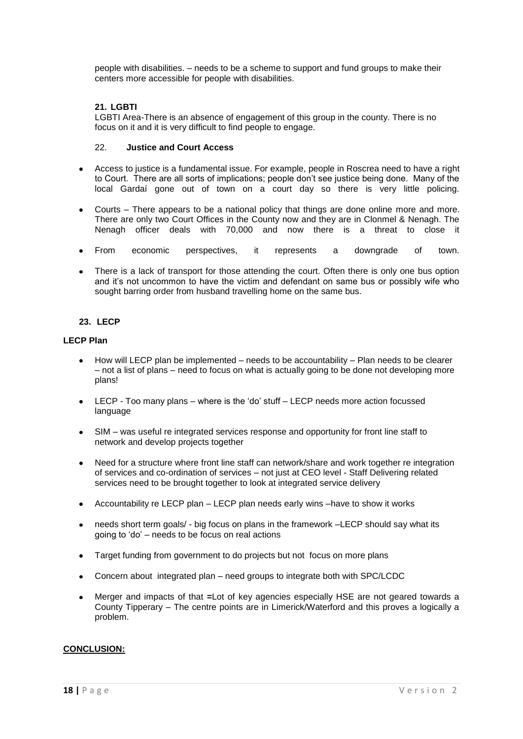people with disabilities. – needs to be a scheme to support and fund groups to make their centers more accessible for people with disabilities.

### 21. LGBTI

LGBTI Area-There is an absence of engagement of this group in the county. There is no focus on it and it is very difficult to find people to engage.

### 22. Justice and Court Access

- Access to justice is a fundamental issue. For example, people in Roscrea need to have a right to Court. There are all sorts of implications; people don't see justice being done. Many of the local Gardaí gone out of town on a court day so there is very little policing.
- Courts – There appears to be a national policy that things are done online more and more. There are only two Court Offices in the County now and they are in Clonmel & Nenagh. The Nenagh officer deals with 70,000 and now there is a threat to close it
- From economic perspectives, it represents a downgrade of town.
- There is a lack of transport for those attending the court. Often there is only one bus option and it's not uncommon to have the victim and defendant on same bus or possibly wife who sought barring order from husband travelling home on the same bus.

### 23. LECP

**LECP Plan**

- How will LECP plan be implemented – needs to be accountability – Plan needs to be clearer – not a list of plans – need to focus on what is actually going to be done not developing more plans!
- LECP - Too many plans – where is the 'do' stuff – LECP needs more action focussed language
- SIM – was useful re integrated services response and opportunity for front line staff to network and develop projects together
- Need for a structure where front line staff can network/share and work together re integration of services and co-ordination of services – not just at CEO level - Staff Delivering related services need to be brought together to look at integrated service delivery
- Accountability re LECP plan – LECP plan needs early wins –have to show it works
- needs short term goals/ - big focus on plans in the framework –LECP should say what its going to 'do' – needs to be focus on real actions
- Target funding from government to do projects but not focus on more plans
- Concern about integrated plan – need groups to integrate both with SPC/LCDC
- Merger and impacts of that **=**Lot of key agencies especially HSE are not geared towards a County Tipperary – The centre points are in Limerick/Waterford and this proves a logically a problem.

**CONCLUSION:**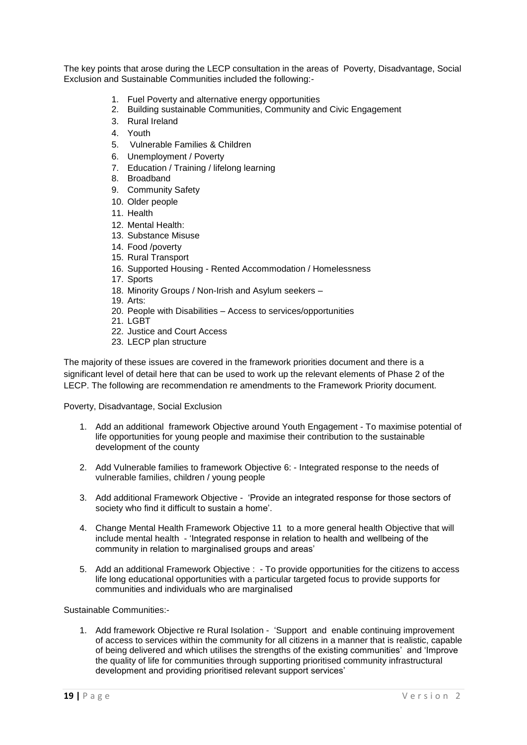The key points that arose during the LECP consultation in the areas of Poverty, Disadvantage, Social Exclusion and Sustainable Communities included the following:-

1. Fuel Poverty and alternative energy opportunities
2. Building sustainable Communities, Community and Civic Engagement
3. Rural Ireland
4. Youth
5. Vulnerable Families & Children
6. Unemployment / Poverty
7. Education / Training / lifelong learning
8. Broadband
9. Community Safety
10. Older people
11. Health
12. Mental Health:
13. Substance Misuse
14. Food /poverty
15. Rural Transport
16. Supported Housing - Rented Accommodation / Homelessness
17. Sports
18. Minority Groups / Non-Irish and Asylum seekers –
19. Arts:
20. People with Disabilities – Access to services/opportunities
21. LGBT
22. Justice and Court Access
23. LECP plan structure

The majority of these issues are covered in the framework priorities document and there is a significant level of detail here that can be used to work up the relevant elements of Phase 2 of the LECP. The following are recommendation re amendments to the Framework Priority document.

Poverty, Disadvantage, Social Exclusion

1. Add an additional framework Objective around Youth Engagement - To maximise potential of life opportunities for young people and maximise their contribution to the sustainable development of the county

2. Add Vulnerable families to framework Objective 6: - Integrated response to the needs of vulnerable families, children / young people

3. Add additional Framework Objective - 'Provide an integrated response for those sectors of society who find it difficult to sustain a home'.

4. Change Mental Health Framework Objective 11 to a more general health Objective that will include mental health - 'Integrated response in relation to health and wellbeing of the community in relation to marginalised groups and areas'

5. Add an additional Framework Objective : - To provide opportunities for the citizens to access life long educational opportunities with a particular targeted focus to provide supports for communities and individuals who are marginalised

Sustainable Communities:-

1. Add framework Objective re Rural Isolation - 'Support and enable continuing improvement of access to services within the community for all citizens in a manner that is realistic, capable of being delivered and which utilises the strengths of the existing communities' and 'Improve the quality of life for communities through supporting prioritised community infrastructural development and providing prioritised relevant support services'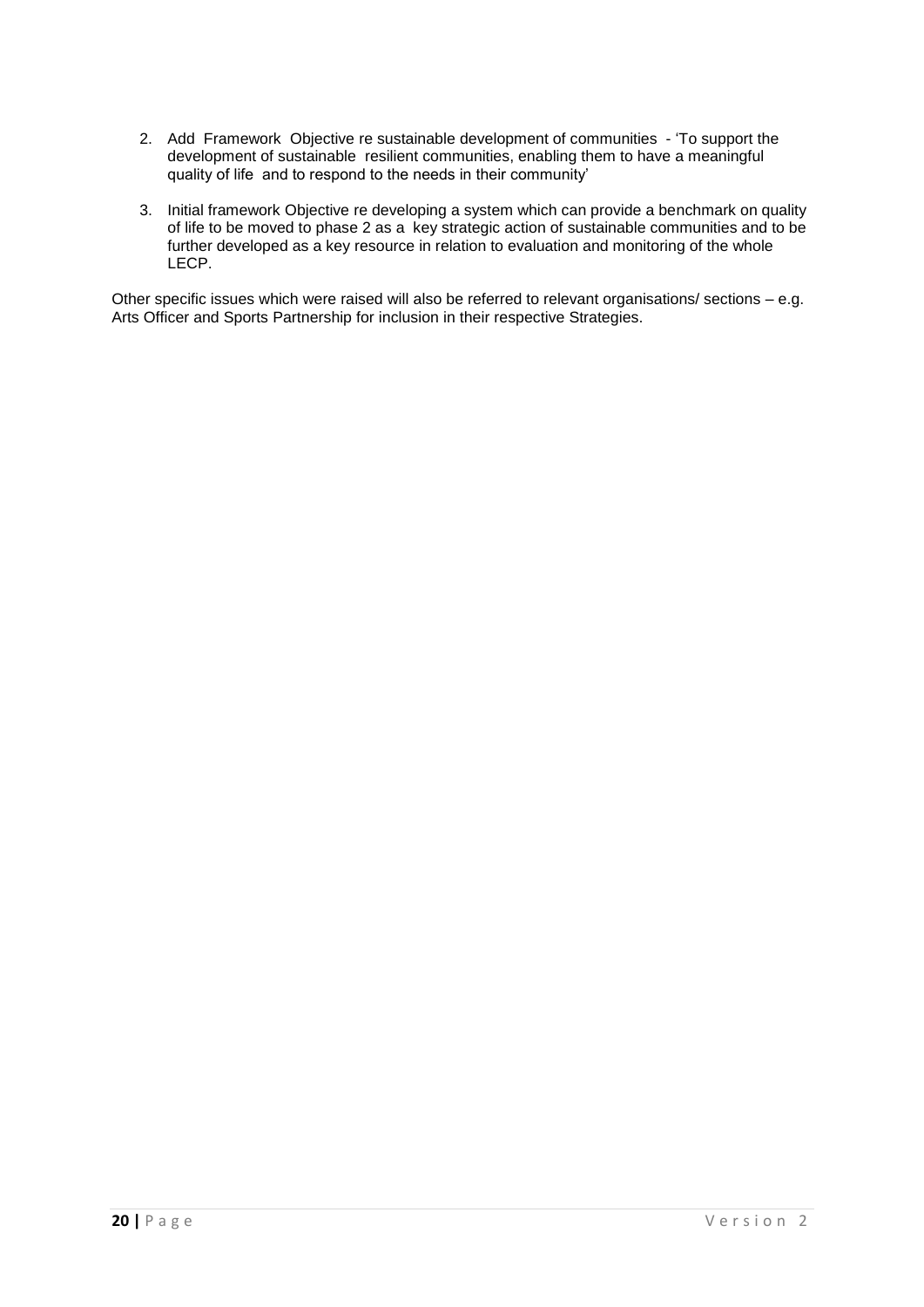2. Add Framework Objective re sustainable development of communities - 'To support the development of sustainable resilient communities, enabling them to have a meaningful quality of life and to respond to the needs in their community'

3. Initial framework Objective re developing a system which can provide a benchmark on quality of life to be moved to phase 2 as a key strategic action of sustainable communities and to be further developed as a key resource in relation to evaluation and monitoring of the whole LECP.

Other specific issues which were raised will also be referred to relevant organisations/ sections – e.g. Arts Officer and Sports Partnership for inclusion in their respective Strategies.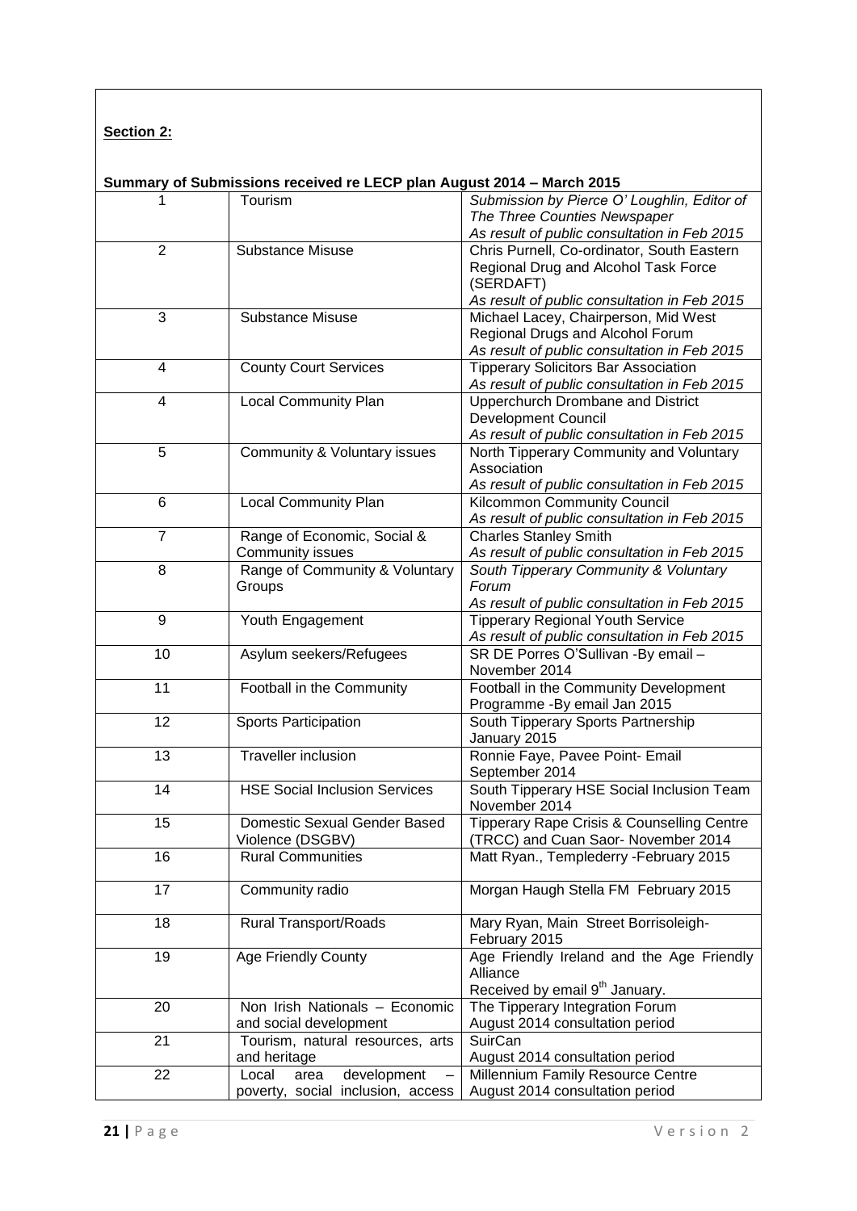**Section 2:**

**Summary of Submissions received re LECP plan August 2014 – March 2015**

| | | |
|---|---|---|
| 1 | Tourism | *Submission by Pierce O' Loughlin, Editor of The Three Counties Newspaper*<br>*As result of public consultation in Feb 2015* |
| 2 | Substance Misuse | Chris Purnell, Co-ordinator, South Eastern Regional Drug and Alcohol Task Force (SERDAFT)<br>*As result of public consultation in Feb 2015* |
| 3 | Substance Misuse | Michael Lacey, Chairperson, Mid West Regional Drugs and Alcohol Forum<br>*As result of public consultation in Feb 2015* |
| 4 | County Court Services | Tipperary Solicitors Bar Association<br>*As result of public consultation in Feb 2015* |
| 4 | Local Community Plan | Upperchurch Drombane and District Development Council<br>*As result of public consultation in Feb 2015* |
| 5 | Community & Voluntary issues | North Tipperary Community and Voluntary Association<br>*As result of public consultation in Feb 2015* |
| 6 | Local Community Plan | Kilcommon Community Council<br>*As result of public consultation in Feb 2015* |
| 7 | Range of Economic, Social & Community issues | Charles Stanley Smith<br>*As result of public consultation in Feb 2015* |
| 8 | Range of Community & Voluntary Groups | *South Tipperary Community & Voluntary Forum*<br>*As result of public consultation in Feb 2015* |
| 9 | Youth Engagement | Tipperary Regional Youth Service<br>*As result of public consultation in Feb 2015* |
| 10 | Asylum seekers/Refugees | SR DE Porres O'Sullivan -By email – November 2014 |
| 11 | Football in the Community | Football in the Community Development Programme -By email Jan 2015 |
| 12 | Sports Participation | South Tipperary Sports Partnership January 2015 |
| 13 | Traveller inclusion | Ronnie Faye, Pavee Point- Email September 2014 |
| 14 | HSE Social Inclusion Services | South Tipperary HSE Social Inclusion Team November 2014 |
| 15 | Domestic Sexual Gender Based Violence (DSGBV) | Tipperary Rape Crisis & Counselling Centre (TRCC) and Cuan Saor- November 2014 |
| 16 | Rural Communities | Matt Ryan., Templederry -February 2015 |
| 17 | Community radio | Morgan Haugh Stella FM February 2015 |
| 18 | Rural Transport/Roads | Mary Ryan, Main Street Borrisoleigh- February 2015 |
| 19 | Age Friendly County | Age Friendly Ireland and the Age Friendly Alliance<br>Received by email 9th January. |
| 20 | Non Irish Nationals – Economic and social development | The Tipperary Integration Forum<br>August 2014 consultation period |
| 21 | Tourism, natural resources, arts and heritage | SuirCan<br>August 2014 consultation period |
| 22 | Local area development – poverty, social inclusion, access | Millennium Family Resource Centre<br>August 2014 consultation period |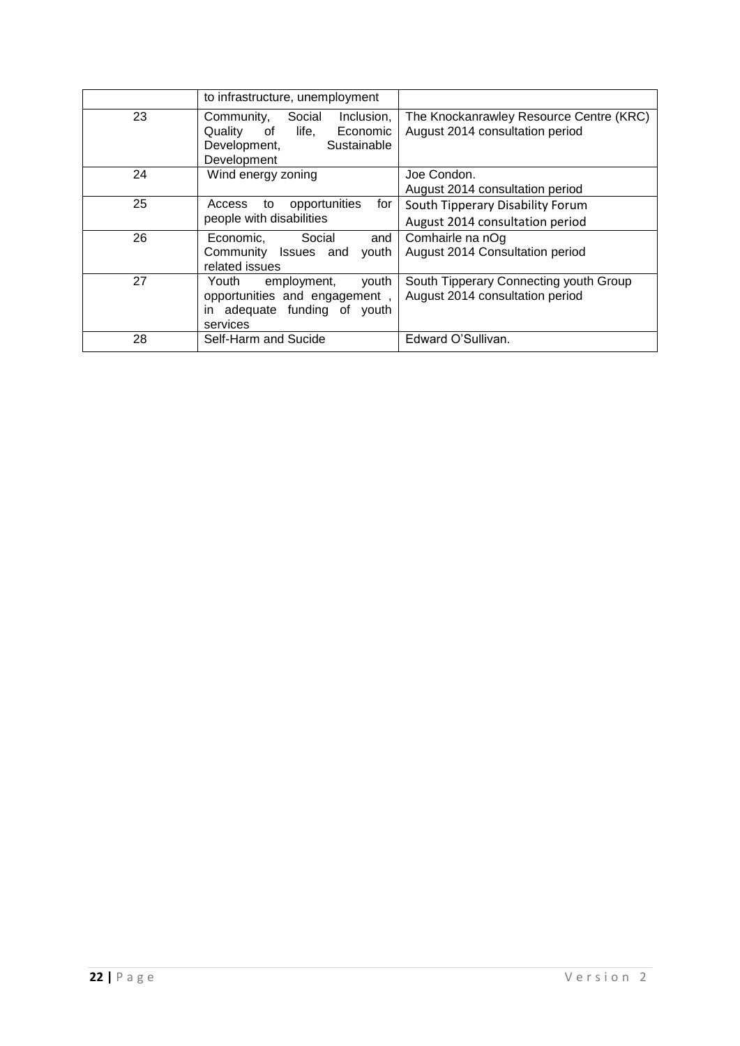|  |  |  |
|---|---|---|
|  | to infrastructure, unemployment |  |
| 23 | Community, Social Inclusion, Quality of life, Economic Development, Sustainable Development | The Knockanrawley Resource Centre (KRC) August 2014 consultation period |
| 24 | Wind energy zoning | Joe Condon. August 2014 consultation period |
| 25 | Access to opportunities for people with disabilities | South Tipperary Disability Forum August 2014 consultation period |
| 26 | Economic, Social and Community Issues and youth related issues | Comhairle na nOg August 2014 Consultation period |
| 27 | Youth employment, youth opportunities and engagement , in adequate funding of youth services | South Tipperary Connecting youth Group August 2014 consultation period |
| 28 | Self-Harm and Sucide | Edward O'Sullivan. |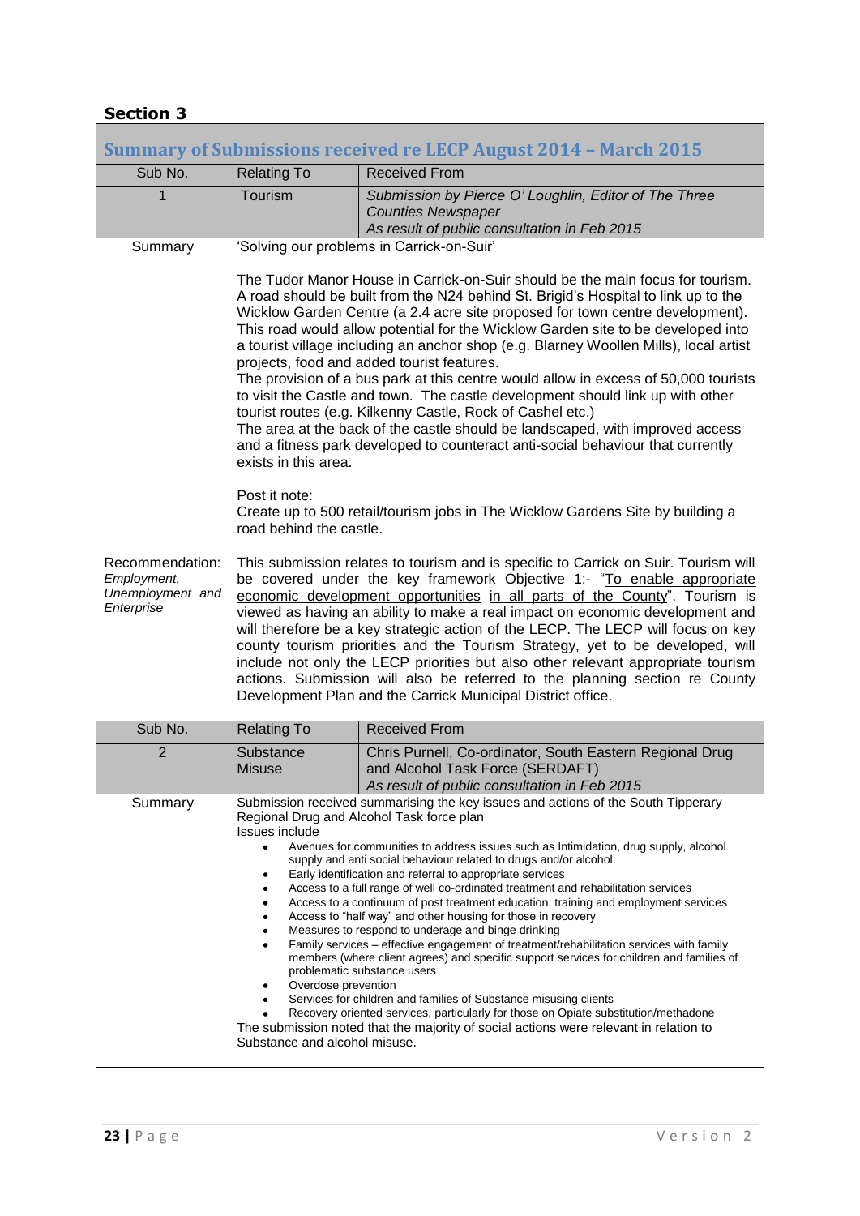## Section 3

| Summary of Submissions received re LECP August 2014 – March 2015 | | |
|---|---|---|
| Sub No. | Relating To | Received From |
| 1 | Tourism | *Submission by Pierce O' Loughlin, Editor of The Three Counties Newspaper*<br>*As result of public consultation in Feb 2015* |
| Summary | 'Solving our problems in Carrick-on-Suir'<br><br>The Tudor Manor House in Carrick-on-Suir should be the main focus for tourism. A road should be built from the N24 behind St. Brigid's Hospital to link up to the Wicklow Garden Centre (a 2.4 acre site proposed for town centre development). This road would allow potential for the Wicklow Garden site to be developed into a tourist village including an anchor shop (e.g. Blarney Woollen Mills), local artist projects, food and added tourist features.<br>The provision of a bus park at this centre would allow in excess of 50,000 tourists to visit the Castle and town. The castle development should link up with other tourist routes (e.g. Kilkenny Castle, Rock of Cashel etc.)<br>The area at the back of the castle should be landscaped, with improved access and a fitness park developed to counteract anti-social behaviour that currently exists in this area.<br><br>Post it note:<br>Create up to 500 retail/tourism jobs in The Wicklow Gardens Site by building a road behind the castle. | |
| Recommendation: *Employment, Unemployment and Enterprise* | This submission relates to tourism and is specific to Carrick on Suir. Tourism will be covered under the key framework Objective 1:- "To enable appropriate economic development opportunities in all parts of the County". Tourism is viewed as having an ability to make a real impact on economic development and will therefore be a key strategic action of the LECP. The LECP will focus on key county tourism priorities and the Tourism Strategy, yet to be developed, will include not only the LECP priorities but also other relevant appropriate tourism actions. Submission will also be referred to the planning section re County Development Plan and the Carrick Municipal District office. | |
| Sub No. | Relating To | Received From |
| 2 | Substance Misuse | Chris Purnell, Co-ordinator, South Eastern Regional Drug and Alcohol Task Force (SERDAFT)<br>*As result of public consultation in Feb 2015* |
| Summary | Submission received summarising the key issues and actions of the South Tipperary Regional Drug and Alcohol Task force plan<br>Issues include<br>• Avenues for communities to address issues such as Intimidation, drug supply, alcohol supply and anti social behaviour related to drugs and/or alcohol.<br>• Early identification and referral to appropriate services<br>• Access to a full range of well co-ordinated treatment and rehabilitation services<br>• Access to a continuum of post treatment education, training and employment services<br>• Access to "half way" and other housing for those in recovery<br>• Measures to respond to underage and binge drinking<br>• Family services – effective engagement of treatment/rehabilitation services with family members (where client agrees) and specific support services for children and families of problematic substance users<br>• Overdose prevention<br>• Services for children and families of Substance misusing clients<br>• Recovery oriented services, particularly for those on Opiate substitution/methadone<br>The submission noted that the majority of social actions were relevant in relation to Substance and alcohol misuse. | |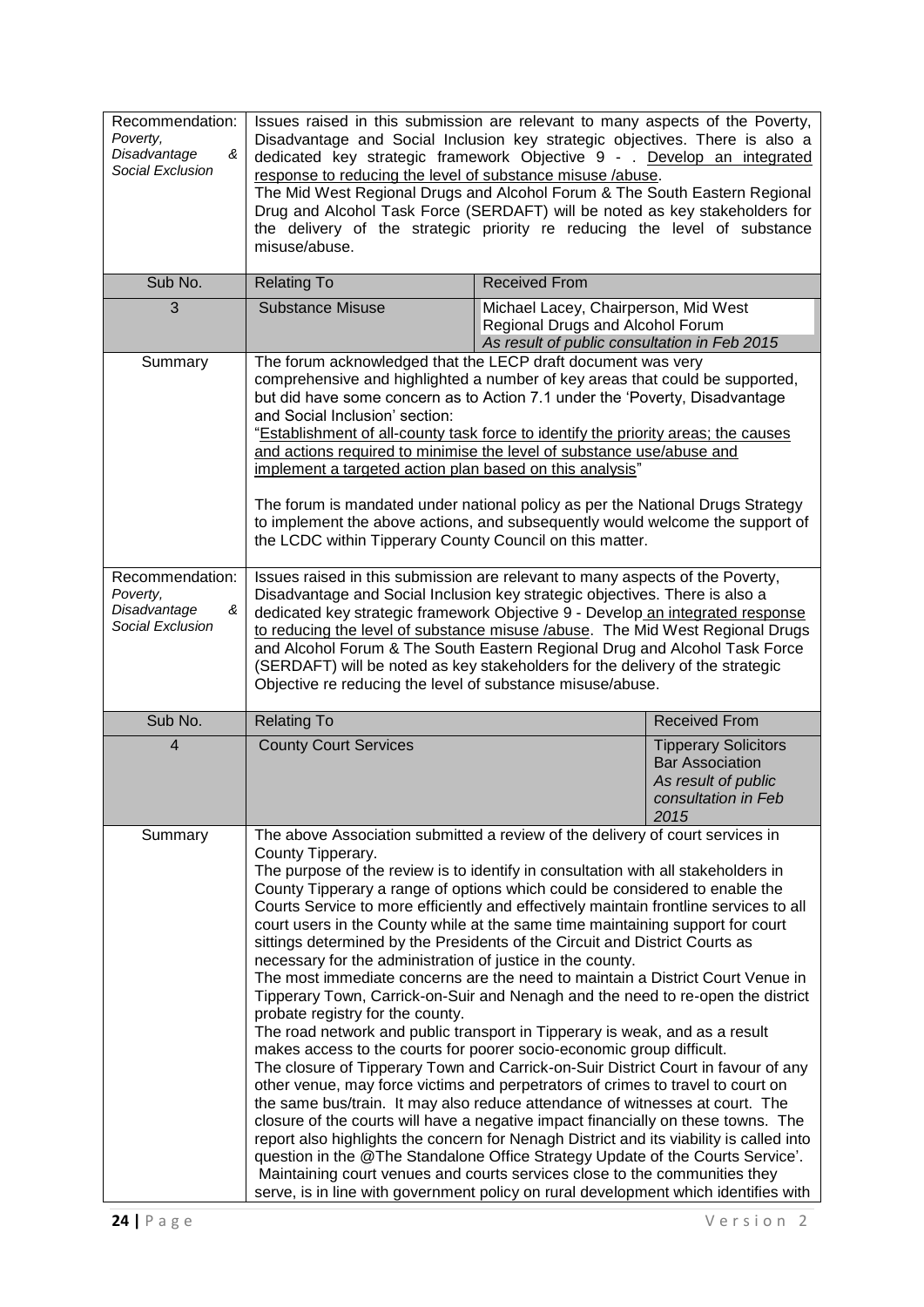| | | | |
|---|---|---|---|
| Recommendation: *Poverty, Disadvantage & Social Exclusion* | Issues raised in this submission are relevant to many aspects of the Poverty, Disadvantage and Social Inclusion key strategic objectives. There is also a dedicated key strategic framework Objective 9 - . Develop an integrated response to reducing the level of substance misuse /abuse. The Mid West Regional Drugs and Alcohol Forum & The South Eastern Regional Drug and Alcohol Task Force (SERDAFT) will be noted as key stakeholders for the delivery of the strategic priority re reducing the level of substance misuse/abuse. | | |
| **Sub No.** | **Relating To** | **Received From** | |
| 3 | Substance Misuse | Michael Lacey, Chairperson, Mid West Regional Drugs and Alcohol Forum *As result of public consultation in Feb 2015* | |
| Summary | The forum acknowledged that the LECP draft document was very comprehensive and highlighted a number of key areas that could be supported, but did have some concern as to Action 7.1 under the 'Poverty, Disadvantage and Social Inclusion' section: "Establishment of all-county task force to identify the priority areas; the causes and actions required to minimise the level of substance use/abuse and implement a targeted action plan based on this analysis"<br><br>The forum is mandated under national policy as per the National Drugs Strategy to implement the above actions, and subsequently would welcome the support of the LCDC within Tipperary County Council on this matter. | | |
| Recommendation: *Poverty, Disadvantage & Social Exclusion* | Issues raised in this submission are relevant to many aspects of the Poverty, Disadvantage and Social Inclusion key strategic objectives. There is also a dedicated key strategic framework Objective 9 - Develop an integrated response to reducing the level of substance misuse /abuse. The Mid West Regional Drugs and Alcohol Forum & The South Eastern Regional Drug and Alcohol Task Force (SERDAFT) will be noted as key stakeholders for the delivery of the strategic Objective re reducing the level of substance misuse/abuse. | | |
| **Sub No.** | **Relating To** | | **Received From** |
| 4 | County Court Services | | Tipperary Solicitors Bar Association *As result of public consultation in Feb 2015* |
| Summary | The above Association submitted a review of the delivery of court services in County Tipperary.<br>The purpose of the review is to identify in consultation with all stakeholders in County Tipperary a range of options which could be considered to enable the Courts Service to more efficiently and effectively maintain frontline services to all court users in the County while at the same time maintaining support for court sittings determined by the Presidents of the Circuit and District Courts as necessary for the administration of justice in the county.<br>The most immediate concerns are the need to maintain a District Court Venue in Tipperary Town, Carrick-on-Suir and Nenagh and the need to re-open the district probate registry for the county.<br>The road network and public transport in Tipperary is weak, and as a result makes access to the courts for poorer socio-economic group difficult.<br>The closure of Tipperary Town and Carrick-on-Suir District Court in favour of any other venue, may force victims and perpetrators of crimes to travel to court on the same bus/train. It may also reduce attendance of witnesses at court. The closure of the courts will have a negative impact financially on these towns. The report also highlights the concern for Nenagh District and its viability is called into question in the @The Standalone Office Strategy Update of the Courts Service'.<br>Maintaining court venues and courts services close to the communities they serve, is in line with government policy on rural development which identifies with | | |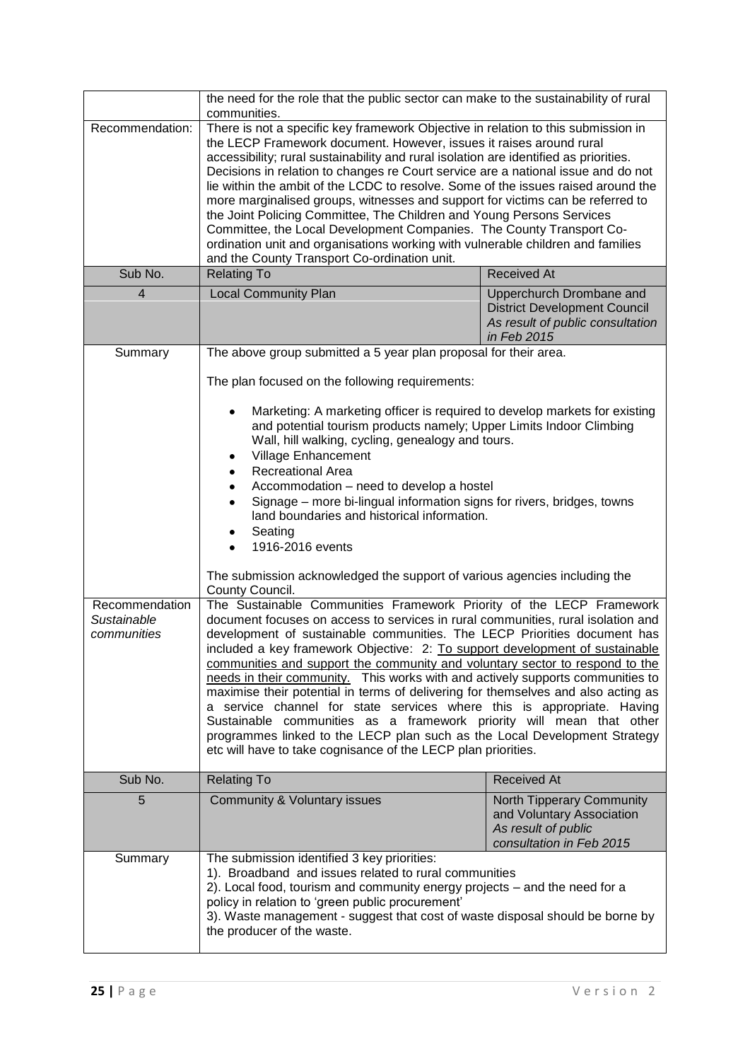| | | |
|---|---|---|
| | the need for the role that the public sector can make to the sustainability of rural communities. | |
| Recommendation: | There is not a specific key framework Objective in relation to this submission in the LECP Framework document. However, issues it raises around rural accessibility; rural sustainability and rural isolation are identified as priorities. Decisions in relation to changes re Court service are a national issue and do not lie within the ambit of the LCDC to resolve. Some of the issues raised around the more marginalised groups, witnesses and support for victims can be referred to the Joint Policing Committee, The Children and Young Persons Services Committee, the Local Development Companies. The County Transport Co-ordination unit and organisations working with vulnerable children and families and the County Transport Co-ordination unit. | |
| **Sub No.** | **Relating To** | **Received At** |
| 4 | Local Community Plan | Upperchurch Drombane and District Development Council *As result of public consultation in Feb 2015* |
| Summary | The above group submitted a 5 year plan proposal for their area.<br><br>The plan focused on the following requirements:<br><br>• Marketing: A marketing officer is required to develop markets for existing and potential tourism products namely; Upper Limits Indoor Climbing Wall, hill walking, cycling, genealogy and tours.<br>• Village Enhancement<br>• Recreational Area<br>• Accommodation – need to develop a hostel<br>• Signage – more bi-lingual information signs for rivers, bridges, towns land boundaries and historical information.<br>• Seating<br>• 1916-2016 events<br><br>The submission acknowledged the support of various agencies including the County Council. | |
| Recommendation *Sustainable communities* | The Sustainable Communities Framework Priority of the LECP Framework document focuses on access to services in rural communities, rural isolation and development of sustainable communities. The LECP Priorities document has included a key framework Objective: 2: <u>To support development of sustainable communities and support the community and voluntary sector to respond to the needs in their community.</u> This works with and actively supports communities to maximise their potential in terms of delivering for themselves and also acting as a service channel for state services where this is appropriate. Having Sustainable communities as a framework priority will mean that other programmes linked to the LECP plan such as the Local Development Strategy etc will have to take cognisance of the LECP plan priorities. | |
| **Sub No.** | **Relating To** | **Received At** |
| 5 | Community & Voluntary issues | North Tipperary Community and Voluntary Association *As result of public consultation in Feb 2015* |
| Summary | The submission identified 3 key priorities:<br>1). Broadband and issues related to rural communities<br>2). Local food, tourism and community energy projects – and the need for a policy in relation to 'green public procurement'<br>3). Waste management - suggest that cost of waste disposal should be borne by the producer of the waste. | |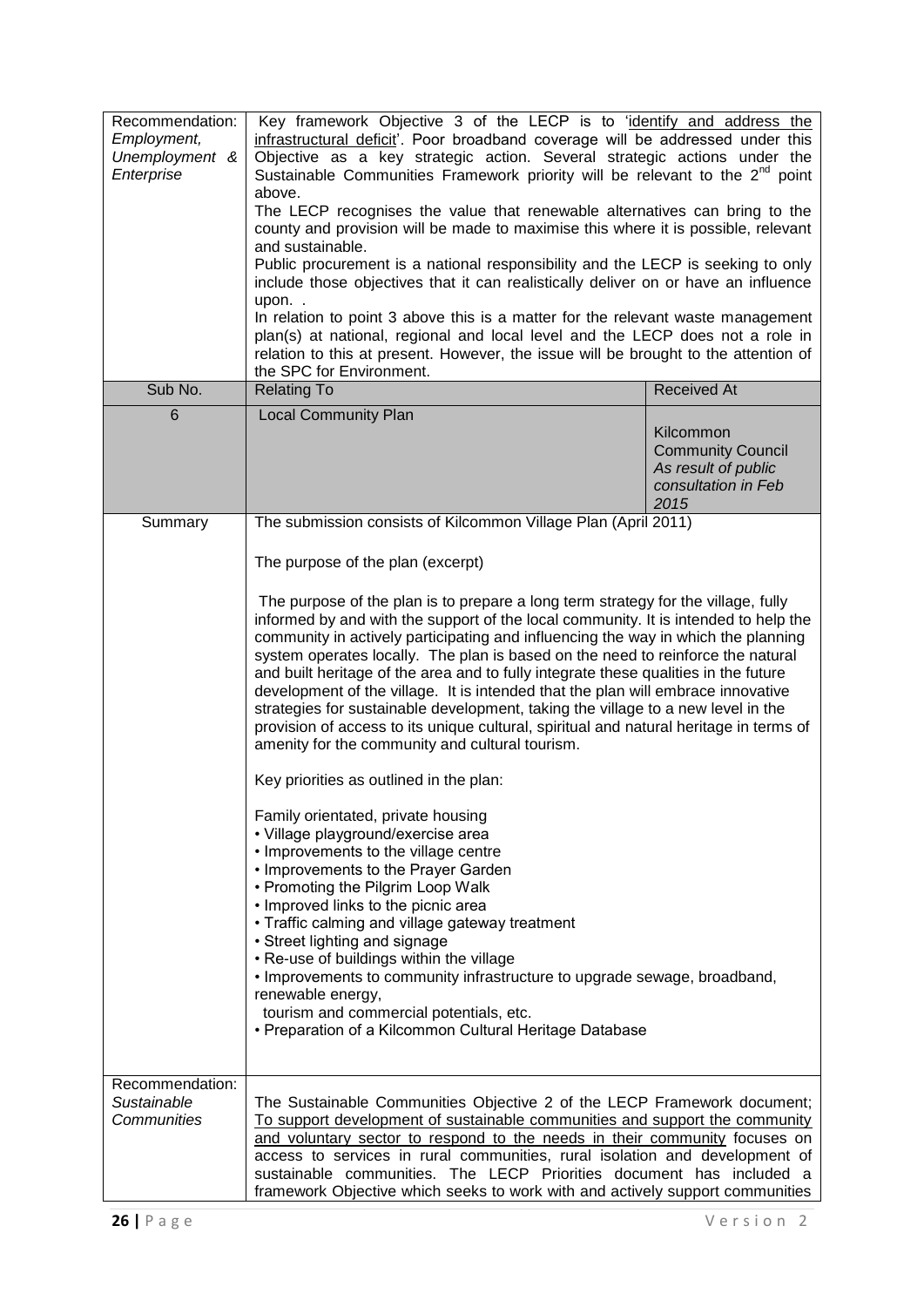| Recommendation: *Employment, Unemployment & Enterprise* | Key framework Objective 3 of the LECP is to 'identify and address the infrastructural deficit'. Poor broadband coverage will be addressed under this Objective as a key strategic action. Several strategic actions under the Sustainable Communities Framework priority will be relevant to the 2nd point above.<br>The LECP recognises the value that renewable alternatives can bring to the county and provision will be made to maximise this where it is possible, relevant and sustainable.<br>Public procurement is a national responsibility and the LECP is seeking to only include those objectives that it can realistically deliver on or have an influence upon. .<br>In relation to point 3 above this is a matter for the relevant waste management plan(s) at national, regional and local level and the LECP does not a role in relation to this at present. However, the issue will be brought to the attention of the SPC for Environment. | |
|---|---|---|
| **Sub No.** | **Relating To** | **Received At** |
| 6 | Local Community Plan | Kilcommon Community Council *As result of public consultation in Feb 2015* |
| Summary | The submission consists of Kilcommon Village Plan (April 2011)<br><br>The purpose of the plan (excerpt)<br><br>The purpose of the plan is to prepare a long term strategy for the village, fully informed by and with the support of the local community. It is intended to help the community in actively participating and influencing the way in which the planning system operates locally. The plan is based on the need to reinforce the natural and built heritage of the area and to fully integrate these qualities in the future development of the village. It is intended that the plan will embrace innovative strategies for sustainable development, taking the village to a new level in the provision of access to its unique cultural, spiritual and natural heritage in terms of amenity for the community and cultural tourism.<br><br>Key priorities as outlined in the plan:<br><br>Family orientated, private housing<br>• Village playground/exercise area<br>• Improvements to the village centre<br>• Improvements to the Prayer Garden<br>• Promoting the Pilgrim Loop Walk<br>• Improved links to the picnic area<br>• Traffic calming and village gateway treatment<br>• Street lighting and signage<br>• Re-use of buildings within the village<br>• Improvements to community infrastructure to upgrade sewage, broadband, renewable energy, tourism and commercial potentials, etc.<br>• Preparation of a Kilcommon Cultural Heritage Database | |
| Recommendation: *Sustainable Communities* | The Sustainable Communities Objective 2 of the LECP Framework document; To support development of sustainable communities and support the community and voluntary sector to respond to the needs in their community focuses on access to services in rural communities, rural isolation and development of sustainable communities. The LECP Priorities document has included a framework Objective which seeks to work with and actively support communities | |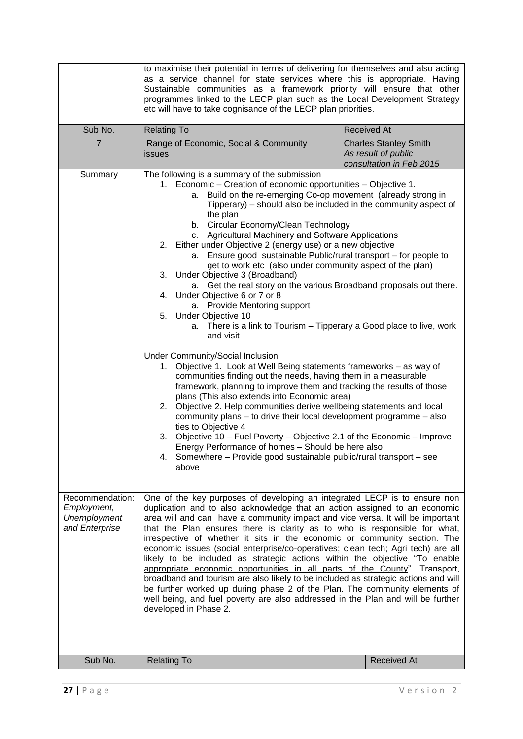| | | |
|---|---|---|
| | to maximise their potential in terms of delivering for themselves and also acting as a service channel for state services where this is appropriate. Having Sustainable communities as a framework priority will ensure that other programmes linked to the LECP plan such as the Local Development Strategy etc will have to take cognisance of the LECP plan priorities. | |
| Sub No. | Relating To | Received At |
| 7 | Range of Economic, Social & Community issues | Charles Stanley Smith<br>*As result of public consultation in Feb 2015* |
| Summary | The following is a summary of the submission<br>1. Economic – Creation of economic opportunities – Objective 1.<br>&nbsp;&nbsp;&nbsp;a. Build on the re-emerging Co-op movement (already strong in Tipperary) – should also be included in the community aspect of the plan<br>&nbsp;&nbsp;&nbsp;b. Circular Economy/Clean Technology<br>&nbsp;&nbsp;&nbsp;c. Agricultural Machinery and Software Applications<br>2. Either under Objective 2 (energy use) or a new objective<br>&nbsp;&nbsp;&nbsp;a. Ensure good sustainable Public/rural transport – for people to get to work etc (also under community aspect of the plan)<br>3. Under Objective 3 (Broadband)<br>&nbsp;&nbsp;&nbsp;a. Get the real story on the various Broadband proposals out there.<br>4. Under Objective 6 or 7 or 8<br>&nbsp;&nbsp;&nbsp;a. Provide Mentoring support<br>5. Under Objective 10<br>&nbsp;&nbsp;&nbsp;a. There is a link to Tourism – Tipperary a Good place to live, work and visit<br><br>Under Community/Social Inclusion<br>1. Objective 1. Look at Well Being statements frameworks – as way of communities finding out the needs, having them in a measurable framework, planning to improve them and tracking the results of those plans (This also extends into Economic area)<br>2. Objective 2. Help communities derive wellbeing statements and local community plans – to drive their local development programme – also ties to Objective 4<br>3. Objective 10 – Fuel Poverty – Objective 2.1 of the Economic – Improve Energy Performance of homes – Should be here also<br>4. Somewhere – Provide good sustainable public/rural transport – see above | |
| Recommendation: *Employment, Unemployment and Enterprise* | One of the key purposes of developing an integrated LECP is to ensure non duplication and to also acknowledge that an action assigned to an economic area will and can have a community impact and vice versa. It will be important that the Plan ensures there is clarity as to who is responsible for what, irrespective of whether it sits in the economic or community section. The economic issues (social enterprise/co-operatives; clean tech; Agri tech) are all likely to be included as strategic actions within the objective "<u>To enable appropriate economic opportunities in all parts of the County</u>". Transport, broadband and tourism are also likely to be included as strategic actions and will be further worked up during phase 2 of the Plan. The community elements of well being, and fuel poverty are also addressed in the Plan and will be further developed in Phase 2. | |

| Sub No. | Relating To | Received At |
|---|---|---|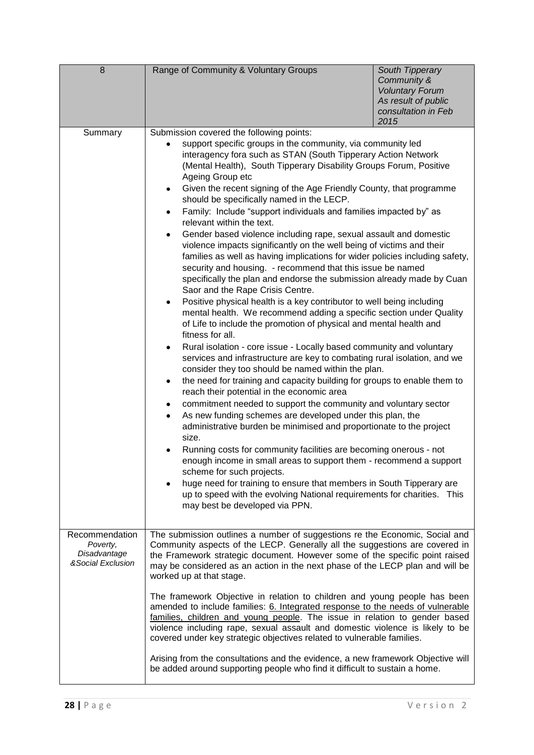| 8 | Range of Community & Voluntary Groups | *South Tipperary Community & Voluntary Forum As result of public consultation in Feb 2015* |
|---|---|---|
| Summary | Submission covered the following points:<br>• support specific groups in the community, via community led interagency fora such as STAN (South Tipperary Action Network (Mental Health), South Tipperary Disability Groups Forum, Positive Ageing Group etc<br>• Given the recent signing of the Age Friendly County, that programme should be specifically named in the LECP.<br>• Family: Include "support individuals and families impacted by" as relevant within the text.<br>• Gender based violence including rape, sexual assault and domestic violence impacts significantly on the well being of victims and their families as well as having implications for wider policies including safety, security and housing. - recommend that this issue be named specifically the plan and endorse the submission already made by Cuan Saor and the Rape Crisis Centre.<br>• Positive physical health is a key contributor to well being including mental health. We recommend adding a specific section under Quality of Life to include the promotion of physical and mental health and fitness for all.<br>• Rural isolation - core issue - Locally based community and voluntary services and infrastructure are key to combating rural isolation, and we consider they too should be named within the plan.<br>• the need for training and capacity building for groups to enable them to reach their potential in the economic area<br>• commitment needed to support the community and voluntary sector<br>• As new funding schemes are developed under this plan, the administrative burden be minimised and proportionate to the project size.<br>• Running costs for community facilities are becoming onerous - not enough income in small areas to support them - recommend a support scheme for such projects.<br>• huge need for training to ensure that members in South Tipperary are up to speed with the evolving National requirements for charities. This may best be developed via PPN. | |
| Recommendation *Poverty, Disadvantage &Social Exclusion* | The submission outlines a number of suggestions re the Economic, Social and Community aspects of the LECP. Generally all the suggestions are covered in the Framework strategic document. However some of the specific point raised may be considered as an action in the next phase of the LECP plan and will be worked up at that stage.<br><br>The framework Objective in relation to children and young people has been amended to include families: <u>6. Integrated response to the needs of vulnerable families, children and young people</u>. The issue in relation to gender based violence including rape, sexual assault and domestic violence is likely to be covered under key strategic objectives related to vulnerable families.<br><br>Arising from the consultations and the evidence, a new framework Objective will be added around supporting people who find it difficult to sustain a home. | |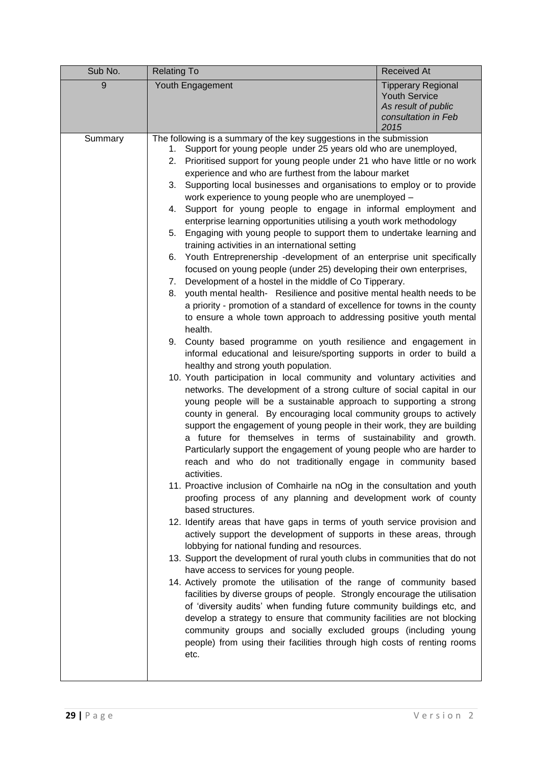| Sub No. | Relating To | Received At |
|---|---|---|
| 9 | Youth Engagement | Tipperary Regional Youth Service<br>*As result of public consultation in Feb 2015* |
| Summary | The following is a summary of the key suggestions in the submission<br>1. Support for young people under 25 years old who are unemployed,<br>2. Prioritised support for young people under 21 who have little or no work experience and who are furthest from the labour market<br>3. Supporting local businesses and organisations to employ or to provide work experience to young people who are unemployed –<br>4. Support for young people to engage in informal employment and enterprise learning opportunities utilising a youth work methodology<br>5. Engaging with young people to support them to undertake learning and training activities in an international setting<br>6. Youth Entreprenership -development of an enterprise unit specifically focused on young people (under 25) developing their own enterprises,<br>7. Development of a hostel in the middle of Co Tipperary.<br>8. youth mental health- Resilience and positive mental health needs to be a priority - promotion of a standard of excellence for towns in the county to ensure a whole town approach to addressing positive youth mental health.<br>9. County based programme on youth resilience and engagement in informal educational and leisure/sporting supports in order to build a healthy and strong youth population.<br>10. Youth participation in local community and voluntary activities and networks. The development of a strong culture of social capital in our young people will be a sustainable approach to supporting a strong county in general. By encouraging local community groups to actively support the engagement of young people in their work, they are building a future for themselves in terms of sustainability and growth. Particularly support the engagement of young people who are harder to reach and who do not traditionally engage in community based activities.<br>11. Proactive inclusion of Comhairle na nOg in the consultation and youth proofing process of any planning and development work of county based structures.<br>12. Identify areas that have gaps in terms of youth service provision and actively support the development of supports in these areas, through lobbying for national funding and resources.<br>13. Support the development of rural youth clubs in communities that do not have access to services for young people.<br>14. Actively promote the utilisation of the range of community based facilities by diverse groups of people. Strongly encourage the utilisation of 'diversity audits' when funding future community buildings etc, and develop a strategy to ensure that community facilities are not blocking community groups and socially excluded groups (including young people) from using their facilities through high costs of renting rooms etc. | |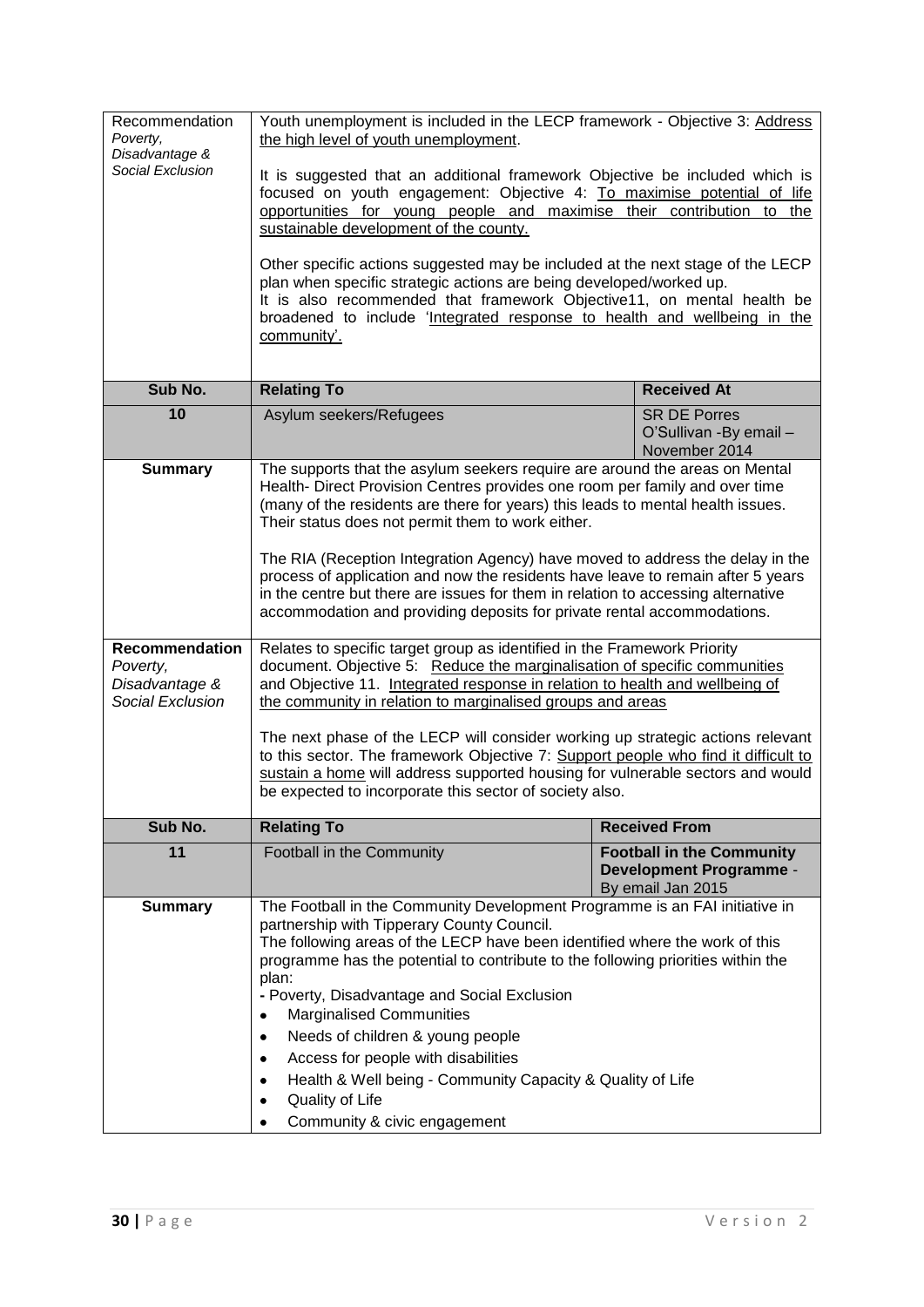| Recommendation *Poverty, Disadvantage & Social Exclusion* | Youth unemployment is included in the LECP framework - Objective 3: Address the high level of youth unemployment.<br><br>It is suggested that an additional framework Objective be included which is focused on youth engagement: Objective 4: To maximise potential of life opportunities for young people and maximise their contribution to the sustainable development of the county.<br><br>Other specific actions suggested may be included at the next stage of the LECP plan when specific strategic actions are being developed/worked up.<br>It is also recommended that framework Objective11, on mental health be broadened to include 'Integrated response to health and wellbeing in the community'. | |
|---|---|---|
| **Sub No.** | **Relating To** | **Received At** |
| **10** | Asylum seekers/Refugees | SR DE Porres O'Sullivan -By email – November 2014 |
| **Summary** | The supports that the asylum seekers require are around the areas on Mental Health- Direct Provision Centres provides one room per family and over time (many of the residents are there for years) this leads to mental health issues. Their status does not permit them to work either.<br><br>The RIA (Reception Integration Agency) have moved to address the delay in the process of application and now the residents have leave to remain after 5 years in the centre but there are issues for them in relation to accessing alternative accommodation and providing deposits for private rental accommodations. | |
| **Recommendation** *Poverty, Disadvantage & Social Exclusion* | Relates to specific target group as identified in the Framework Priority document. Objective 5: Reduce the marginalisation of specific communities and Objective 11. Integrated response in relation to health and wellbeing of the community in relation to marginalised groups and areas<br><br>The next phase of the LECP will consider working up strategic actions relevant to this sector. The framework Objective 7: Support people who find it difficult to sustain a home will address supported housing for vulnerable sectors and would be expected to incorporate this sector of society also. | |
| **Sub No.** | **Relating To** | **Received From** |
| **11** | Football in the Community | **Football in the Community Development Programme** - By email Jan 2015 |
| **Summary** | The Football in the Community Development Programme is an FAI initiative in partnership with Tipperary County Council.<br>The following areas of the LECP have been identified where the work of this programme has the potential to contribute to the following priorities within the plan:<br>- Poverty, Disadvantage and Social Exclusion<br>• Marginalised Communities<br>• Needs of children & young people<br>• Access for people with disabilities<br>• Health & Well being - Community Capacity & Quality of Life<br>• Quality of Life<br>• Community & civic engagement | |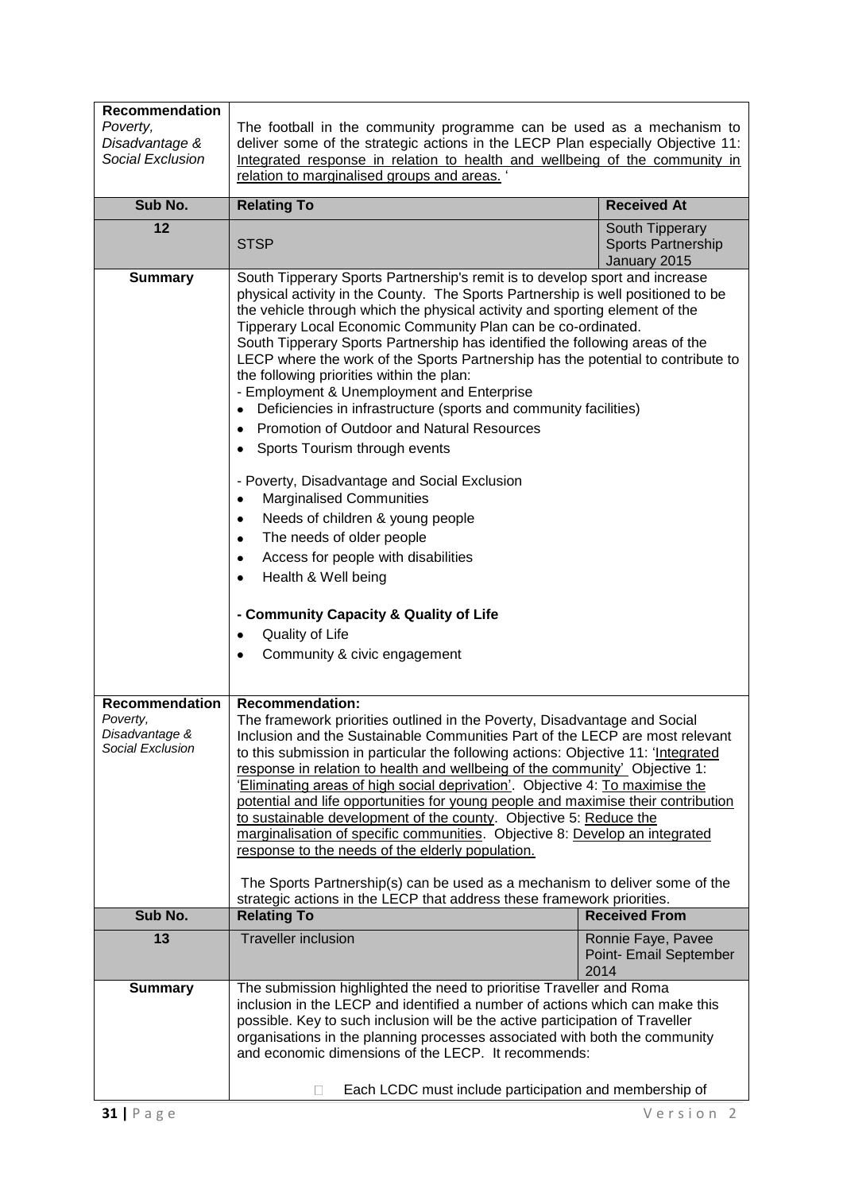| **Recommendation** *Poverty, Disadvantage & Social Exclusion* | The football in the community programme can be used as a mechanism to deliver some of the strategic actions in the LECP Plan especially Objective 11: Integrated response in relation to health and wellbeing of the community in relation to marginalised groups and areas. ' | |
|---|---|---|
| **Sub No.** | **Relating To** | **Received At** |
| **12** | STSP | South Tipperary Sports Partnership January 2015 |
| **Summary** | South Tipperary Sports Partnership's remit is to develop sport and increase physical activity in the County. The Sports Partnership is well positioned to be the vehicle through which the physical activity and sporting element of the Tipperary Local Economic Community Plan can be co-ordinated.<br>South Tipperary Sports Partnership has identified the following areas of the LECP where the work of the Sports Partnership has the potential to contribute to the following priorities within the plan:<br>- Employment & Unemployment and Enterprise<br>• Deficiencies in infrastructure (sports and community facilities)<br>• Promotion of Outdoor and Natural Resources<br>• Sports Tourism through events<br><br>- Poverty, Disadvantage and Social Exclusion<br>• Marginalised Communities<br>• Needs of children & young people<br>• The needs of older people<br>• Access for people with disabilities<br>• Health & Well being<br><br>**- Community Capacity & Quality of Life**<br>• Quality of Life<br>• Community & civic engagement | |
| **Recommendation** *Poverty, Disadvantage & Social Exclusion* | **Recommendation:**<br>The framework priorities outlined in the Poverty, Disadvantage and Social Inclusion and the Sustainable Communities Part of the LECP are most relevant to this submission in particular the following actions: Objective 11: 'Integrated response in relation to health and wellbeing of the community' Objective 1: 'Eliminating areas of high social deprivation'. Objective 4: To maximise the potential and life opportunities for young people and maximise their contribution to sustainable development of the county. Objective 5: Reduce the marginalisation of specific communities. Objective 8: Develop an integrated response to the needs of the elderly population.<br><br>The Sports Partnership(s) can be used as a mechanism to deliver some of the strategic actions in the LECP that address these framework priorities. | |
| **Sub No.** | **Relating To** | **Received From** |
| **13** | Traveller inclusion | Ronnie Faye, Pavee Point- Email September 2014 |
| **Summary** | The submission highlighted the need to prioritise Traveller and Roma inclusion in the LECP and identified a number of actions which can make this possible. Key to such inclusion will be the active participation of Traveller organisations in the planning processes associated with both the community and economic dimensions of the LECP. It recommends:<br><br>• Each LCDC must include participation and membership of | |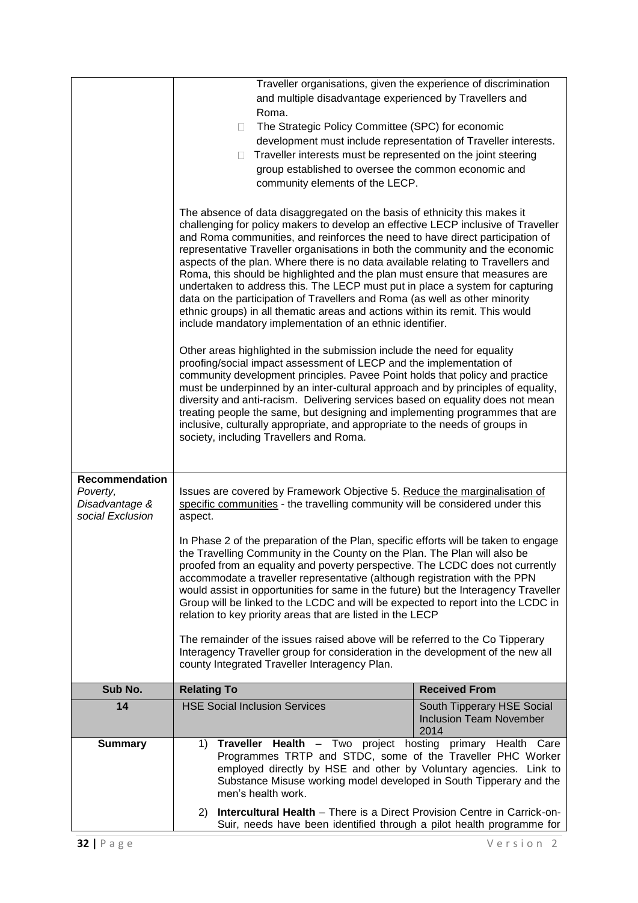| | | |
|---|---|---|
| | Traveller organisations, given the experience of discrimination and multiple disadvantage experienced by Travellers and Roma.<br>- The Strategic Policy Committee (SPC) for economic development must include representation of Traveller interests.<br>- Traveller interests must be represented on the joint steering group established to oversee the common economic and community elements of the LECP.<br><br>The absence of data disaggregated on the basis of ethnicity this makes it challenging for policy makers to develop an effective LECP inclusive of Traveller and Roma communities, and reinforces the need to have direct participation of representative Traveller organisations in both the community and the economic aspects of the plan. Where there is no data available relating to Travellers and Roma, this should be highlighted and the plan must ensure that measures are undertaken to address this. The LECP must put in place a system for capturing data on the participation of Travellers and Roma (as well as other minority ethnic groups) in all thematic areas and actions within its remit. This would include mandatory implementation of an ethnic identifier.<br><br>Other areas highlighted in the submission include the need for equality proofing/social impact assessment of LECP and the implementation of community development principles. Pavee Point holds that policy and practice must be underpinned by an inter-cultural approach and by principles of equality, diversity and anti-racism. Delivering services based on equality does not mean treating people the same, but designing and implementing programmes that are inclusive, culturally appropriate, and appropriate to the needs of groups in society, including Travellers and Roma. | |
| **Recommendation** *Poverty, Disadvantage & social Exclusion* | Issues are covered by Framework Objective 5. Reduce the marginalisation of specific communities - the travelling community will be considered under this aspect.<br><br>In Phase 2 of the preparation of the Plan, specific efforts will be taken to engage the Travelling Community in the County on the Plan. The Plan will also be proofed from an equality and poverty perspective. The LCDC does not currently accommodate a traveller representative (although registration with the PPN would assist in opportunities for same in the future) but the Interagency Traveller Group will be linked to the LCDC and will be expected to report into the LCDC in relation to key priority areas that are listed in the LECP<br><br>The remainder of the issues raised above will be referred to the Co Tipperary Interagency Traveller group for consideration in the development of the new all county Integrated Traveller Interagency Plan. | |
| **Sub No.** | **Relating To** | **Received From** |
| **14** | HSE Social Inclusion Services | South Tipperary HSE Social Inclusion Team November 2014 |
| **Summary** | 1) **Traveller Health** – Two project hosting primary Health Care Programmes TRTP and STDC, some of the Traveller PHC Worker employed directly by HSE and other by Voluntary agencies. Link to Substance Misuse working model developed in South Tipperary and the men's health work.<br><br>2) **Intercultural Health** – There is a Direct Provision Centre in Carrick-on-Suir, needs have been identified through a pilot health programme for | |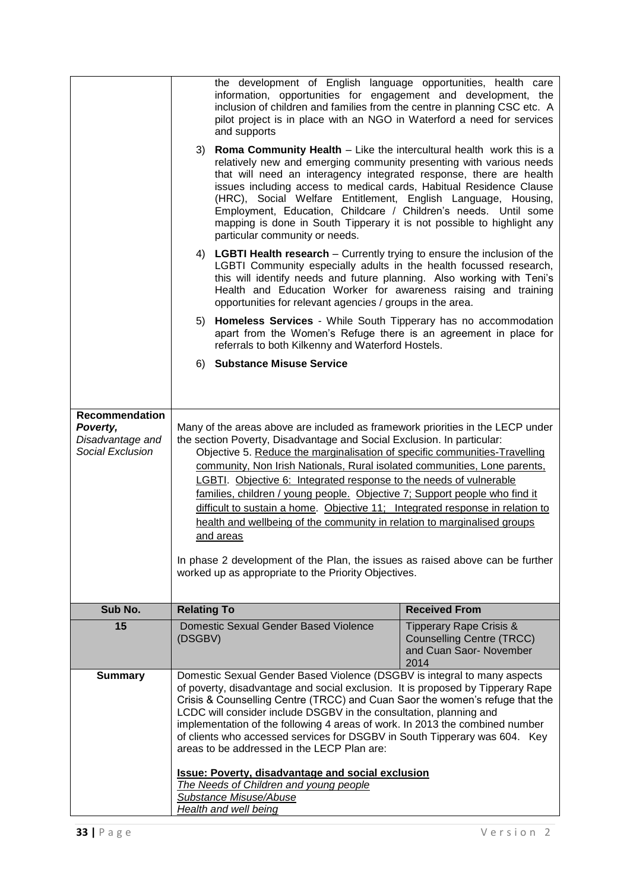| | |
|---|---|
| | the development of English language opportunities, health care information, opportunities for engagement and development, the inclusion of children and families from the centre in planning CSC etc. A pilot project is in place with an NGO in Waterford a need for services and supports<br><br>3) **Roma Community Health** – Like the intercultural health work this is a relatively new and emerging community presenting with various needs that will need an interagency integrated response, there are health issues including access to medical cards, Habitual Residence Clause (HRC), Social Welfare Entitlement, English Language, Housing, Employment, Education, Childcare / Children's needs. Until some mapping is done in South Tipperary it is not possible to highlight any particular community or needs.<br><br>4) **LGBTI Health research** – Currently trying to ensure the inclusion of the LGBTI Community especially adults in the health focussed research, this will identify needs and future planning. Also working with Teni's Health and Education Worker for awareness raising and training opportunities for relevant agencies / groups in the area.<br><br>5) **Homeless Services** - While South Tipperary has no accommodation apart from the Women's Refuge there is an agreement in place for referrals to both Kilkenny and Waterford Hostels.<br><br>6) **Substance Misuse Service** |
| **Recommendation** ***Poverty,*** *Disadvantage and Social Exclusion* | Many of the areas above are included as framework priorities in the LECP under the section Poverty, Disadvantage and Social Exclusion. In particular:<br>Objective 5. Reduce the marginalisation of specific communities-Travelling community, Non Irish Nationals, Rural isolated communities, Lone parents, LGBTI. Objective 6: Integrated response to the needs of vulnerable families, children / young people. Objective 7; Support people who find it difficult to sustain a home. Objective 11; Integrated response in relation to health and wellbeing of the community in relation to marginalised groups and areas<br><br>In phase 2 development of the Plan, the issues as raised above can be further worked up as appropriate to the Priority Objectives. |

| Sub No. | Relating To | Received From |
|---|---|---|
| **15** | Domestic Sexual Gender Based Violence (DSGBV) | Tipperary Rape Crisis & Counselling Centre (TRCC) and Cuan Saor- November 2014 |
| **Summary** | Domestic Sexual Gender Based Violence (DSGBV is integral to many aspects of poverty, disadvantage and social exclusion. It is proposed by Tipperary Rape Crisis & Counselling Centre (TRCC) and Cuan Saor the women's refuge that the LCDC will consider include DSGBV in the consultation, planning and implementation of the following 4 areas of work. In 2013 the combined number of clients who accessed services for DSGBV in South Tipperary was 604. Key areas to be addressed in the LECP Plan are:<br><br>**Issue: Poverty, disadvantage and social exclusion**<br>*The Needs of Children and young people*<br>*Substance Misuse/Abuse*<br>*Health and well being* | |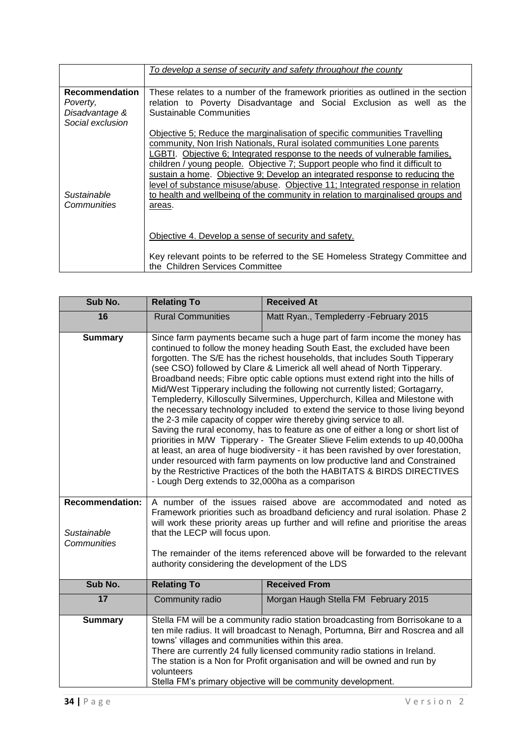| | |
|---|---|
| | <u>*To develop a sense of security and safety throughout the county*</u> |
| **Recommendation** *Poverty, Disadvantage & Social exclusion* <br><br> *Sustainable Communities* | These relates to a number of the framework priorities as outlined in the section relation to Poverty Disadvantage and Social Exclusion as well as the Sustainable Communities <br><br> <u>Objective 5; Reduce the marginalisation of specific communities Travelling community, Non Irish Nationals, Rural isolated communities Lone parents LGBTI</u>. <u>Objective 6; Integrated response to the needs of vulnerable families, children / young people. Objective 7; Support people who find it difficult to sustain a home. Objective 9; Develop an integrated response to reducing the level of substance misuse/abuse. Objective 11; Integrated response in relation to health and wellbeing of the community in relation to marginalised groups and areas</u>. <br><br> <u>Objective 4. Develop a sense of security and safety.</u> <br><br> Key relevant points to be referred to the SE Homeless Strategy Committee and the Children Services Committee |

| Sub No. | Relating To | Received At |
|---|---|---|
| **16** | Rural Communities | Matt Ryan., Templederry -February 2015 |
| **Summary** | Since farm payments became such a huge part of farm income the money has continued to follow the money heading South East, the excluded have been forgotten. The S/E has the richest households, that includes South Tipperary (see CSO) followed by Clare & Limerick all well ahead of North Tipperary. Broadband needs; Fibre optic cable options must extend right into the hills of Mid/West Tipperary including the following not currently listed; Gortagarry, Templederry, Killoscully Silvermines, Upperchurch, Killea and Milestone with the necessary technology included to extend the service to those living beyond the 2-3 mile capacity of copper wire thereby giving service to all. Saving the rural economy, has to feature as one of either a long or short list of priorities in M/W Tipperary - The Greater Slieve Felim extends to up 40,000ha at least, an area of huge biodiversity - it has been ravished by over forestation, under resourced with farm payments on low productive land and Constrained by the Restrictive Practices of the both the HABITATS & BIRDS DIRECTIVES - Lough Derg extends to 32,000ha as a comparison | |
| **Recommendation:** <br><br> *Sustainable Communities* | A number of the issues raised above are accommodated and noted as Framework priorities such as broadband deficiency and rural isolation. Phase 2 will work these priority areas up further and will refine and prioritise the areas that the LECP will focus upon. <br><br> The remainder of the items referenced above will be forwarded to the relevant authority considering the development of the LDS | |
| **Sub No.** | **Relating To** | **Received From** |
| **17** | Community radio | Morgan Haugh Stella FM February 2015 |
| **Summary** | Stella FM will be a community radio station broadcasting from Borrisokane to a ten mile radius. It will broadcast to Nenagh, Portumna, Birr and Roscrea and all towns' villages and communities within this area. <br> There are currently 24 fully licensed community radio stations in Ireland. <br> The station is a Non for Profit organisation and will be owned and run by volunteers <br> Stella FM's primary objective will be community development. | |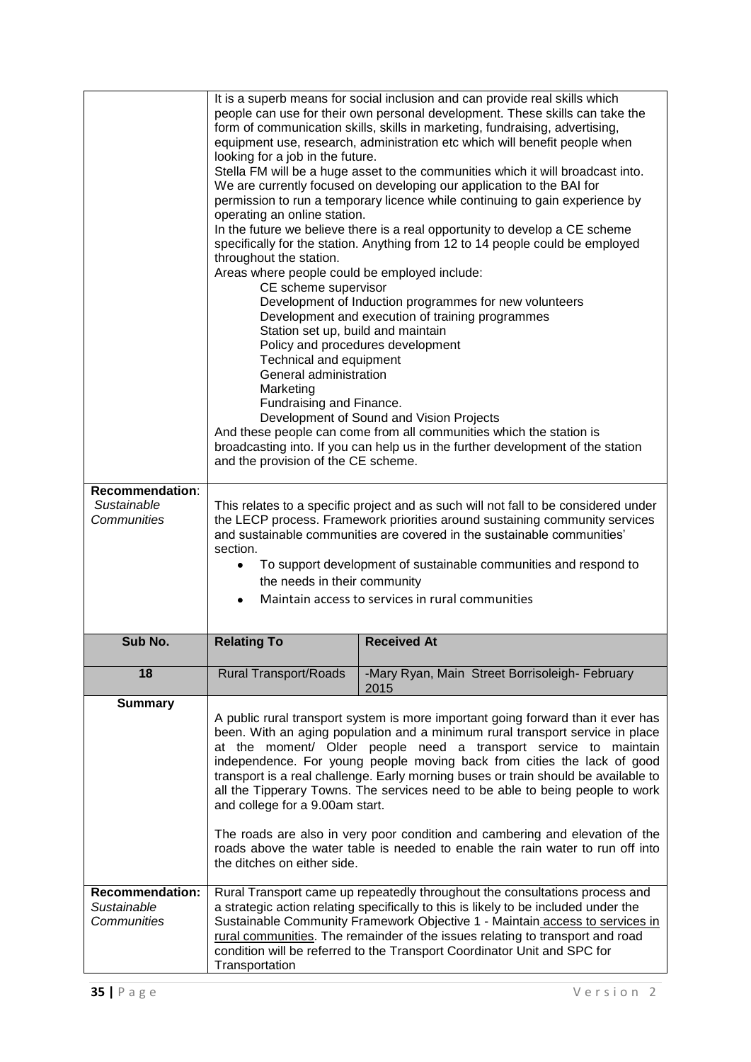| | | |
|---|---|---|
| | It is a superb means for social inclusion and can provide real skills which people can use for their own personal development. These skills can take the form of communication skills, skills in marketing, fundraising, advertising, equipment use, research, administration etc which will benefit people when looking for a job in the future.<br>Stella FM will be a huge asset to the communities which it will broadcast into. We are currently focused on developing our application to the BAI for permission to run a temporary licence while continuing to gain experience by operating an online station.<br>In the future we believe there is a real opportunity to develop a CE scheme specifically for the station. Anything from 12 to 14 people could be employed throughout the station.<br>Areas where people could be employed include:<br>CE scheme supervisor<br>Development of Induction programmes for new volunteers<br>Development and execution of training programmes<br>Station set up, build and maintain<br>Policy and procedures development<br>Technical and equipment<br>General administration<br>Marketing<br>Fundraising and Finance.<br>Development of Sound and Vision Projects<br>And these people can come from all communities which the station is broadcasting into. If you can help us in the further development of the station and the provision of the CE scheme. | |
| **Recommendation**: *Sustainable Communities* | This relates to a specific project and as such will not fall to be considered under the LECP process. Framework priorities around sustaining community services and sustainable communities are covered in the sustainable communities' section.<br>• To support development of sustainable communities and respond to the needs in their community<br>• Maintain access to services in rural communities | |
| **Sub No.** | **Relating To** | **Received At** |
| **18** | Rural Transport/Roads | -Mary Ryan, Main Street Borrisoleigh- February 2015 |
| **Summary** | A public rural transport system is more important going forward than it ever has been. With an aging population and a minimum rural transport service in place at the moment/ Older people need a transport service to maintain independence. For young people moving back from cities the lack of good transport is a real challenge. Early morning buses or train should be available to all the Tipperary Towns. The services need to be able to being people to work and college for a 9.00am start.<br><br>The roads are also in very poor condition and cambering and elevation of the roads above the water table is needed to enable the rain water to run off into the ditches on either side. | |
| **Recommendation:** *Sustainable Communities* | Rural Transport came up repeatedly throughout the consultations process and a strategic action relating specifically to this is likely to be included under the Sustainable Community Framework Objective 1 - Maintain access to services in rural communities. The remainder of the issues relating to transport and road condition will be referred to the Transport Coordinator Unit and SPC for Transportation | |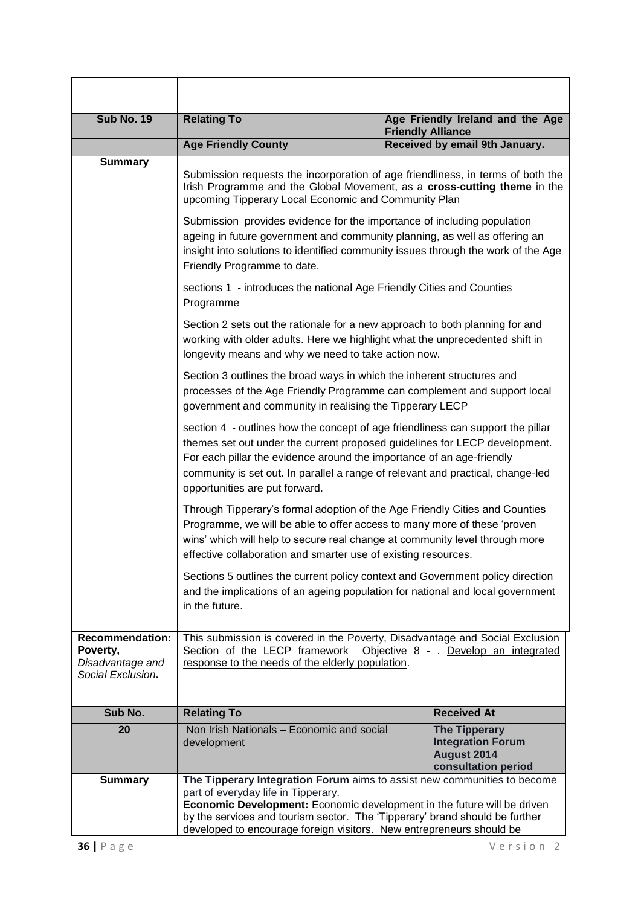| | | |
|---|---|---|
| | | |
| **Sub No. 19** | **Relating To** | **Age Friendly Ireland and the Age Friendly Alliance** |
| | **Age Friendly County** | **Received by email 9th January.** |
| **Summary** | Submission requests the incorporation of age friendliness, in terms of both the Irish Programme and the Global Movement, as a **cross-cutting theme** in the upcoming Tipperary Local Economic and Community Plan<br><br>Submission provides evidence for the importance of including population ageing in future government and community planning, as well as offering an insight into solutions to identified community issues through the work of the Age Friendly Programme to date.<br><br>sections 1 - introduces the national Age Friendly Cities and Counties Programme<br><br>Section 2 sets out the rationale for a new approach to both planning for and working with older adults. Here we highlight what the unprecedented shift in longevity means and why we need to take action now.<br><br>Section 3 outlines the broad ways in which the inherent structures and processes of the Age Friendly Programme can complement and support local government and community in realising the Tipperary LECP<br><br>section 4 - outlines how the concept of age friendliness can support the pillar themes set out under the current proposed guidelines for LECP development. For each pillar the evidence around the importance of an age-friendly community is set out. In parallel a range of relevant and practical, change-led opportunities are put forward.<br><br>Through Tipperary's formal adoption of the Age Friendly Cities and Counties Programme, we will be able to offer access to many more of these 'proven wins' which will help to secure real change at community level through more effective collaboration and smarter use of existing resources.<br><br>Sections 5 outlines the current policy context and Government policy direction and the implications of an ageing population for national and local government in the future. | |
| **Recommendation: Poverty,** *Disadvantage and Social Exclusion***.** | This submission is covered in the Poverty, Disadvantage and Social Exclusion Section of the LECP framework Objective 8 - . Develop an integrated response to the needs of the elderly population. | |

| Sub No. | Relating To | Received At |
|---|---|---|
| **20** | Non Irish Nationals – Economic and social development | **The Tipperary Integration Forum August 2014 consultation period** |
| **Summary** | **The Tipperary Integration Forum** aims to assist new communities to become part of everyday life in Tipperary.<br>**Economic Development:** Economic development in the future will be driven by the services and tourism sector. The 'Tipperary' brand should be further developed to encourage foreign visitors. New entrepreneurs should be | |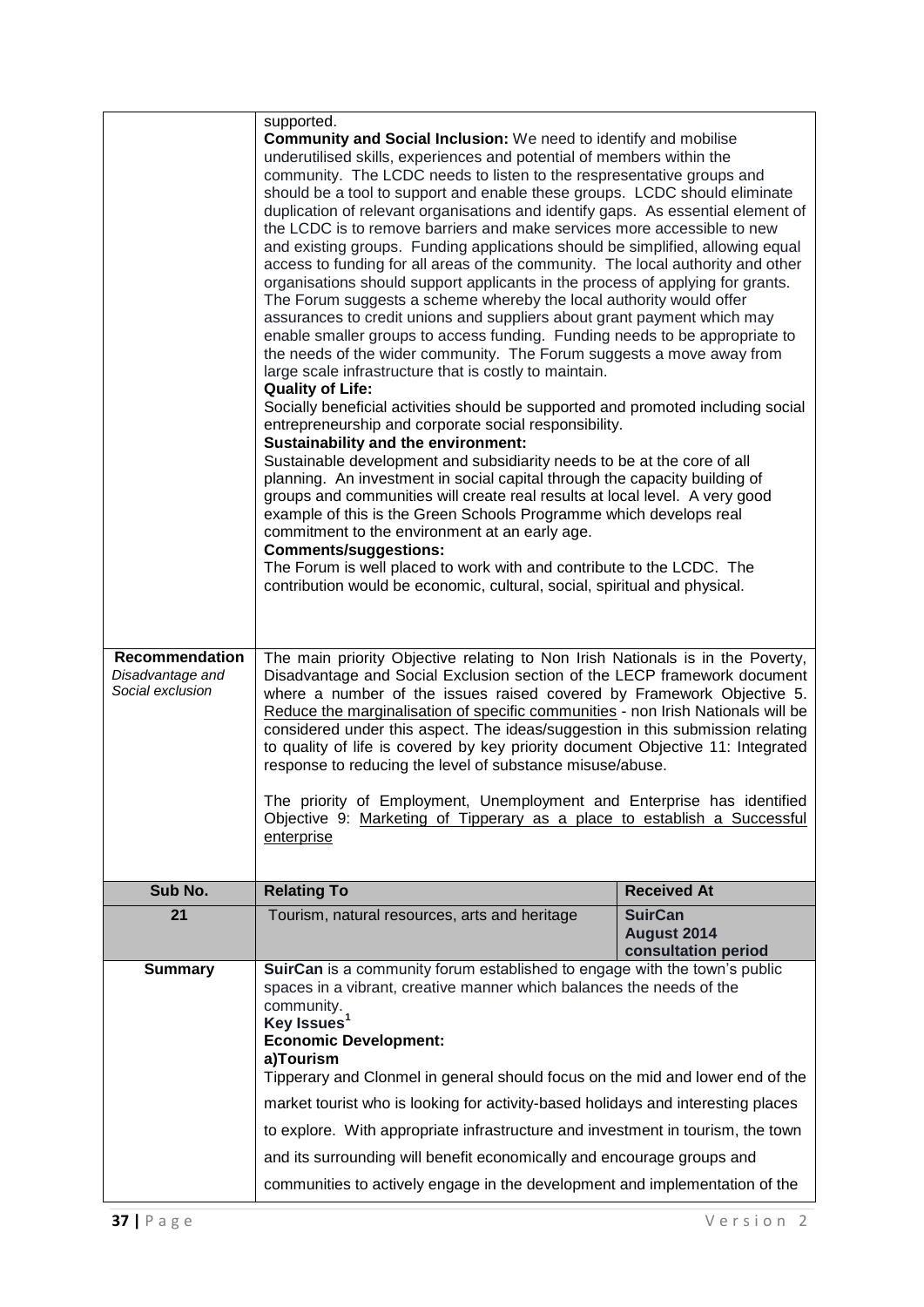| | |
|---|---|
| | supported.<br>**Community and Social Inclusion:** We need to identify and mobilise underutilised skills, experiences and potential of members within the community. The LCDC needs to listen to the respresentative groups and should be a tool to support and enable these groups. LCDC should eliminate duplication of relevant organisations and identify gaps. As essential element of the LCDC is to remove barriers and make services more accessible to new and existing groups. Funding applications should be simplified, allowing equal access to funding for all areas of the community. The local authority and other organisations should support applicants in the process of applying for grants. The Forum suggests a scheme whereby the local authority would offer assurances to credit unions and suppliers about grant payment which may enable smaller groups to access funding. Funding needs to be appropriate to the needs of the wider community. The Forum suggests a move away from large scale infrastructure that is costly to maintain.<br>**Quality of Life:**<br>Socially beneficial activities should be supported and promoted including social entrepreneurship and corporate social responsibility.<br>**Sustainability and the environment:**<br>Sustainable development and subsidiarity needs to be at the core of all planning. An investment in social capital through the capacity building of groups and communities will create real results at local level. A very good example of this is the Green Schools Programme which develops real commitment to the environment at an early age.<br>**Comments/suggestions:**<br>The Forum is well placed to work with and contribute to the LCDC. The contribution would be economic, cultural, social, spiritual and physical. |
| **Recommendation**<br>*Disadvantage and Social exclusion* | The main priority Objective relating to Non Irish Nationals is in the Poverty, Disadvantage and Social Exclusion section of the LECP framework document where a number of the issues raised covered by Framework Objective 5. Reduce the marginalisation of specific communities - non Irish Nationals will be considered under this aspect. The ideas/suggestion in this submission relating to quality of life is covered by key priority document Objective 11: Integrated response to reducing the level of substance misuse/abuse.<br><br>The priority of Employment, Unemployment and Enterprise has identified Objective 9: Marketing of Tipperary as a place to establish a Successful enterprise |

| Sub No. | Relating To | Received At |
|---|---|---|
| 21 | Tourism, natural resources, arts and heritage | **SuirCan August 2014 consultation period** |
| **Summary** | **SuirCan** is a community forum established to engage with the town's public spaces in a vibrant, creative manner which balances the needs of the community.<br>**Key Issues**[1]<br>**Economic Development:**<br>**a)Tourism**<br>Tipperary and Clonmel in general should focus on the mid and lower end of the market tourist who is looking for activity-based holidays and interesting places to explore. With appropriate infrastructure and investment in tourism, the town and its surrounding will benefit economically and encourage groups and communities to actively engage in the development and implementation of the | |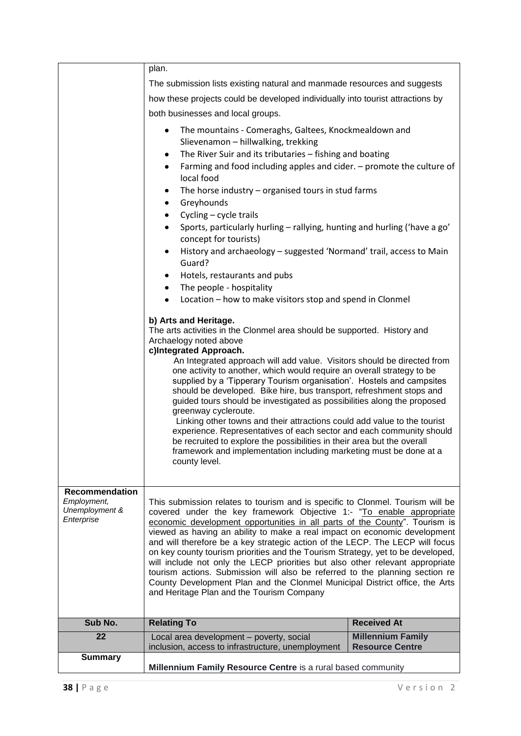| | | |
|---|---|---|
| | plan.<br><br>The submission lists existing natural and manmade resources and suggests how these projects could be developed individually into tourist attractions by both businesses and local groups.<br><br>• The mountains - Comeraghs, Galtees, Knockmealdown and Slievenamon – hillwalking, trekking<br>• The River Suir and its tributaries – fishing and boating<br>• Farming and food including apples and cider. – promote the culture of local food<br>• The horse industry – organised tours in stud farms<br>• Greyhounds<br>• Cycling – cycle trails<br>• Sports, particularly hurling – rallying, hunting and hurling ('have a go' concept for tourists)<br>• History and archaeology – suggested 'Normand' trail, access to Main Guard?<br>• Hotels, restaurants and pubs<br>• The people - hospitality<br>• Location – how to make visitors stop and spend in Clonmel<br><br>**b) Arts and Heritage.**<br>The arts activities in the Clonmel area should be supported. History and Archaelogy noted above<br>**c)Integrated Approach.**<br>An Integrated approach will add value. Visitors should be directed from one activity to another, which would require an overall strategy to be supplied by a 'Tipperary Tourism organisation'. Hostels and campsites should be developed. Bike hire, bus transport, refreshment stops and guided tours should be investigated as possibilities along the proposed greenway cycleroute.<br>Linking other towns and their attractions could add value to the tourist experience. Representatives of each sector and each community should be recruited to explore the possibilities in their area but the overall framework and implementation including marketing must be done at a county level. | |
| **Recommendation**<br>*Employment, Unemployment & Enterprise* | This submission relates to tourism and is specific to Clonmel. Tourism will be covered under the key framework Objective 1:- "To enable appropriate economic development opportunities in all parts of the County". Tourism is viewed as having an ability to make a real impact on economic development and will therefore be a key strategic action of the LECP. The LECP will focus on key county tourism priorities and the Tourism Strategy, yet to be developed, will include not only the LECP priorities but also other relevant appropriate tourism actions. Submission will also be referred to the planning section re County Development Plan and the Clonmel Municipal District office, the Arts and Heritage Plan and the Tourism Company | |
| **Sub No.** | **Relating To** | **Received At** |
| **22** | Local area development – poverty, social inclusion, access to infrastructure, unemployment | **Millennium Family Resource Centre** |
| **Summary** | **Millennium Family Resource Centre** is a rural based community | |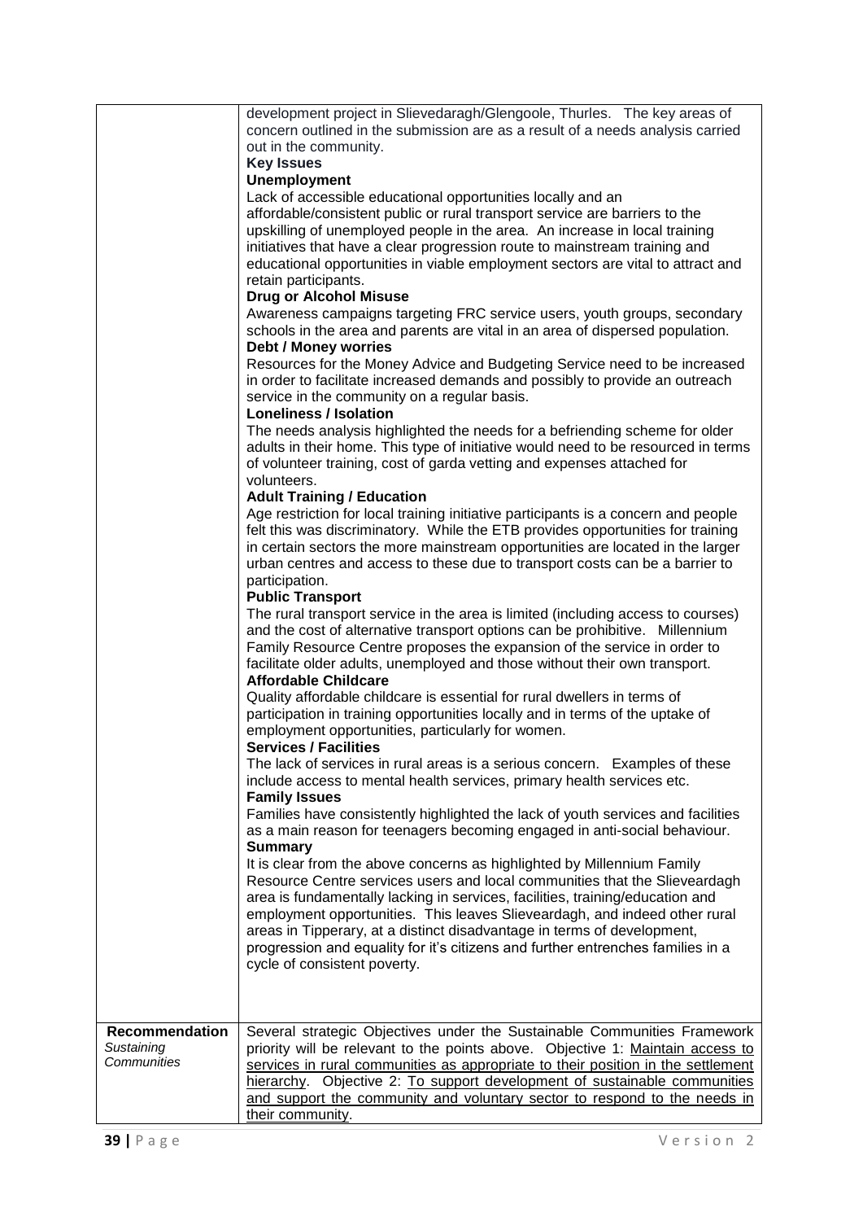| | |
|---|---|
| | development project in Slievedaragh/Glengoole, Thurles. The key areas of concern outlined in the submission are as a result of a needs analysis carried out in the community.<br>**Key Issues**<br>**Unemployment**<br>Lack of accessible educational opportunities locally and an affordable/consistent public or rural transport service are barriers to the upskilling of unemployed people in the area. An increase in local training initiatives that have a clear progression route to mainstream training and educational opportunities in viable employment sectors are vital to attract and retain participants.<br>**Drug or Alcohol Misuse**<br>Awareness campaigns targeting FRC service users, youth groups, secondary schools in the area and parents are vital in an area of dispersed population.<br>**Debt / Money worries**<br>Resources for the Money Advice and Budgeting Service need to be increased in order to facilitate increased demands and possibly to provide an outreach service in the community on a regular basis.<br>**Loneliness / Isolation**<br>The needs analysis highlighted the needs for a befriending scheme for older adults in their home. This type of initiative would need to be resourced in terms of volunteer training, cost of garda vetting and expenses attached for volunteers.<br>**Adult Training / Education**<br>Age restriction for local training initiative participants is a concern and people felt this was discriminatory. While the ETB provides opportunities for training in certain sectors the more mainstream opportunities are located in the larger urban centres and access to these due to transport costs can be a barrier to participation.<br>**Public Transport**<br>The rural transport service in the area is limited (including access to courses) and the cost of alternative transport options can be prohibitive. Millennium Family Resource Centre proposes the expansion of the service in order to facilitate older adults, unemployed and those without their own transport.<br>**Affordable Childcare**<br>Quality affordable childcare is essential for rural dwellers in terms of participation in training opportunities locally and in terms of the uptake of employment opportunities, particularly for women.<br>**Services / Facilities**<br>The lack of services in rural areas is a serious concern. Examples of these include access to mental health services, primary health services etc.<br>**Family Issues**<br>Families have consistently highlighted the lack of youth services and facilities as a main reason for teenagers becoming engaged in anti-social behaviour.<br>**Summary**<br>It is clear from the above concerns as highlighted by Millennium Family Resource Centre services users and local communities that the Slieveardagh area is fundamentally lacking in services, facilities, training/education and employment opportunities. This leaves Slieveardagh, and indeed other rural areas in Tipperary, at a distinct disadvantage in terms of development, progression and equality for it's citizens and further entrenches families in a cycle of consistent poverty. |
| **Recommendation**<br>*Sustaining Communities* | Several strategic Objectives under the Sustainable Communities Framework priority will be relevant to the points above. Objective 1: <u>Maintain access to services in rural communities as appropriate to their position in the settlement hierarchy</u>. Objective 2: <u>To support development of sustainable communities and support the community and voluntary sector to respond to the needs in their community</u>. |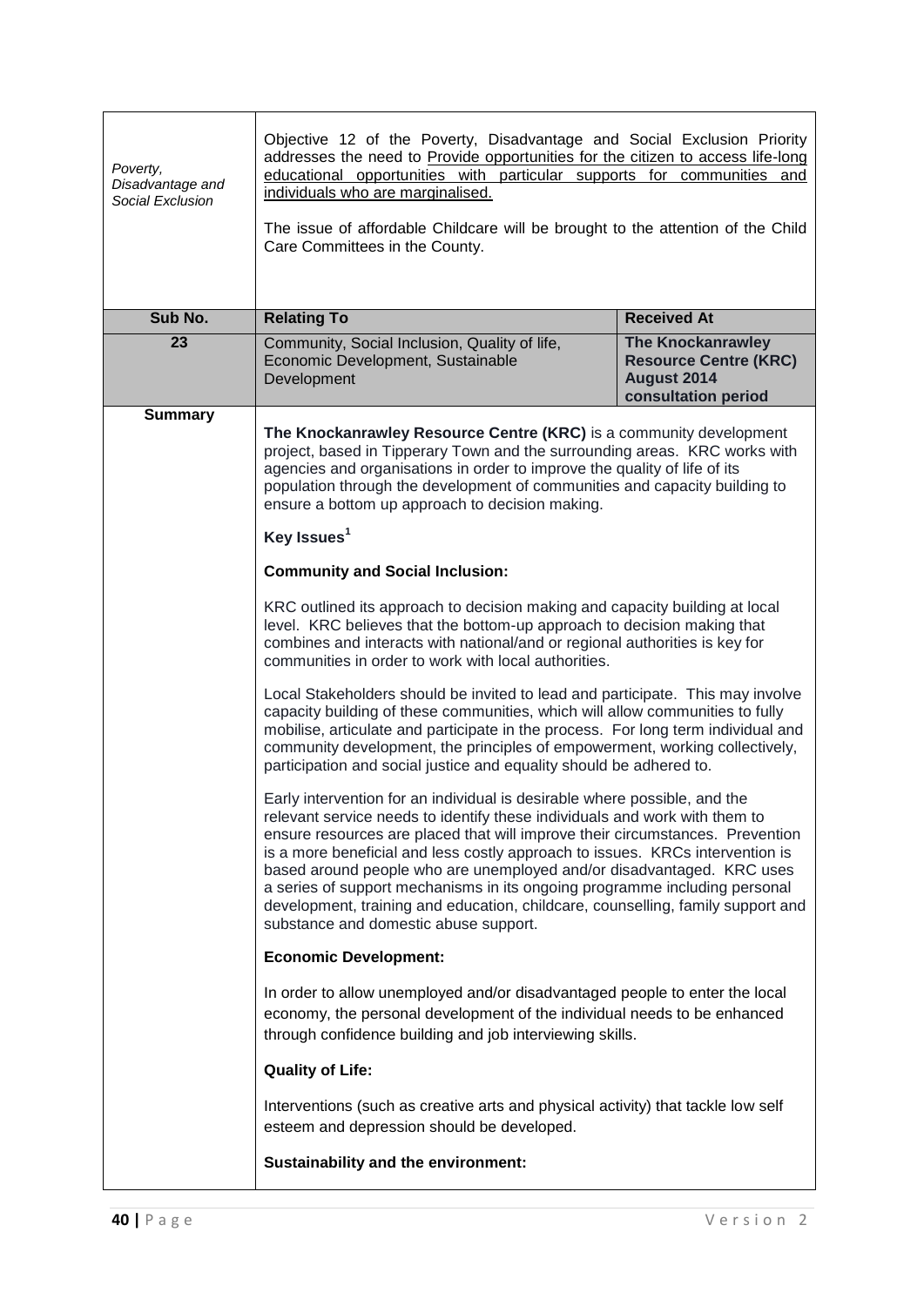| | |
|---|---|
| *Poverty, Disadvantage and Social Exclusion* | Objective 12 of the Poverty, Disadvantage and Social Exclusion Priority addresses the need to <u>Provide opportunities for the citizen to access life-long educational opportunities with particular supports for communities and individuals who are marginalised.</u><br><br>The issue of affordable Childcare will be brought to the attention of the Child Care Committees in the County. |

| Sub No. | Relating To | Received At |
|---|---|---|
| 23 | Community, Social Inclusion, Quality of life, Economic Development, Sustainable Development | **The Knockanrawley Resource Centre (KRC) August 2014 consultation period** |

**Summary**

**The Knockanrawley Resource Centre (KRC)** is a community development project, based in Tipperary Town and the surrounding areas. KRC works with agencies and organisations in order to improve the quality of life of its population through the development of communities and capacity building to ensure a bottom up approach to decision making.

**Key Issues[1]**

**Community and Social Inclusion:**

KRC outlined its approach to decision making and capacity building at local level. KRC believes that the bottom-up approach to decision making that combines and interacts with national/and or regional authorities is key for communities in order to work with local authorities.

Local Stakeholders should be invited to lead and participate. This may involve capacity building of these communities, which will allow communities to fully mobilise, articulate and participate in the process. For long term individual and community development, the principles of empowerment, working collectively, participation and social justice and equality should be adhered to.

Early intervention for an individual is desirable where possible, and the relevant service needs to identify these individuals and work with them to ensure resources are placed that will improve their circumstances. Prevention is a more beneficial and less costly approach to issues. KRCs intervention is based around people who are unemployed and/or disadvantaged. KRC uses a series of support mechanisms in its ongoing programme including personal development, training and education, childcare, counselling, family support and substance and domestic abuse support.

**Economic Development:**

In order to allow unemployed and/or disadvantaged people to enter the local economy, the personal development of the individual needs to be enhanced through confidence building and job interviewing skills.

**Quality of Life:**

Interventions (such as creative arts and physical activity) that tackle low self esteem and depression should be developed.

**Sustainability and the environment:**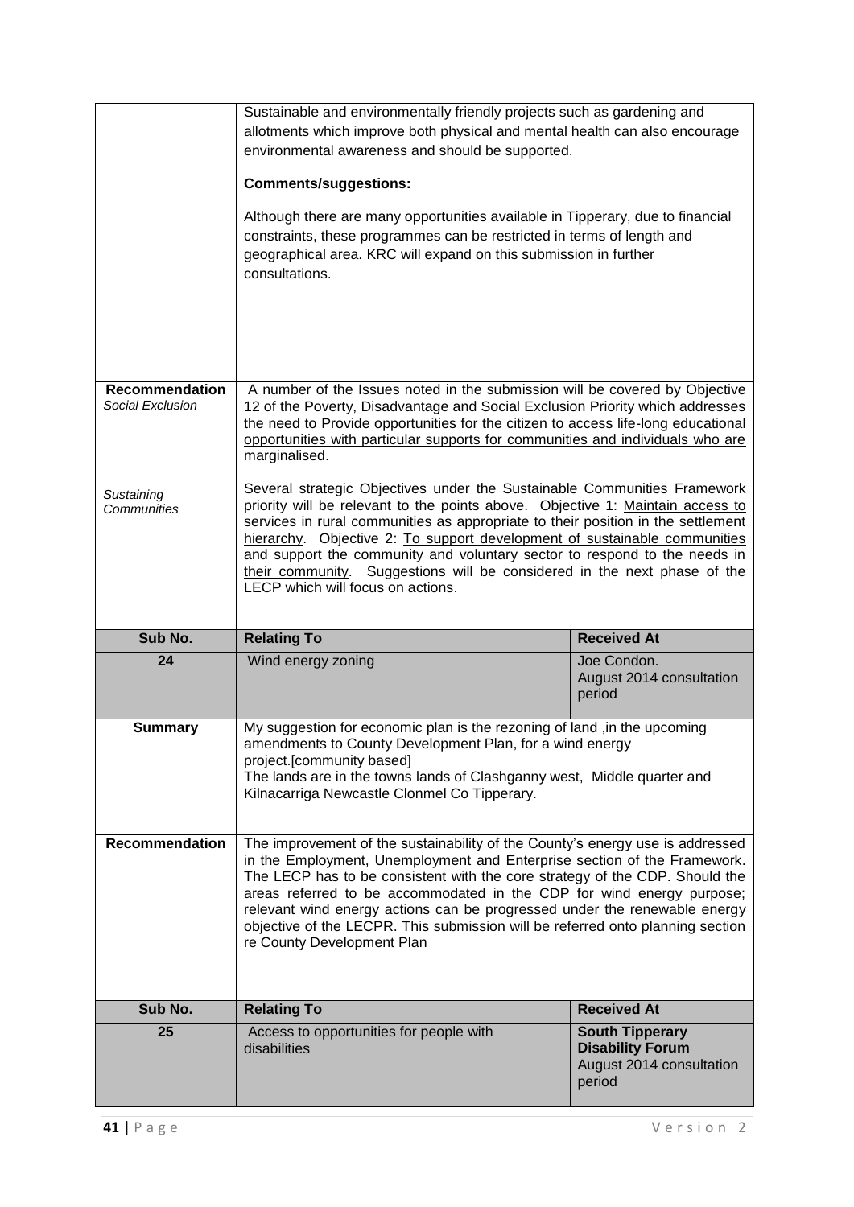| | | |
|---|---|---|
| | Sustainable and environmentally friendly projects such as gardening and allotments which improve both physical and mental health can also encourage environmental awareness and should be supported.<br><br>**Comments/suggestions:**<br><br>Although there are many opportunities available in Tipperary, due to financial constraints, these programmes can be restricted in terms of length and geographical area. KRC will expand on this submission in further consultations. | |
| **Recommendation**<br>*Social Exclusion*<br><br><br><br>*Sustaining Communities* | A number of the Issues noted in the submission will be covered by Objective 12 of the Poverty, Disadvantage and Social Exclusion Priority which addresses the need to Provide opportunities for the citizen to access life-long educational opportunities with particular supports for communities and individuals who are marginalised.<br><br>Several strategic Objectives under the Sustainable Communities Framework priority will be relevant to the points above. Objective 1: Maintain access to services in rural communities as appropriate to their position in the settlement hierarchy. Objective 2: To support development of sustainable communities and support the community and voluntary sector to respond to the needs in their community. Suggestions will be considered in the next phase of the LECP which will focus on actions. | |
| **Sub No.** | **Relating To** | **Received At** |
| **24** | Wind energy zoning | Joe Condon.<br>August 2014 consultation period |
| **Summary** | My suggestion for economic plan is the rezoning of land ,in the upcoming amendments to County Development Plan, for a wind energy project.[community based]<br>The lands are in the towns lands of Clashganny west, Middle quarter and Kilnacarriga Newcastle Clonmel Co Tipperary. | |
| **Recommendation** | The improvement of the sustainability of the County's energy use is addressed in the Employment, Unemployment and Enterprise section of the Framework. The LECP has to be consistent with the core strategy of the CDP. Should the areas referred to be accommodated in the CDP for wind energy purpose; relevant wind energy actions can be progressed under the renewable energy objective of the LECPR. This submission will be referred onto planning section re County Development Plan | |
| **Sub No.** | **Relating To** | **Received At** |
| **25** | Access to opportunities for people with disabilities | **South Tipperary Disability Forum**<br>August 2014 consultation period |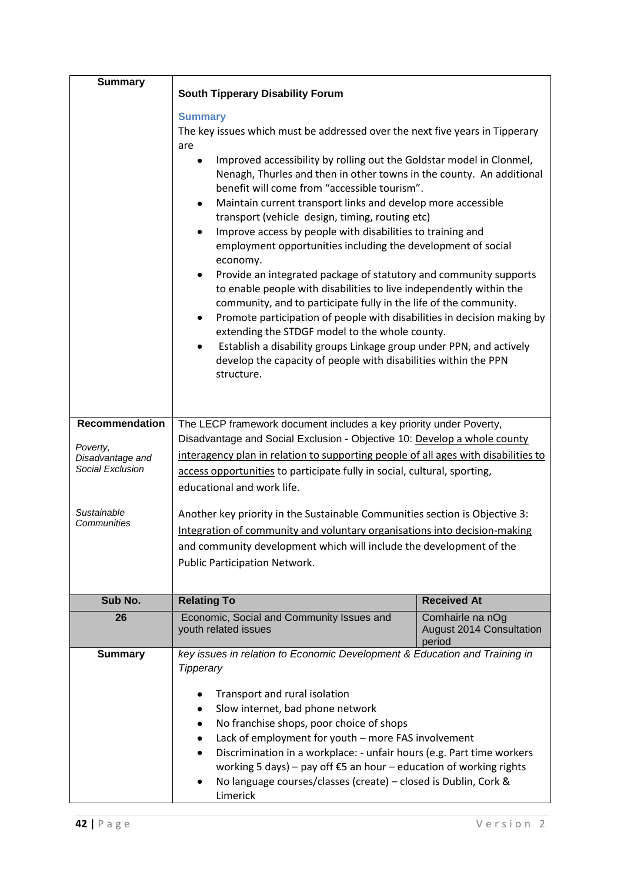| | | |
|---|---|---|
| **Summary** | **South Tipperary Disability Forum**<br><br>**Summary**<br>The key issues which must be addressed over the next five years in Tipperary are<br>• Improved accessibility by rolling out the Goldstar model in Clonmel, Nenagh, Thurles and then in other towns in the county. An additional benefit will come from "accessible tourism".<br>• Maintain current transport links and develop more accessible transport (vehicle design, timing, routing etc)<br>• Improve access by people with disabilities to training and employment opportunities including the development of social economy.<br>• Provide an integrated package of statutory and community supports to enable people with disabilities to live independently within the community, and to participate fully in the life of the community.<br>• Promote participation of people with disabilities in decision making by extending the STDGF model to the whole county.<br>• Establish a disability groups Linkage group under PPN, and actively develop the capacity of people with disabilities within the PPN structure. | |
| **Recommendation**<br><br>*Poverty, Disadvantage and Social Exclusion*<br><br>*Sustainable Communities* | The LECP framework document includes a key priority under Poverty, Disadvantage and Social Exclusion - Objective 10: Develop a whole county interagency plan in relation to supporting people of all ages with disabilities to access opportunities to participate fully in social, cultural, sporting, educational and work life.<br><br>Another key priority in the Sustainable Communities section is Objective 3: Integration of community and voluntary organisations into decision-making and community development which will include the development of the Public Participation Network. | |
| **Sub No.** | **Relating To** | **Received At** |
| **26** | Economic, Social and Community Issues and youth related issues | Comhairle na nOg August 2014 Consultation period |
| **Summary** | *key issues in relation to Economic Development & Education and Training in Tipperary*<br><br>• Transport and rural isolation<br>• Slow internet, bad phone network<br>• No franchise shops, poor choice of shops<br>• Lack of employment for youth – more FAS involvement<br>• Discrimination in a workplace: - unfair hours (e.g. Part time workers working 5 days) – pay off €5 an hour – education of working rights<br>• No language courses/classes (create) – closed is Dublin, Cork & Limerick | |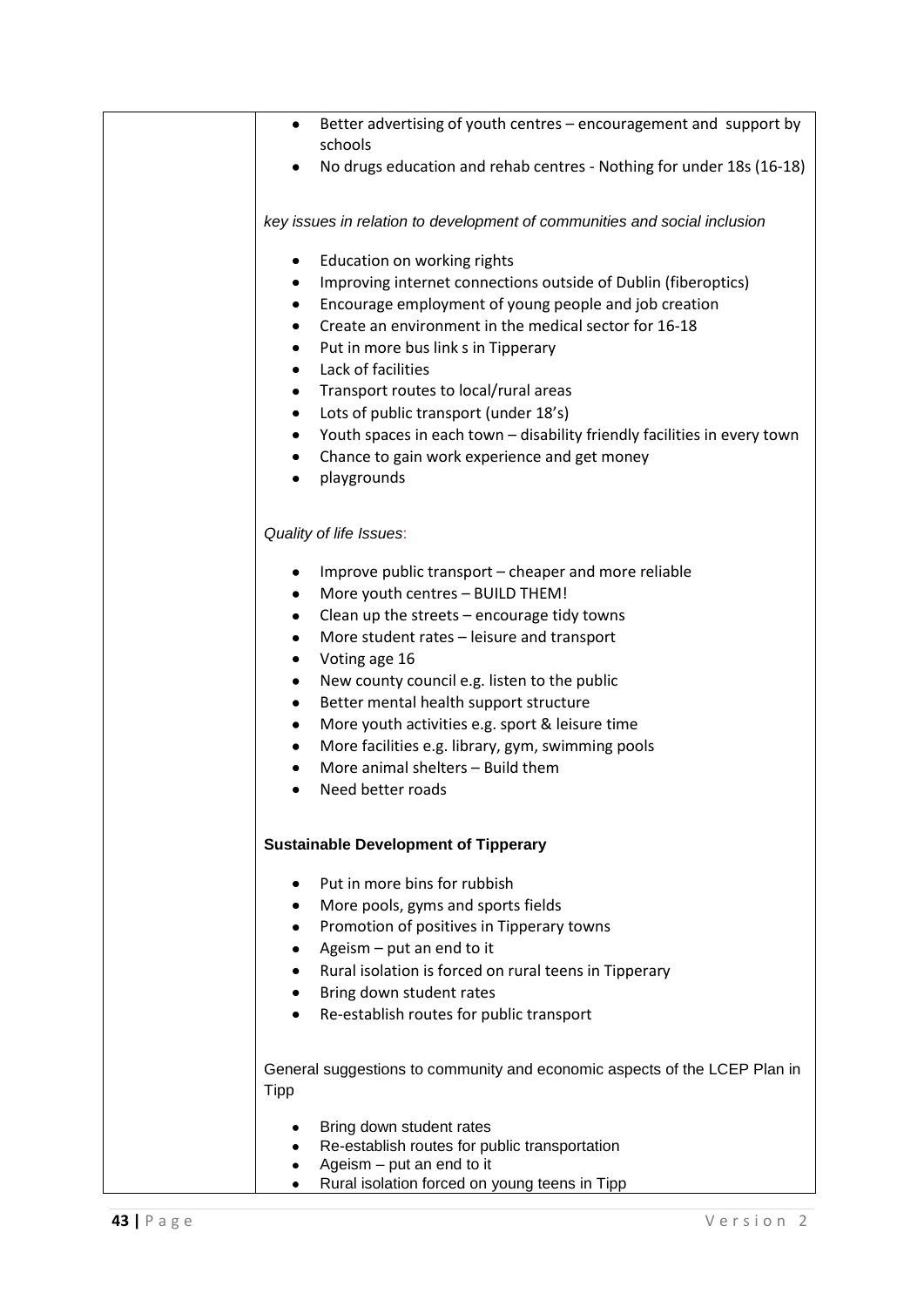| | - Better advertising of youth centres – encouragement and support by schools<br>- No drugs education and rehab centres - Nothing for under 18s (16-18)<br><br>*key issues in relation to development of communities and social inclusion*<br><br>- Education on working rights<br>- Improving internet connections outside of Dublin (fiberoptics)<br>- Encourage employment of young people and job creation<br>- Create an environment in the medical sector for 16-18<br>- Put in more bus link s in Tipperary<br>- Lack of facilities<br>- Transport routes to local/rural areas<br>- Lots of public transport (under 18's)<br>- Youth spaces in each town – disability friendly facilities in every town<br>- Chance to gain work experience and get money<br>- playgrounds<br><br>*Quality of life Issues*:<br><br>- Improve public transport – cheaper and more reliable<br>- More youth centres – BUILD THEM!<br>- Clean up the streets – encourage tidy towns<br>- More student rates – leisure and transport<br>- Voting age 16<br>- New county council e.g. listen to the public<br>- Better mental health support structure<br>- More youth activities e.g. sport & leisure time<br>- More facilities e.g. library, gym, swimming pools<br>- More animal shelters – Build them<br>- Need better roads<br><br>**Sustainable Development of Tipperary**<br><br>- Put in more bins for rubbish<br>- More pools, gyms and sports fields<br>- Promotion of positives in Tipperary towns<br>- Ageism – put an end to it<br>- Rural isolation is forced on rural teens in Tipperary<br>- Bring down student rates<br>- Re-establish routes for public transport<br><br>General suggestions to community and economic aspects of the LCEP Plan in Tipp<br><br>- Bring down student rates<br>- Re-establish routes for public transportation<br>- Ageism – put an end to it<br>- Rural isolation forced on young teens in Tipp |
|---|---|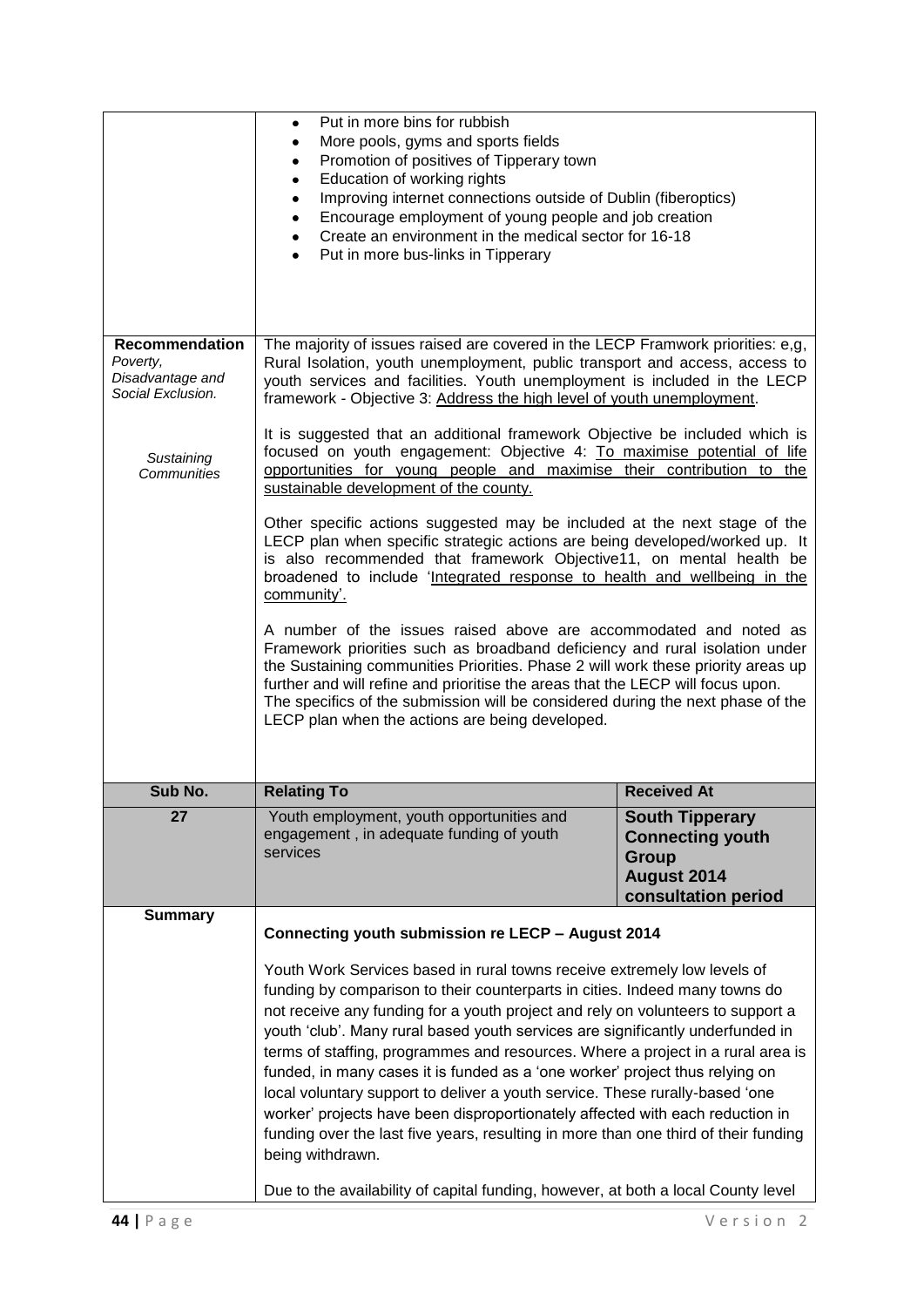| | | |
|---|---|---|
| | • Put in more bins for rubbish<br>• More pools, gyms and sports fields<br>• Promotion of positives of Tipperary town<br>• Education of working rights<br>• Improving internet connections outside of Dublin (fiberoptics)<br>• Encourage employment of young people and job creation<br>• Create an environment in the medical sector for 16-18<br>• Put in more bus-links in Tipperary | |
| **Recommendation**<br>*Poverty, Disadvantage and Social Exclusion.*<br><br>*Sustaining Communities* | The majority of issues raised are covered in the LECP Framwork priorities: e,g, Rural Isolation, youth unemployment, public transport and access, access to youth services and facilities. Youth unemployment is included in the LECP framework - Objective 3: Address the high level of youth unemployment.<br><br>It is suggested that an additional framework Objective be included which is focused on youth engagement: Objective 4: To maximise potential of life opportunities for young people and maximise their contribution to the sustainable development of the county.<br><br>Other specific actions suggested may be included at the next stage of the LECP plan when specific strategic actions are being developed/worked up. It is also recommended that framework Objective11, on mental health be broadened to include 'Integrated response to health and wellbeing in the community'.<br><br>A number of the issues raised above are accommodated and noted as Framework priorities such as broadband deficiency and rural isolation under the Sustaining communities Priorities. Phase 2 will work these priority areas up further and will refine and prioritise the areas that the LECP will focus upon. The specifics of the submission will be considered during the next phase of the LECP plan when the actions are being developed. | |
| **Sub No.** | **Relating To** | **Received At** |
| **27** | Youth employment, youth opportunities and engagement , in adequate funding of youth services | **South Tipperary Connecting youth Group August 2014 consultation period** |
| **Summary** | **Connecting youth submission re LECP – August 2014**<br><br>Youth Work Services based in rural towns receive extremely low levels of funding by comparison to their counterparts in cities. Indeed many towns do not receive any funding for a youth project and rely on volunteers to support a youth 'club'. Many rural based youth services are significantly underfunded in terms of staffing, programmes and resources. Where a project in a rural area is funded, in many cases it is funded as a 'one worker' project thus relying on local voluntary support to deliver a youth service. These rurally-based 'one worker' projects have been disproportionately affected with each reduction in funding over the last five years, resulting in more than one third of their funding being withdrawn.<br><br>Due to the availability of capital funding, however, at both a local County level | |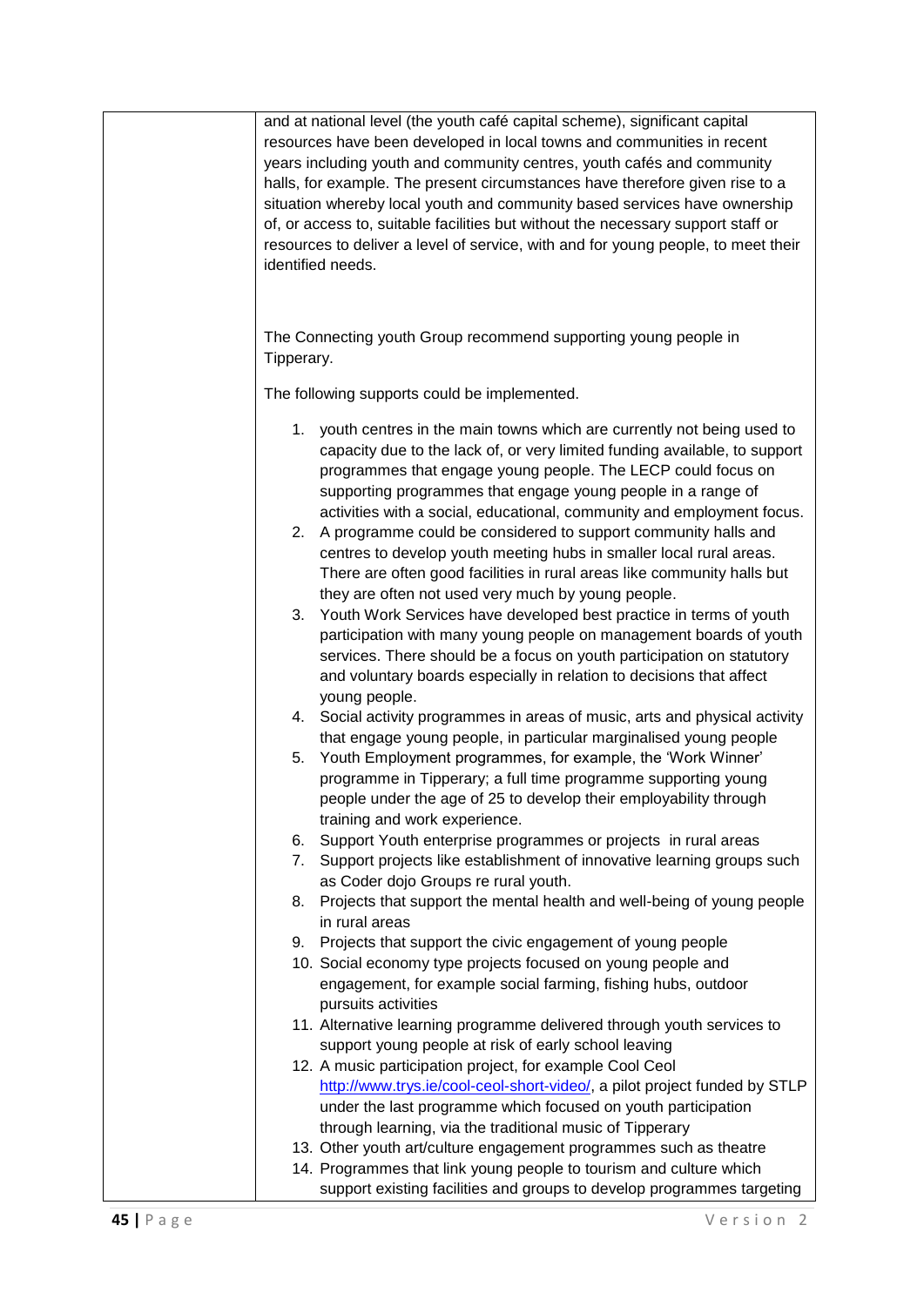| | and at national level (the youth café capital scheme), significant capital resources have been developed in local towns and communities in recent years including youth and community centres, youth cafés and community halls, for example. The present circumstances have therefore given rise to a situation whereby local youth and community based services have ownership of, or access to, suitable facilities but without the necessary support staff or resources to deliver a level of service, with and for young people, to meet their identified needs.<br><br>The Connecting youth Group recommend supporting young people in Tipperary.<br><br>The following supports could be implemented.<br><br>1. youth centres in the main towns which are currently not being used to capacity due to the lack of, or very limited funding available, to support programmes that engage young people. The LECP could focus on supporting programmes that engage young people in a range of activities with a social, educational, community and employment focus.<br>2. A programme could be considered to support community halls and centres to develop youth meeting hubs in smaller local rural areas. There are often good facilities in rural areas like community halls but they are often not used very much by young people.<br>3. Youth Work Services have developed best practice in terms of youth participation with many young people on management boards of youth services. There should be a focus on youth participation on statutory and voluntary boards especially in relation to decisions that affect young people.<br>4. Social activity programmes in areas of music, arts and physical activity that engage young people, in particular marginalised young people<br>5. Youth Employment programmes, for example, the 'Work Winner' programme in Tipperary; a full time programme supporting young people under the age of 25 to develop their employability through training and work experience.<br>6. Support Youth enterprise programmes or projects in rural areas<br>7. Support projects like establishment of innovative learning groups such as Coder dojo Groups re rural youth.<br>8. Projects that support the mental health and well-being of young people in rural areas<br>9. Projects that support the civic engagement of young people<br>10. Social economy type projects focused on young people and engagement, for example social farming, fishing hubs, outdoor pursuits activities<br>11. Alternative learning programme delivered through youth services to support young people at risk of early school leaving<br>12. A music participation project, for example Cool Ceol http://www.trys.ie/cool-ceol-short-video/, a pilot project funded by STLP under the last programme which focused on youth participation through learning, via the traditional music of Tipperary<br>13. Other youth art/culture engagement programmes such as theatre<br>14. Programmes that link young people to tourism and culture which support existing facilities and groups to develop programmes targeting |
|---|---|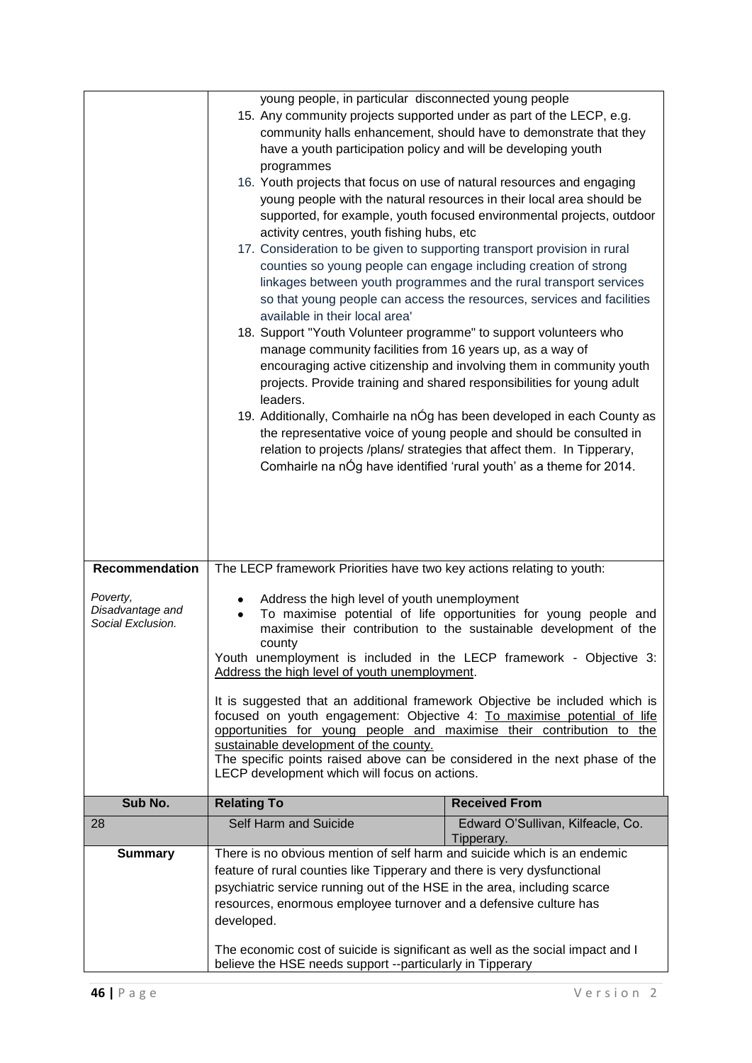| | |
|---|---|
| | young people, in particular disconnected young people<br>15. Any community projects supported under as part of the LECP, e.g. community halls enhancement, should have to demonstrate that they have a youth participation policy and will be developing youth programmes<br>16. Youth projects that focus on use of natural resources and engaging young people with the natural resources in their local area should be supported, for example, youth focused environmental projects, outdoor activity centres, youth fishing hubs, etc<br>17. Consideration to be given to supporting transport provision in rural counties so young people can engage including creation of strong linkages between youth programmes and the rural transport services so that young people can access the resources, services and facilities available in their local area'<br>18. Support "Youth Volunteer programme" to support volunteers who manage community facilities from 16 years up, as a way of encouraging active citizenship and involving them in community youth projects. Provide training and shared responsibilities for young adult leaders.<br>19. Additionally, Comhairle na nÓg has been developed in each County as the representative voice of young people and should be consulted in relation to projects /plans/ strategies that affect them. In Tipperary, Comhairle na nÓg have identified 'rural youth' as a theme for 2014. |
| **Recommendation**<br><br>*Poverty, Disadvantage and Social Exclusion.* | The LECP framework Priorities have two key actions relating to youth:<br><br>• Address the high level of youth unemployment<br>• To maximise potential of life opportunities for young people and maximise their contribution to the sustainable development of the county<br><br>Youth unemployment is included in the LECP framework - Objective 3: <u>Address the high level of youth unemployment</u>.<br><br>It is suggested that an additional framework Objective be included which is focused on youth engagement: Objective 4: <u>To maximise potential of life opportunities for young people and maximise their contribution to the sustainable development of the county.</u><br>The specific points raised above can be considered in the next phase of the LECP development which will focus on actions. |

| Sub No. | Relating To | Received From |
|---|---|---|
| 28 | Self Harm and Suicide | Edward O'Sullivan, Kilfeacle, Co. Tipperary. |
| **Summary** | There is no obvious mention of self harm and suicide which is an endemic feature of rural counties like Tipperary and there is very dysfunctional psychiatric service running out of the HSE in the area, including scarce resources, enormous employee turnover and a defensive culture has developed.<br><br>The economic cost of suicide is significant as well as the social impact and I believe the HSE needs support --particularly in Tipperary | |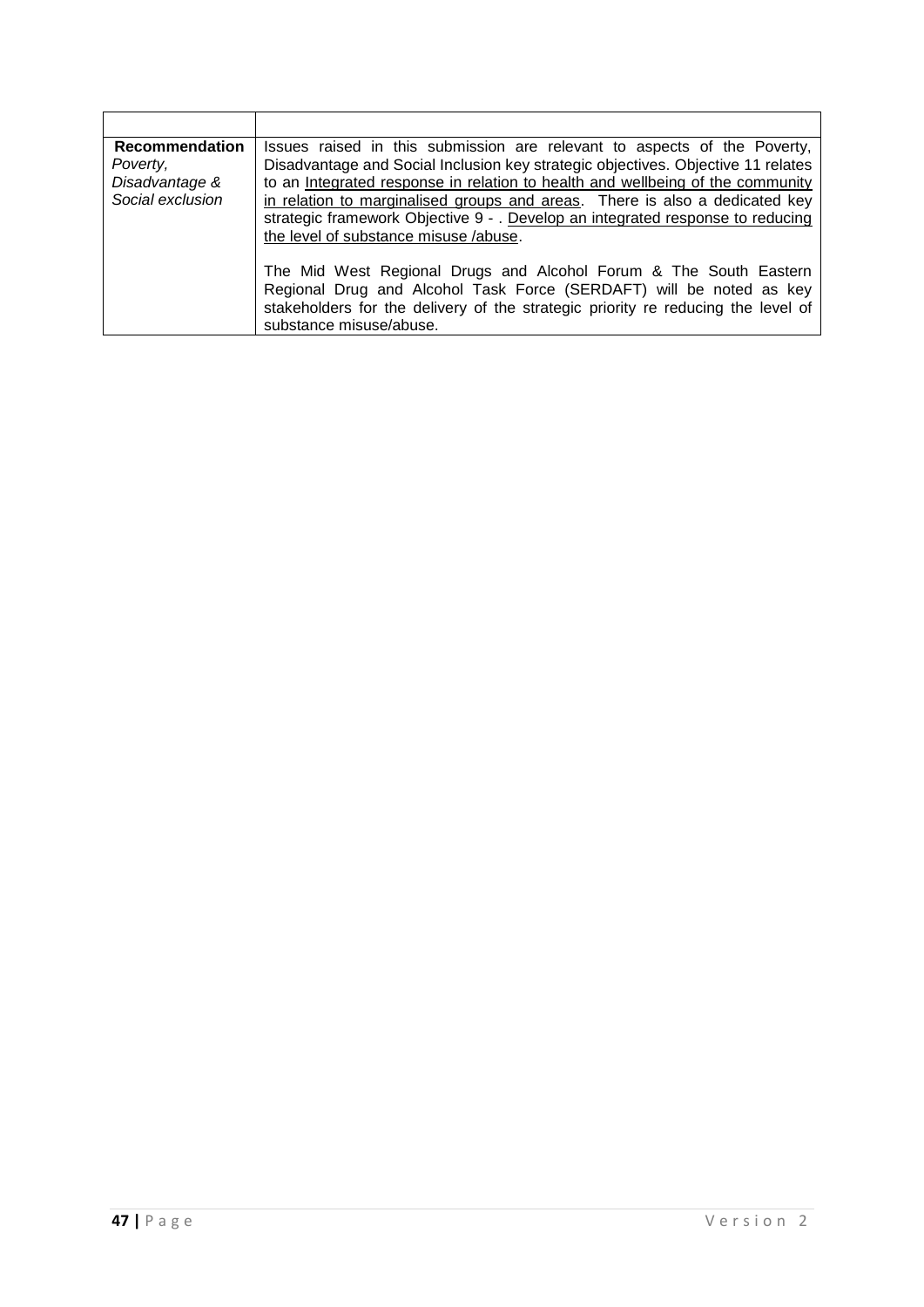| | |
|---|---|
| **Recommendation** *Poverty, Disadvantage & Social exclusion* | Issues raised in this submission are relevant to aspects of the Poverty, Disadvantage and Social Inclusion key strategic objectives. Objective 11 relates to an Integrated response in relation to health and wellbeing of the community in relation to marginalised groups and areas. There is also a dedicated key strategic framework Objective 9 - . Develop an integrated response to reducing the level of substance misuse /abuse.<br><br>The Mid West Regional Drugs and Alcohol Forum & The South Eastern Regional Drug and Alcohol Task Force (SERDAFT) will be noted as key stakeholders for the delivery of the strategic priority re reducing the level of substance misuse/abuse. |